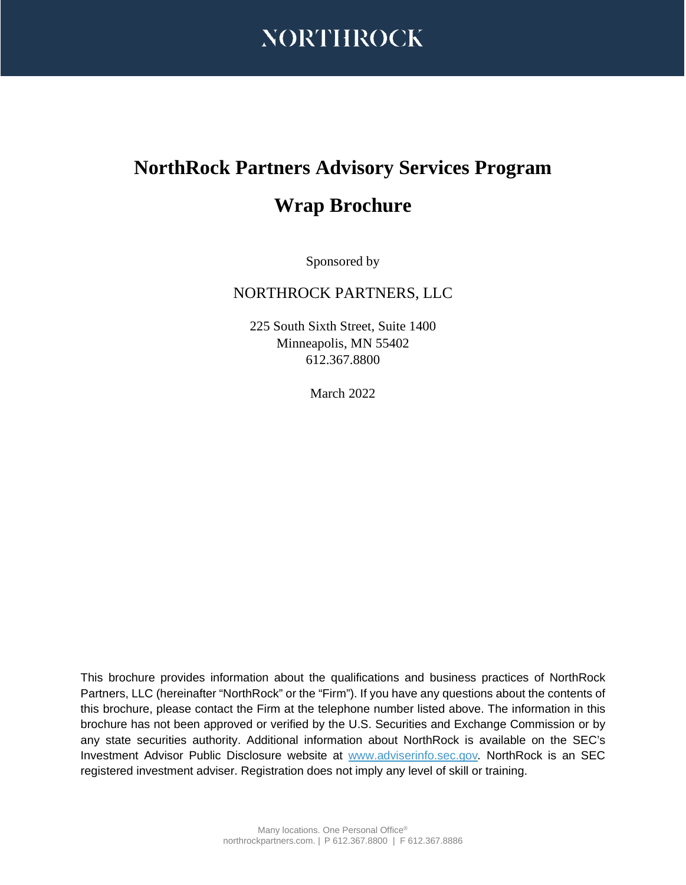# NORTHROCK

# NorthRock Partners Advisory Services Program

# Wrap Brochure

Sponsored by

NORTHROCK PARTNERS, LLC

225 South Sixth Street, Suite 1400
Minneapolis, MN 55402
612.367.8800

March 2022

This brochure provides information about the qualifications and business practices of NorthRock Partners, LLC (hereinafter "NorthRock" or the "Firm"). If you have any questions about the contents of this brochure, please contact the Firm at the telephone number listed above. The information in this brochure has not been approved or verified by the U.S. Securities and Exchange Commission or by any state securities authority. Additional information about NorthRock is available on the SEC's Investment Advisor Public Disclosure website at www.adviserinfo.sec.gov. NorthRock is an SEC registered investment adviser. Registration does not imply any level of skill or training.

Many locations. One Personal Office®
northrockpartners.com. | P 612.367.8800 | F 612.367.8886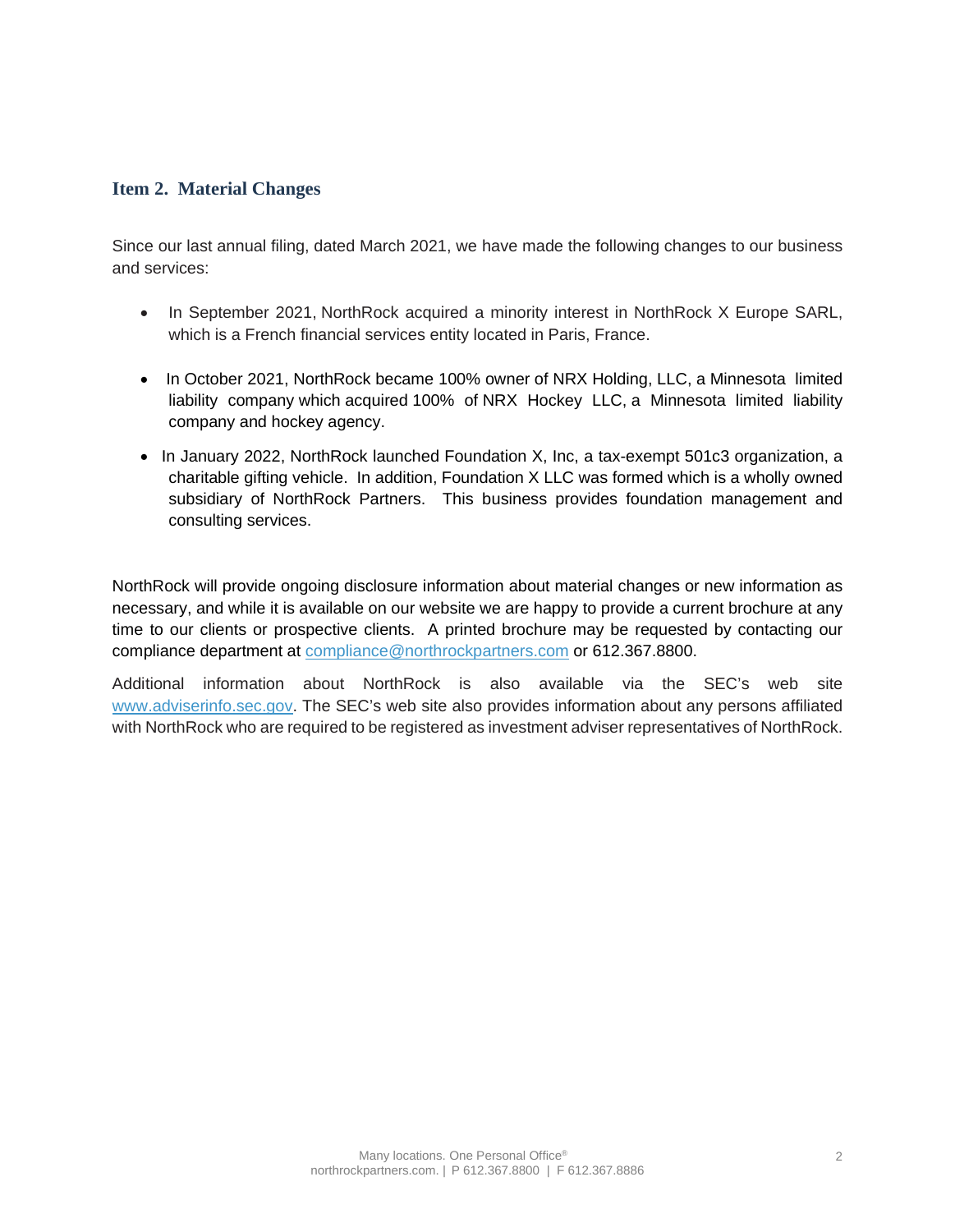## Item 2. Material Changes

Since our last annual filing, dated March 2021, we have made the following changes to our business and services:

- In September 2021, NorthRock acquired a minority interest in NorthRock X Europe SARL, which is a French financial services entity located in Paris, France.

- In October 2021, NorthRock became 100% owner of NRX Holding, LLC, a Minnesota limited liability company which acquired 100% of NRX Hockey LLC, a Minnesota limited liability company and hockey agency.

- In January 2022, NorthRock launched Foundation X, Inc, a tax-exempt 501c3 organization, a charitable gifting vehicle. In addition, Foundation X LLC was formed which is a wholly owned subsidiary of NorthRock Partners. This business provides foundation management and consulting services.

NorthRock will provide ongoing disclosure information about material changes or new information as necessary, and while it is available on our website we are happy to provide a current brochure at any time to our clients or prospective clients. A printed brochure may be requested by contacting our compliance department at compliance@northrockpartners.com or 612.367.8800.

Additional information about NorthRock is also available via the SEC's web site www.adviserinfo.sec.gov. The SEC's web site also provides information about any persons affiliated with NorthRock who are required to be registered as investment adviser representatives of NorthRock.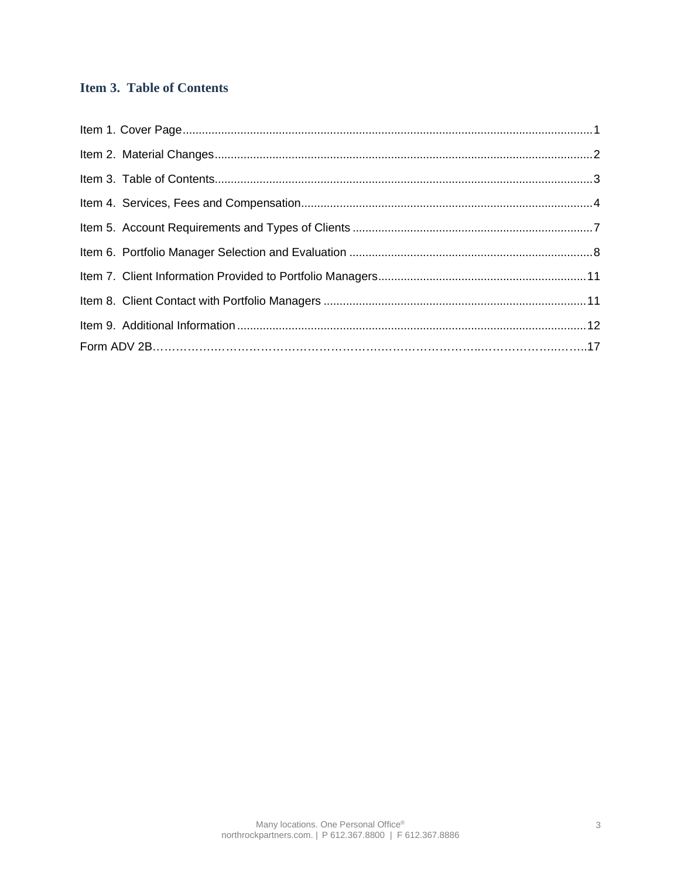## Item 3. Table of Contents

Item 1. Cover Page....................................................................................................................1

Item 2. Material Changes..........................................................................................................2

Item 3. Table of Contents..........................................................................................................3

Item 4. Services, Fees and Compensation.................................................................................4

Item 5. Account Requirements and Types of Clients..................................................................7

Item 6. Portfolio Manager Selection and Evaluation...................................................................8

Item 7. Client Information Provided to Portfolio Managers........................................................11

Item 8. Client Contact with Portfolio Managers.........................................................................11

Item 9. Additional Information..................................................................................................12

Form ADV 2B……………………………………………………………………………………………..17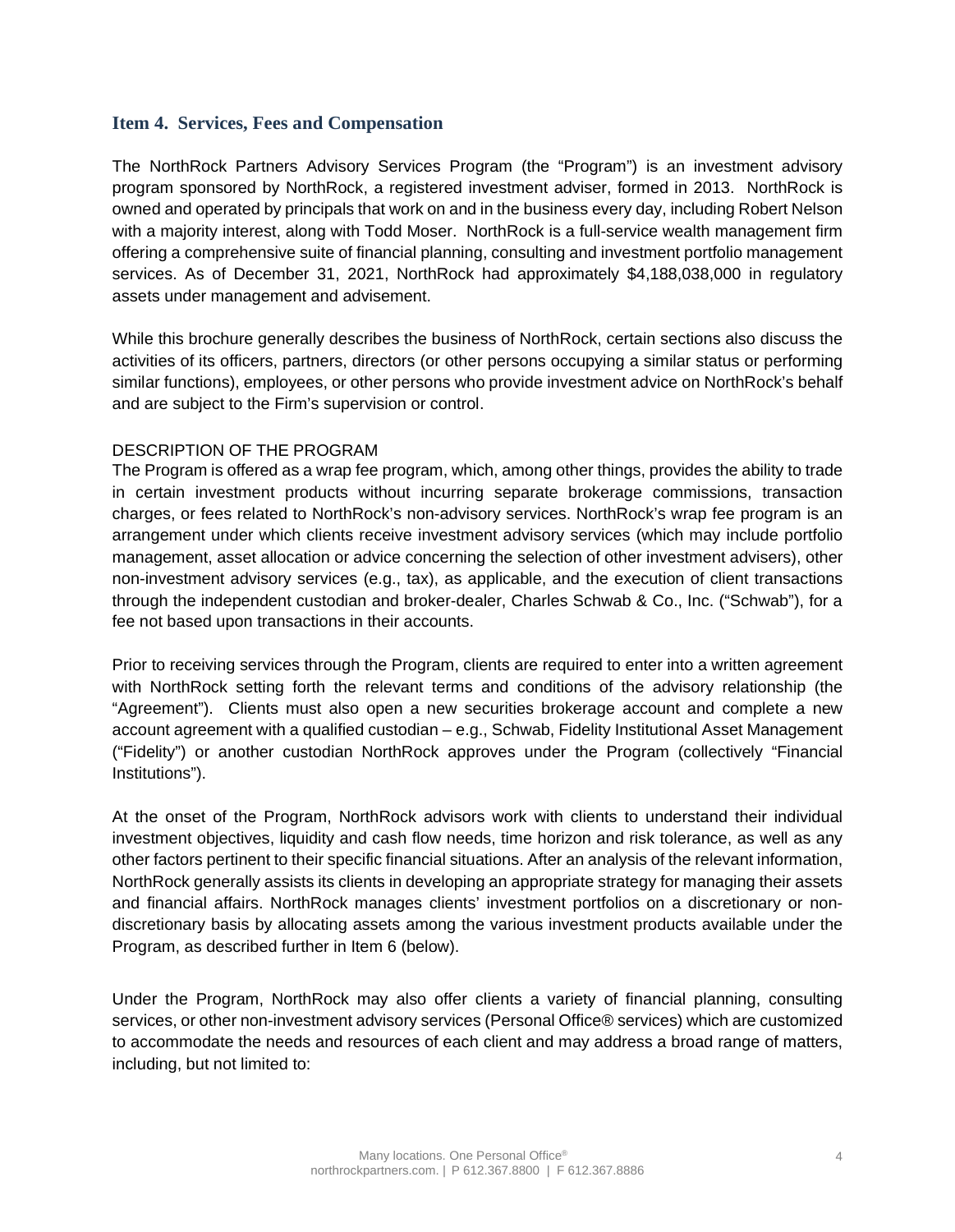## Item 4. Services, Fees and Compensation

The NorthRock Partners Advisory Services Program (the "Program") is an investment advisory program sponsored by NorthRock, a registered investment adviser, formed in 2013. NorthRock is owned and operated by principals that work on and in the business every day, including Robert Nelson with a majority interest, along with Todd Moser. NorthRock is a full-service wealth management firm offering a comprehensive suite of financial planning, consulting and investment portfolio management services. As of December 31, 2021, NorthRock had approximately $4,188,038,000 in regulatory assets under management and advisement.

While this brochure generally describes the business of NorthRock, certain sections also discuss the activities of its officers, partners, directors (or other persons occupying a similar status or performing similar functions), employees, or other persons who provide investment advice on NorthRock's behalf and are subject to the Firm's supervision or control.

DESCRIPTION OF THE PROGRAM

The Program is offered as a wrap fee program, which, among other things, provides the ability to trade in certain investment products without incurring separate brokerage commissions, transaction charges, or fees related to NorthRock's non-advisory services. NorthRock's wrap fee program is an arrangement under which clients receive investment advisory services (which may include portfolio management, asset allocation or advice concerning the selection of other investment advisers), other non-investment advisory services (e.g., tax), as applicable, and the execution of client transactions through the independent custodian and broker-dealer, Charles Schwab & Co., Inc. ("Schwab"), for a fee not based upon transactions in their accounts.

Prior to receiving services through the Program, clients are required to enter into a written agreement with NorthRock setting forth the relevant terms and conditions of the advisory relationship (the "Agreement"). Clients must also open a new securities brokerage account and complete a new account agreement with a qualified custodian – e.g., Schwab, Fidelity Institutional Asset Management ("Fidelity") or another custodian NorthRock approves under the Program (collectively "Financial Institutions").

At the onset of the Program, NorthRock advisors work with clients to understand their individual investment objectives, liquidity and cash flow needs, time horizon and risk tolerance, as well as any other factors pertinent to their specific financial situations. After an analysis of the relevant information, NorthRock generally assists its clients in developing an appropriate strategy for managing their assets and financial affairs. NorthRock manages clients' investment portfolios on a discretionary or non-discretionary basis by allocating assets among the various investment products available under the Program, as described further in Item 6 (below).

Under the Program, NorthRock may also offer clients a variety of financial planning, consulting services, or other non-investment advisory services (Personal Office® services) which are customized to accommodate the needs and resources of each client and may address a broad range of matters, including, but not limited to: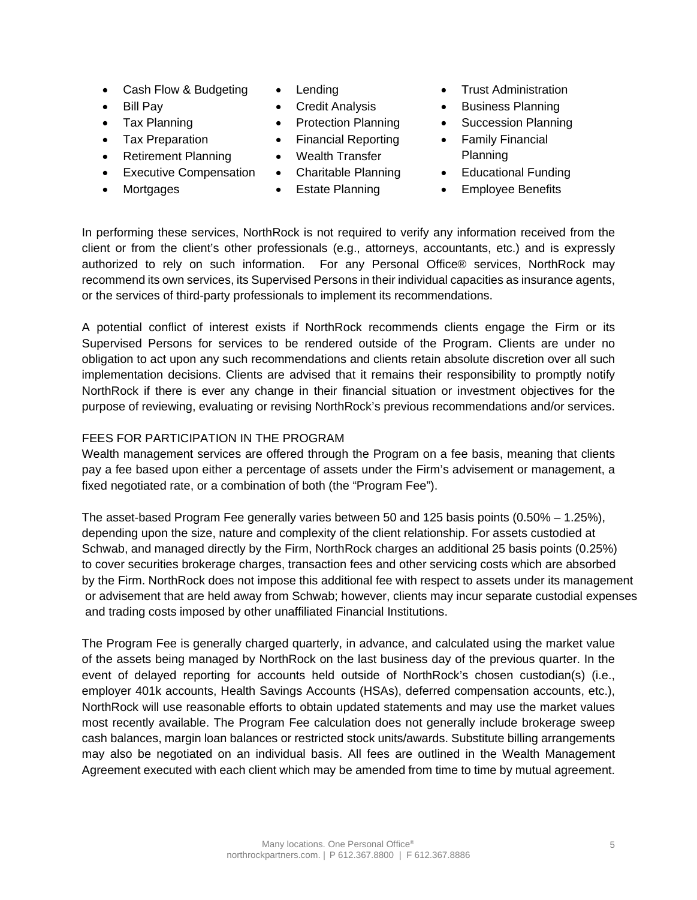- Cash Flow & Budgeting
- Bill Pay
- Tax Planning
- Tax Preparation
- Retirement Planning
- Executive Compensation
- Mortgages
- Lending
- Credit Analysis
- Protection Planning
- Financial Reporting
- Wealth Transfer
- Charitable Planning
- Estate Planning
- Trust Administration
- Business Planning
- Succession Planning
- Family Financial Planning
- Educational Funding
- Employee Benefits

In performing these services, NorthRock is not required to verify any information received from the client or from the client's other professionals (e.g., attorneys, accountants, etc.) and is expressly authorized to rely on such information. For any Personal Office® services, NorthRock may recommend its own services, its Supervised Persons in their individual capacities as insurance agents, or the services of third-party professionals to implement its recommendations.

A potential conflict of interest exists if NorthRock recommends clients engage the Firm or its Supervised Persons for services to be rendered outside of the Program. Clients are under no obligation to act upon any such recommendations and clients retain absolute discretion over all such implementation decisions. Clients are advised that it remains their responsibility to promptly notify NorthRock if there is ever any change in their financial situation or investment objectives for the purpose of reviewing, evaluating or revising NorthRock's previous recommendations and/or services.

FEES FOR PARTICIPATION IN THE PROGRAM

Wealth management services are offered through the Program on a fee basis, meaning that clients pay a fee based upon either a percentage of assets under the Firm's advisement or management, a fixed negotiated rate, or a combination of both (the "Program Fee").

The asset-based Program Fee generally varies between 50 and 125 basis points (0.50% – 1.25%), depending upon the size, nature and complexity of the client relationship. For assets custodied at Schwab, and managed directly by the Firm, NorthRock charges an additional 25 basis points (0.25%) to cover securities brokerage charges, transaction fees and other servicing costs which are absorbed by the Firm. NorthRock does not impose this additional fee with respect to assets under its management or advisement that are held away from Schwab; however, clients may incur separate custodial expenses and trading costs imposed by other unaffiliated Financial Institutions.

The Program Fee is generally charged quarterly, in advance, and calculated using the market value of the assets being managed by NorthRock on the last business day of the previous quarter. In the event of delayed reporting for accounts held outside of NorthRock's chosen custodian(s) (i.e., employer 401k accounts, Health Savings Accounts (HSAs), deferred compensation accounts, etc.), NorthRock will use reasonable efforts to obtain updated statements and may use the market values most recently available. The Program Fee calculation does not generally include brokerage sweep cash balances, margin loan balances or restricted stock units/awards. Substitute billing arrangements may also be negotiated on an individual basis. All fees are outlined in the Wealth Management Agreement executed with each client which may be amended from time to time by mutual agreement.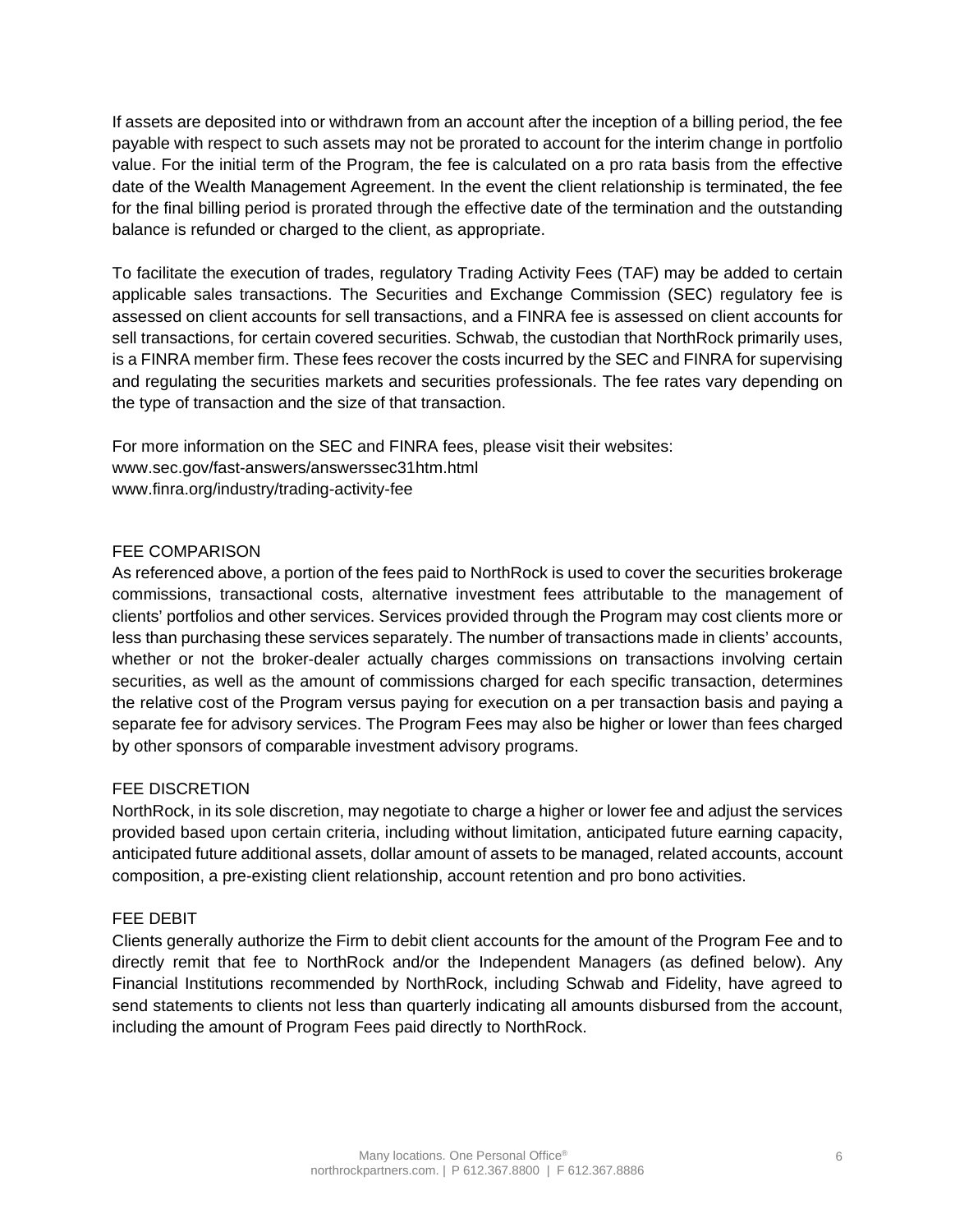If assets are deposited into or withdrawn from an account after the inception of a billing period, the fee payable with respect to such assets may not be prorated to account for the interim change in portfolio value. For the initial term of the Program, the fee is calculated on a pro rata basis from the effective date of the Wealth Management Agreement. In the event the client relationship is terminated, the fee for the final billing period is prorated through the effective date of the termination and the outstanding balance is refunded or charged to the client, as appropriate.

To facilitate the execution of trades, regulatory Trading Activity Fees (TAF) may be added to certain applicable sales transactions. The Securities and Exchange Commission (SEC) regulatory fee is assessed on client accounts for sell transactions, and a FINRA fee is assessed on client accounts for sell transactions, for certain covered securities. Schwab, the custodian that NorthRock primarily uses, is a FINRA member firm. These fees recover the costs incurred by the SEC and FINRA for supervising and regulating the securities markets and securities professionals. The fee rates vary depending on the type of transaction and the size of that transaction.

For more information on the SEC and FINRA fees, please visit their websites:
www.sec.gov/fast-answers/answerssec31htm.html
www.finra.org/industry/trading-activity-fee

## FEE COMPARISON

As referenced above, a portion of the fees paid to NorthRock is used to cover the securities brokerage commissions, transactional costs, alternative investment fees attributable to the management of clients' portfolios and other services. Services provided through the Program may cost clients more or less than purchasing these services separately. The number of transactions made in clients' accounts, whether or not the broker-dealer actually charges commissions on transactions involving certain securities, as well as the amount of commissions charged for each specific transaction, determines the relative cost of the Program versus paying for execution on a per transaction basis and paying a separate fee for advisory services. The Program Fees may also be higher or lower than fees charged by other sponsors of comparable investment advisory programs.

## FEE DISCRETION

NorthRock, in its sole discretion, may negotiate to charge a higher or lower fee and adjust the services provided based upon certain criteria, including without limitation, anticipated future earning capacity, anticipated future additional assets, dollar amount of assets to be managed, related accounts, account composition, a pre-existing client relationship, account retention and pro bono activities.

## FEE DEBIT

Clients generally authorize the Firm to debit client accounts for the amount of the Program Fee and to directly remit that fee to NorthRock and/or the Independent Managers (as defined below). Any Financial Institutions recommended by NorthRock, including Schwab and Fidelity, have agreed to send statements to clients not less than quarterly indicating all amounts disbursed from the account, including the amount of Program Fees paid directly to NorthRock.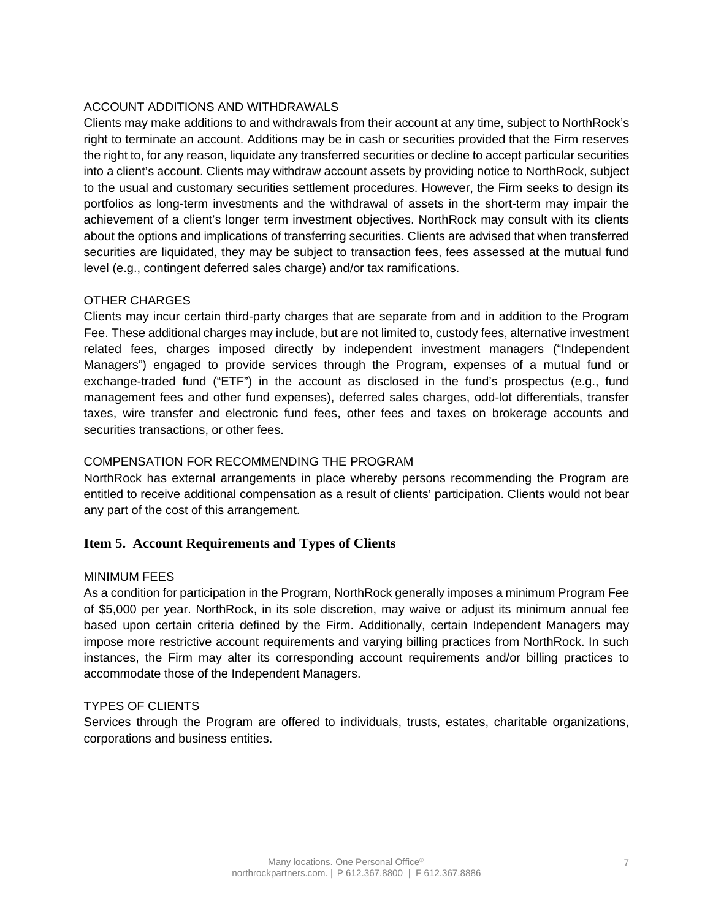ACCOUNT ADDITIONS AND WITHDRAWALS

Clients may make additions to and withdrawals from their account at any time, subject to NorthRock's right to terminate an account. Additions may be in cash or securities provided that the Firm reserves the right to, for any reason, liquidate any transferred securities or decline to accept particular securities into a client's account. Clients may withdraw account assets by providing notice to NorthRock, subject to the usual and customary securities settlement procedures. However, the Firm seeks to design its portfolios as long-term investments and the withdrawal of assets in the short-term may impair the achievement of a client's longer term investment objectives. NorthRock may consult with its clients about the options and implications of transferring securities. Clients are advised that when transferred securities are liquidated, they may be subject to transaction fees, fees assessed at the mutual fund level (e.g., contingent deferred sales charge) and/or tax ramifications.

OTHER CHARGES

Clients may incur certain third-party charges that are separate from and in addition to the Program Fee. These additional charges may include, but are not limited to, custody fees, alternative investment related fees, charges imposed directly by independent investment managers ("Independent Managers") engaged to provide services through the Program, expenses of a mutual fund or exchange-traded fund ("ETF") in the account as disclosed in the fund's prospectus (e.g., fund management fees and other fund expenses), deferred sales charges, odd-lot differentials, transfer taxes, wire transfer and electronic fund fees, other fees and taxes on brokerage accounts and securities transactions, or other fees.

COMPENSATION FOR RECOMMENDING THE PROGRAM

NorthRock has external arrangements in place whereby persons recommending the Program are entitled to receive additional compensation as a result of clients' participation. Clients would not bear any part of the cost of this arrangement.

## Item 5. Account Requirements and Types of Clients

MINIMUM FEES

As a condition for participation in the Program, NorthRock generally imposes a minimum Program Fee of $5,000 per year. NorthRock, in its sole discretion, may waive or adjust its minimum annual fee based upon certain criteria defined by the Firm. Additionally, certain Independent Managers may impose more restrictive account requirements and varying billing practices from NorthRock. In such instances, the Firm may alter its corresponding account requirements and/or billing practices to accommodate those of the Independent Managers.

TYPES OF CLIENTS

Services through the Program are offered to individuals, trusts, estates, charitable organizations, corporations and business entities.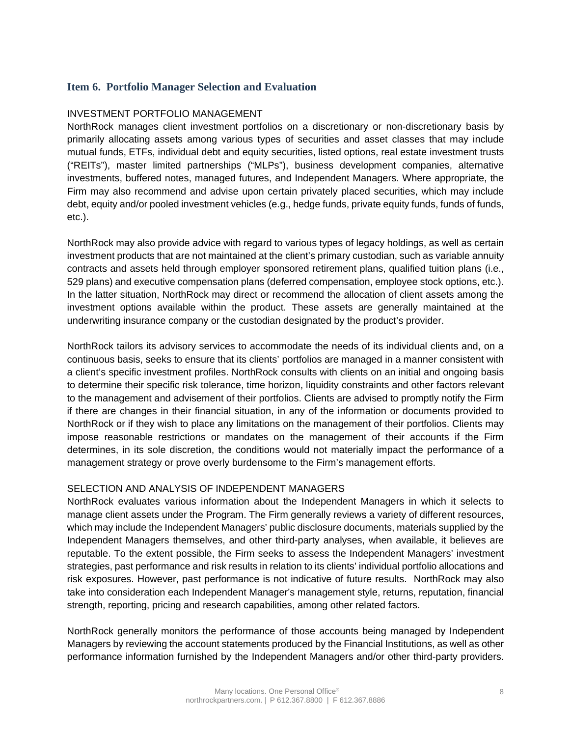## Item 6. Portfolio Manager Selection and Evaluation

INVESTMENT PORTFOLIO MANAGEMENT

NorthRock manages client investment portfolios on a discretionary or non-discretionary basis by primarily allocating assets among various types of securities and asset classes that may include mutual funds, ETFs, individual debt and equity securities, listed options, real estate investment trusts ("REITs"), master limited partnerships ("MLPs"), business development companies, alternative investments, buffered notes, managed futures, and Independent Managers. Where appropriate, the Firm may also recommend and advise upon certain privately placed securities, which may include debt, equity and/or pooled investment vehicles (e.g., hedge funds, private equity funds, funds of funds, etc.).

NorthRock may also provide advice with regard to various types of legacy holdings, as well as certain investment products that are not maintained at the client's primary custodian, such as variable annuity contracts and assets held through employer sponsored retirement plans, qualified tuition plans (i.e., 529 plans) and executive compensation plans (deferred compensation, employee stock options, etc.). In the latter situation, NorthRock may direct or recommend the allocation of client assets among the investment options available within the product. These assets are generally maintained at the underwriting insurance company or the custodian designated by the product's provider.

NorthRock tailors its advisory services to accommodate the needs of its individual clients and, on a continuous basis, seeks to ensure that its clients' portfolios are managed in a manner consistent with a client's specific investment profiles. NorthRock consults with clients on an initial and ongoing basis to determine their specific risk tolerance, time horizon, liquidity constraints and other factors relevant to the management and advisement of their portfolios. Clients are advised to promptly notify the Firm if there are changes in their financial situation, in any of the information or documents provided to NorthRock or if they wish to place any limitations on the management of their portfolios. Clients may impose reasonable restrictions or mandates on the management of their accounts if the Firm determines, in its sole discretion, the conditions would not materially impact the performance of a management strategy or prove overly burdensome to the Firm's management efforts.

SELECTION AND ANALYSIS OF INDEPENDENT MANAGERS

NorthRock evaluates various information about the Independent Managers in which it selects to manage client assets under the Program. The Firm generally reviews a variety of different resources, which may include the Independent Managers' public disclosure documents, materials supplied by the Independent Managers themselves, and other third-party analyses, when available, it believes are reputable. To the extent possible, the Firm seeks to assess the Independent Managers' investment strategies, past performance and risk results in relation to its clients' individual portfolio allocations and risk exposures. However, past performance is not indicative of future results. NorthRock may also take into consideration each Independent Manager's management style, returns, reputation, financial strength, reporting, pricing and research capabilities, among other related factors.

NorthRock generally monitors the performance of those accounts being managed by Independent Managers by reviewing the account statements produced by the Financial Institutions, as well as other performance information furnished by the Independent Managers and/or other third-party providers.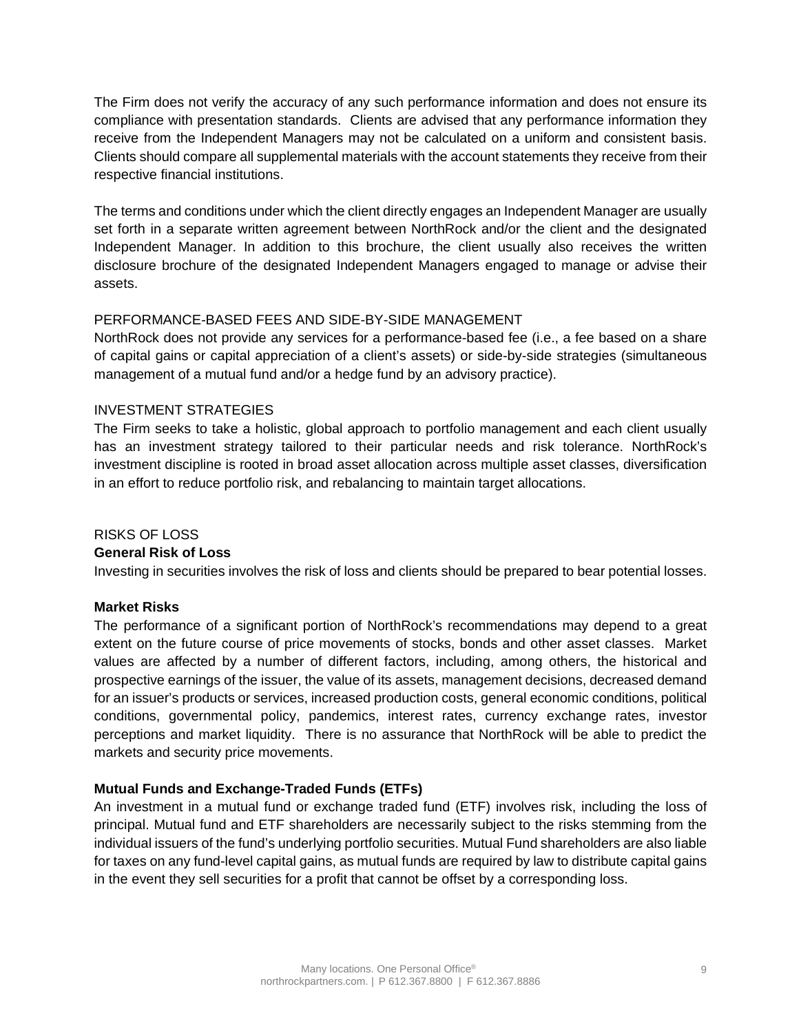The Firm does not verify the accuracy of any such performance information and does not ensure its compliance with presentation standards. Clients are advised that any performance information they receive from the Independent Managers may not be calculated on a uniform and consistent basis. Clients should compare all supplemental materials with the account statements they receive from their respective financial institutions.

The terms and conditions under which the client directly engages an Independent Manager are usually set forth in a separate written agreement between NorthRock and/or the client and the designated Independent Manager. In addition to this brochure, the client usually also receives the written disclosure brochure of the designated Independent Managers engaged to manage or advise their assets.

## PERFORMANCE-BASED FEES AND SIDE-BY-SIDE MANAGEMENT

NorthRock does not provide any services for a performance-based fee (i.e., a fee based on a share of capital gains or capital appreciation of a client's assets) or side-by-side strategies (simultaneous management of a mutual fund and/or a hedge fund by an advisory practice).

## INVESTMENT STRATEGIES

The Firm seeks to take a holistic, global approach to portfolio management and each client usually has an investment strategy tailored to their particular needs and risk tolerance. NorthRock's investment discipline is rooted in broad asset allocation across multiple asset classes, diversification in an effort to reduce portfolio risk, and rebalancing to maintain target allocations.

## RISKS OF LOSS

**General Risk of Loss**

Investing in securities involves the risk of loss and clients should be prepared to bear potential losses.

**Market Risks**

The performance of a significant portion of NorthRock's recommendations may depend to a great extent on the future course of price movements of stocks, bonds and other asset classes. Market values are affected by a number of different factors, including, among others, the historical and prospective earnings of the issuer, the value of its assets, management decisions, decreased demand for an issuer's products or services, increased production costs, general economic conditions, political conditions, governmental policy, pandemics, interest rates, currency exchange rates, investor perceptions and market liquidity. There is no assurance that NorthRock will be able to predict the markets and security price movements.

**Mutual Funds and Exchange-Traded Funds (ETFs)**

An investment in a mutual fund or exchange traded fund (ETF) involves risk, including the loss of principal. Mutual fund and ETF shareholders are necessarily subject to the risks stemming from the individual issuers of the fund's underlying portfolio securities. Mutual Fund shareholders are also liable for taxes on any fund-level capital gains, as mutual funds are required by law to distribute capital gains in the event they sell securities for a profit that cannot be offset by a corresponding loss.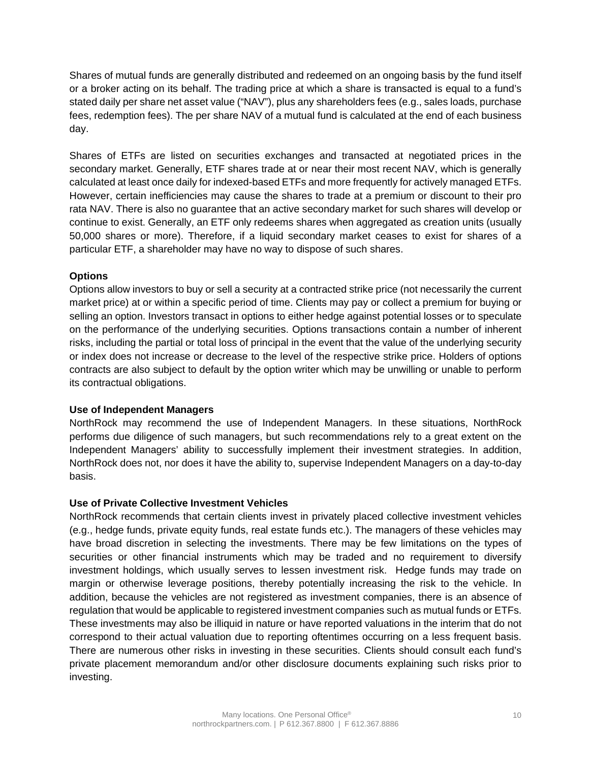Shares of mutual funds are generally distributed and redeemed on an ongoing basis by the fund itself or a broker acting on its behalf. The trading price at which a share is transacted is equal to a fund's stated daily per share net asset value ("NAV"), plus any shareholders fees (e.g., sales loads, purchase fees, redemption fees). The per share NAV of a mutual fund is calculated at the end of each business day.

Shares of ETFs are listed on securities exchanges and transacted at negotiated prices in the secondary market. Generally, ETF shares trade at or near their most recent NAV, which is generally calculated at least once daily for indexed-based ETFs and more frequently for actively managed ETFs. However, certain inefficiencies may cause the shares to trade at a premium or discount to their pro rata NAV. There is also no guarantee that an active secondary market for such shares will develop or continue to exist. Generally, an ETF only redeems shares when aggregated as creation units (usually 50,000 shares or more). Therefore, if a liquid secondary market ceases to exist for shares of a particular ETF, a shareholder may have no way to dispose of such shares.

**Options**

Options allow investors to buy or sell a security at a contracted strike price (not necessarily the current market price) at or within a specific period of time. Clients may pay or collect a premium for buying or selling an option. Investors transact in options to either hedge against potential losses or to speculate on the performance of the underlying securities. Options transactions contain a number of inherent risks, including the partial or total loss of principal in the event that the value of the underlying security or index does not increase or decrease to the level of the respective strike price. Holders of options contracts are also subject to default by the option writer which may be unwilling or unable to perform its contractual obligations.

**Use of Independent Managers**

NorthRock may recommend the use of Independent Managers. In these situations, NorthRock performs due diligence of such managers, but such recommendations rely to a great extent on the Independent Managers' ability to successfully implement their investment strategies. In addition, NorthRock does not, nor does it have the ability to, supervise Independent Managers on a day-to-day basis.

**Use of Private Collective Investment Vehicles**

NorthRock recommends that certain clients invest in privately placed collective investment vehicles (e.g., hedge funds, private equity funds, real estate funds etc.). The managers of these vehicles may have broad discretion in selecting the investments. There may be few limitations on the types of securities or other financial instruments which may be traded and no requirement to diversify investment holdings, which usually serves to lessen investment risk. Hedge funds may trade on margin or otherwise leverage positions, thereby potentially increasing the risk to the vehicle. In addition, because the vehicles are not registered as investment companies, there is an absence of regulation that would be applicable to registered investment companies such as mutual funds or ETFs. These investments may also be illiquid in nature or have reported valuations in the interim that do not correspond to their actual valuation due to reporting oftentimes occurring on a less frequent basis. There are numerous other risks in investing in these securities. Clients should consult each fund's private placement memorandum and/or other disclosure documents explaining such risks prior to investing.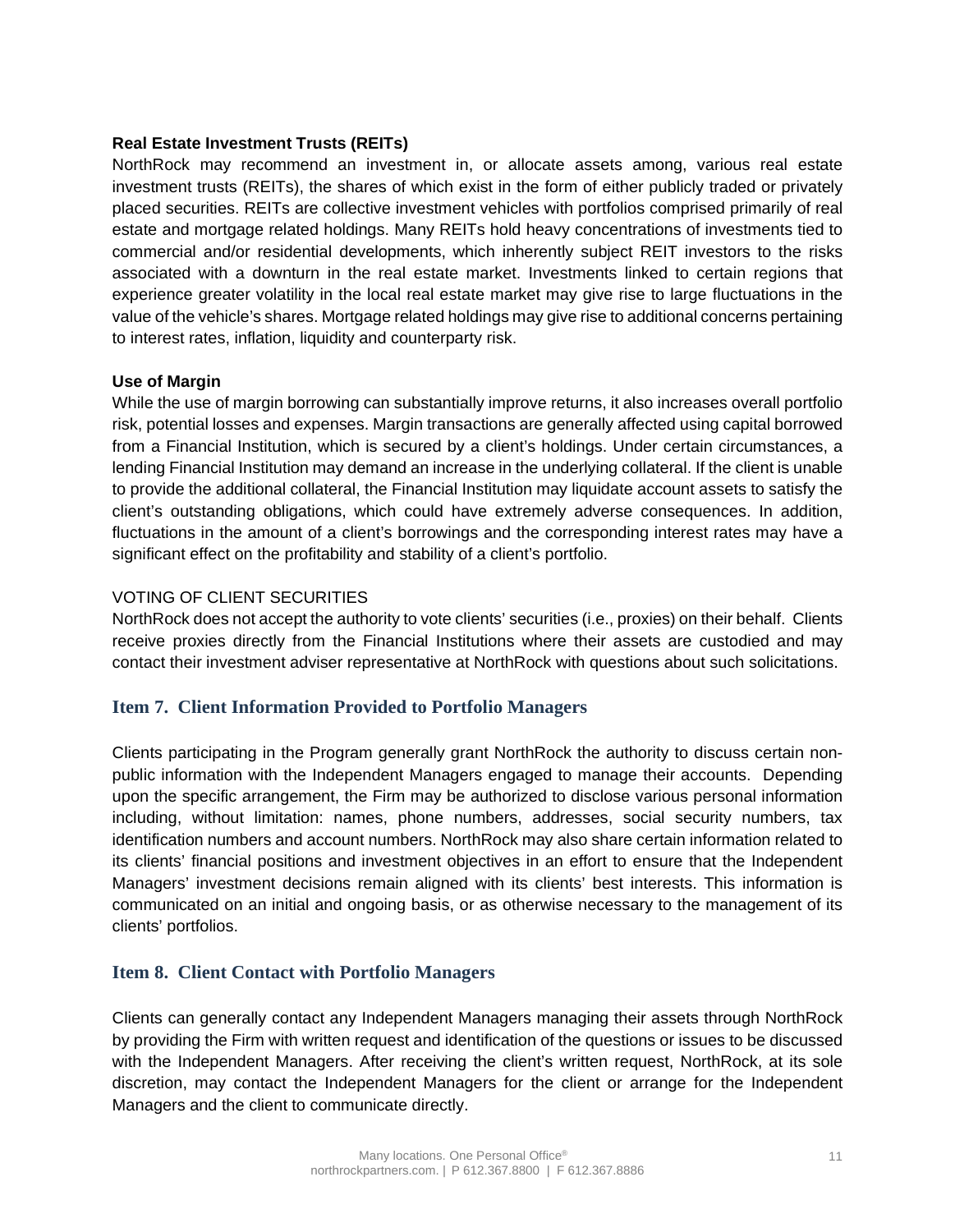**Real Estate Investment Trusts (REITs)**

NorthRock may recommend an investment in, or allocate assets among, various real estate investment trusts (REITs), the shares of which exist in the form of either publicly traded or privately placed securities. REITs are collective investment vehicles with portfolios comprised primarily of real estate and mortgage related holdings. Many REITs hold heavy concentrations of investments tied to commercial and/or residential developments, which inherently subject REIT investors to the risks associated with a downturn in the real estate market. Investments linked to certain regions that experience greater volatility in the local real estate market may give rise to large fluctuations in the value of the vehicle's shares. Mortgage related holdings may give rise to additional concerns pertaining to interest rates, inflation, liquidity and counterparty risk.

**Use of Margin**

While the use of margin borrowing can substantially improve returns, it also increases overall portfolio risk, potential losses and expenses. Margin transactions are generally affected using capital borrowed from a Financial Institution, which is secured by a client's holdings. Under certain circumstances, a lending Financial Institution may demand an increase in the underlying collateral. If the client is unable to provide the additional collateral, the Financial Institution may liquidate account assets to satisfy the client's outstanding obligations, which could have extremely adverse consequences. In addition, fluctuations in the amount of a client's borrowings and the corresponding interest rates may have a significant effect on the profitability and stability of a client's portfolio.

VOTING OF CLIENT SECURITIES

NorthRock does not accept the authority to vote clients' securities (i.e., proxies) on their behalf. Clients receive proxies directly from the Financial Institutions where their assets are custodied and may contact their investment adviser representative at NorthRock with questions about such solicitations.

## Item 7. Client Information Provided to Portfolio Managers

Clients participating in the Program generally grant NorthRock the authority to discuss certain non-public information with the Independent Managers engaged to manage their accounts. Depending upon the specific arrangement, the Firm may be authorized to disclose various personal information including, without limitation: names, phone numbers, addresses, social security numbers, tax identification numbers and account numbers. NorthRock may also share certain information related to its clients' financial positions and investment objectives in an effort to ensure that the Independent Managers' investment decisions remain aligned with its clients' best interests. This information is communicated on an initial and ongoing basis, or as otherwise necessary to the management of its clients' portfolios.

## Item 8. Client Contact with Portfolio Managers

Clients can generally contact any Independent Managers managing their assets through NorthRock by providing the Firm with written request and identification of the questions or issues to be discussed with the Independent Managers. After receiving the client's written request, NorthRock, at its sole discretion, may contact the Independent Managers for the client or arrange for the Independent Managers and the client to communicate directly.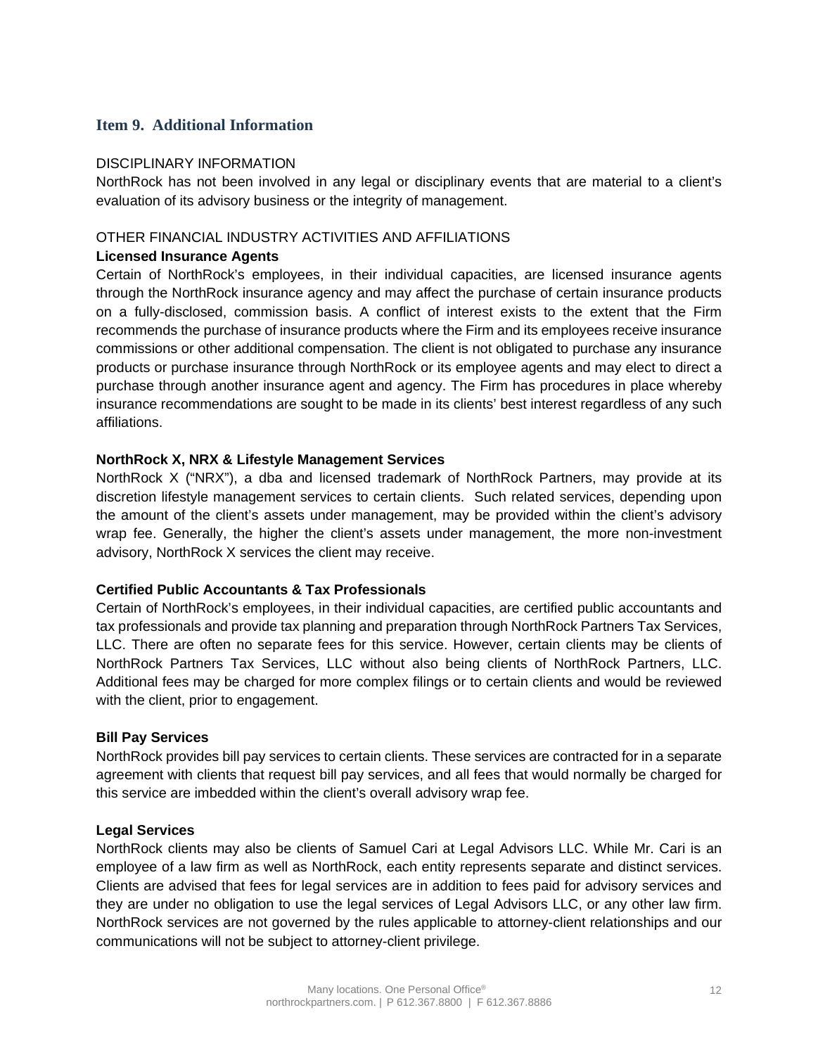## Item 9. Additional Information

DISCIPLINARY INFORMATION

NorthRock has not been involved in any legal or disciplinary events that are material to a client's evaluation of its advisory business or the integrity of management.

OTHER FINANCIAL INDUSTRY ACTIVITIES AND AFFILIATIONS

**Licensed Insurance Agents**

Certain of NorthRock's employees, in their individual capacities, are licensed insurance agents through the NorthRock insurance agency and may affect the purchase of certain insurance products on a fully-disclosed, commission basis. A conflict of interest exists to the extent that the Firm recommends the purchase of insurance products where the Firm and its employees receive insurance commissions or other additional compensation. The client is not obligated to purchase any insurance products or purchase insurance through NorthRock or its employee agents and may elect to direct a purchase through another insurance agent and agency. The Firm has procedures in place whereby insurance recommendations are sought to be made in its clients' best interest regardless of any such affiliations.

**NorthRock X, NRX & Lifestyle Management Services**

NorthRock X ("NRX"), a dba and licensed trademark of NorthRock Partners, may provide at its discretion lifestyle management services to certain clients. Such related services, depending upon the amount of the client's assets under management, may be provided within the client's advisory wrap fee. Generally, the higher the client's assets under management, the more non-investment advisory, NorthRock X services the client may receive.

**Certified Public Accountants & Tax Professionals**

Certain of NorthRock's employees, in their individual capacities, are certified public accountants and tax professionals and provide tax planning and preparation through NorthRock Partners Tax Services, LLC. There are often no separate fees for this service. However, certain clients may be clients of NorthRock Partners Tax Services, LLC without also being clients of NorthRock Partners, LLC. Additional fees may be charged for more complex filings or to certain clients and would be reviewed with the client, prior to engagement.

**Bill Pay Services**

NorthRock provides bill pay services to certain clients. These services are contracted for in a separate agreement with clients that request bill pay services, and all fees that would normally be charged for this service are imbedded within the client's overall advisory wrap fee.

**Legal Services**

NorthRock clients may also be clients of Samuel Cari at Legal Advisors LLC. While Mr. Cari is an employee of a law firm as well as NorthRock, each entity represents separate and distinct services. Clients are advised that fees for legal services are in addition to fees paid for advisory services and they are under no obligation to use the legal services of Legal Advisors LLC, or any other law firm. NorthRock services are not governed by the rules applicable to attorney-client relationships and our communications will not be subject to attorney-client privilege.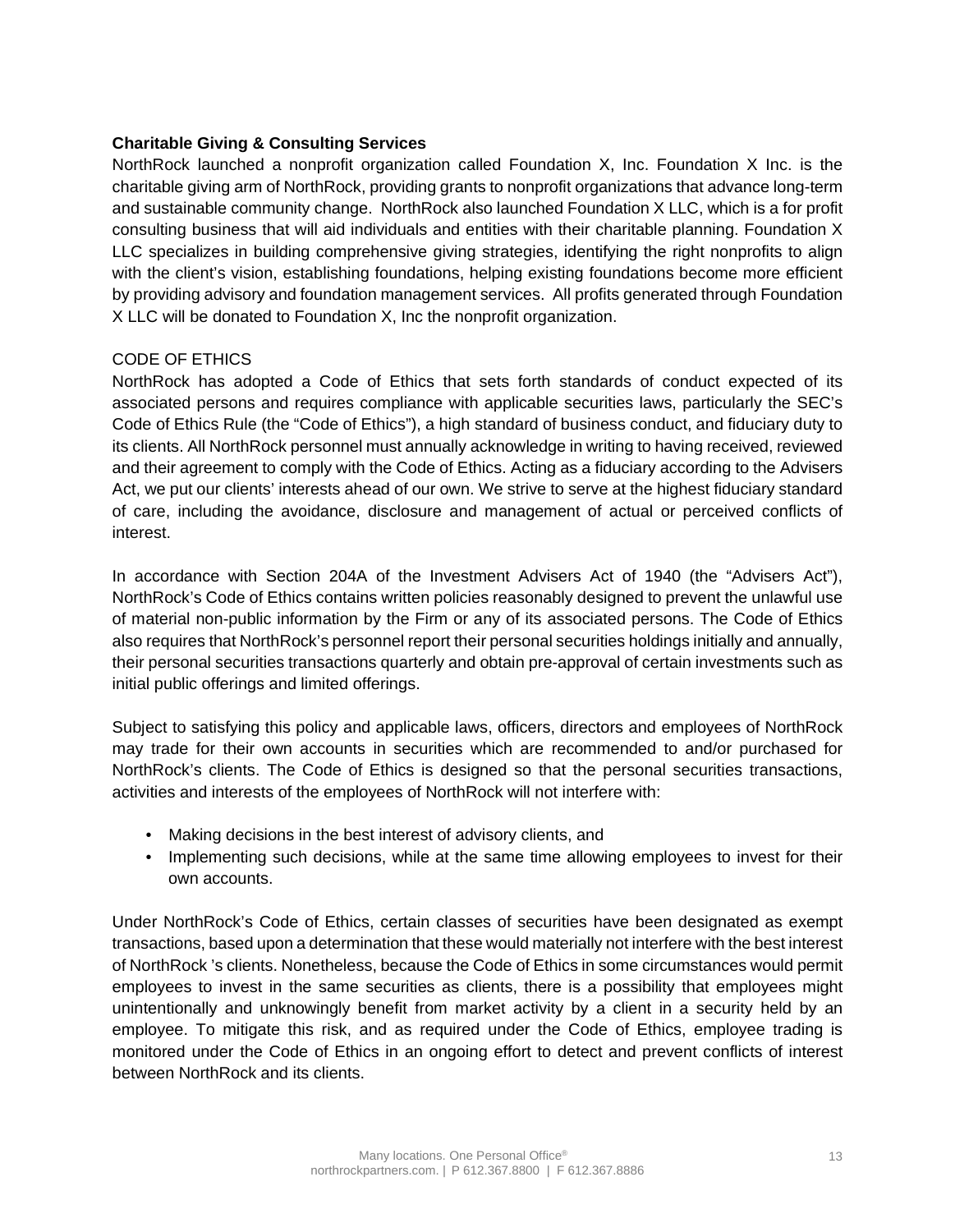**Charitable Giving & Consulting Services**

NorthRock launched a nonprofit organization called Foundation X, Inc. Foundation X Inc. is the charitable giving arm of NorthRock, providing grants to nonprofit organizations that advance long-term and sustainable community change. NorthRock also launched Foundation X LLC, which is a for profit consulting business that will aid individuals and entities with their charitable planning. Foundation X LLC specializes in building comprehensive giving strategies, identifying the right nonprofits to align with the client's vision, establishing foundations, helping existing foundations become more efficient by providing advisory and foundation management services. All profits generated through Foundation X LLC will be donated to Foundation X, Inc the nonprofit organization.

CODE OF ETHICS

NorthRock has adopted a Code of Ethics that sets forth standards of conduct expected of its associated persons and requires compliance with applicable securities laws, particularly the SEC's Code of Ethics Rule (the "Code of Ethics"), a high standard of business conduct, and fiduciary duty to its clients. All NorthRock personnel must annually acknowledge in writing to having received, reviewed and their agreement to comply with the Code of Ethics. Acting as a fiduciary according to the Advisers Act, we put our clients' interests ahead of our own. We strive to serve at the highest fiduciary standard of care, including the avoidance, disclosure and management of actual or perceived conflicts of interest.

In accordance with Section 204A of the Investment Advisers Act of 1940 (the "Advisers Act"), NorthRock's Code of Ethics contains written policies reasonably designed to prevent the unlawful use of material non-public information by the Firm or any of its associated persons. The Code of Ethics also requires that NorthRock's personnel report their personal securities holdings initially and annually, their personal securities transactions quarterly and obtain pre-approval of certain investments such as initial public offerings and limited offerings.

Subject to satisfying this policy and applicable laws, officers, directors and employees of NorthRock may trade for their own accounts in securities which are recommended to and/or purchased for NorthRock's clients. The Code of Ethics is designed so that the personal securities transactions, activities and interests of the employees of NorthRock will not interfere with:

- Making decisions in the best interest of advisory clients, and
- Implementing such decisions, while at the same time allowing employees to invest for their own accounts.

Under NorthRock's Code of Ethics, certain classes of securities have been designated as exempt transactions, based upon a determination that these would materially not interfere with the best interest of NorthRock 's clients. Nonetheless, because the Code of Ethics in some circumstances would permit employees to invest in the same securities as clients, there is a possibility that employees might unintentionally and unknowingly benefit from market activity by a client in a security held by an employee. To mitigate this risk, and as required under the Code of Ethics, employee trading is monitored under the Code of Ethics in an ongoing effort to detect and prevent conflicts of interest between NorthRock and its clients.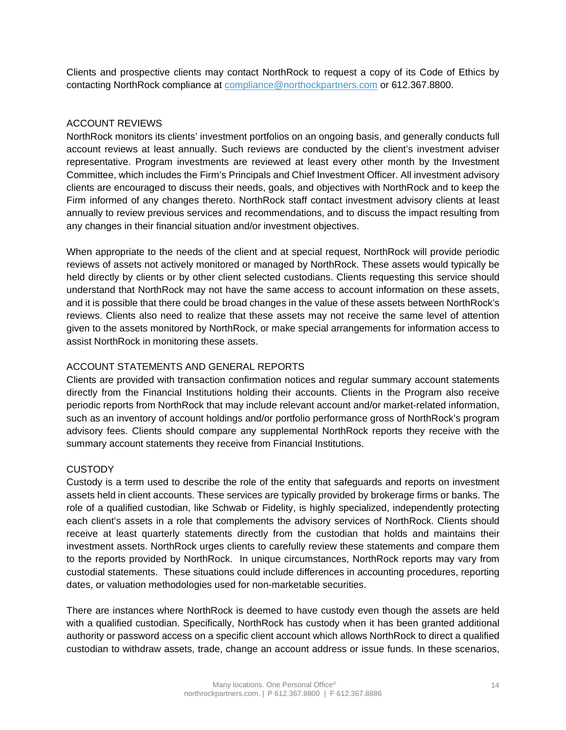Clients and prospective clients may contact NorthRock to request a copy of its Code of Ethics by contacting NorthRock compliance at [compliance@northockpartners.com](mailto:compliance@northockpartners.com) or 612.367.8800.

## ACCOUNT REVIEWS

NorthRock monitors its clients' investment portfolios on an ongoing basis, and generally conducts full account reviews at least annually. Such reviews are conducted by the client's investment adviser representative. Program investments are reviewed at least every other month by the Investment Committee, which includes the Firm's Principals and Chief Investment Officer. All investment advisory clients are encouraged to discuss their needs, goals, and objectives with NorthRock and to keep the Firm informed of any changes thereto. NorthRock staff contact investment advisory clients at least annually to review previous services and recommendations, and to discuss the impact resulting from any changes in their financial situation and/or investment objectives.

When appropriate to the needs of the client and at special request, NorthRock will provide periodic reviews of assets not actively monitored or managed by NorthRock. These assets would typically be held directly by clients or by other client selected custodians. Clients requesting this service should understand that NorthRock may not have the same access to account information on these assets, and it is possible that there could be broad changes in the value of these assets between NorthRock's reviews. Clients also need to realize that these assets may not receive the same level of attention given to the assets monitored by NorthRock, or make special arrangements for information access to assist NorthRock in monitoring these assets.

## ACCOUNT STATEMENTS AND GENERAL REPORTS

Clients are provided with transaction confirmation notices and regular summary account statements directly from the Financial Institutions holding their accounts. Clients in the Program also receive periodic reports from NorthRock that may include relevant account and/or market-related information, such as an inventory of account holdings and/or portfolio performance gross of NorthRock's program advisory fees. Clients should compare any supplemental NorthRock reports they receive with the summary account statements they receive from Financial Institutions.

## CUSTODY

Custody is a term used to describe the role of the entity that safeguards and reports on investment assets held in client accounts. These services are typically provided by brokerage firms or banks. The role of a qualified custodian, like Schwab or Fidelity, is highly specialized, independently protecting each client's assets in a role that complements the advisory services of NorthRock. Clients should receive at least quarterly statements directly from the custodian that holds and maintains their investment assets. NorthRock urges clients to carefully review these statements and compare them to the reports provided by NorthRock. In unique circumstances, NorthRock reports may vary from custodial statements. These situations could include differences in accounting procedures, reporting dates, or valuation methodologies used for non-marketable securities.

There are instances where NorthRock is deemed to have custody even though the assets are held with a qualified custodian. Specifically, NorthRock has custody when it has been granted additional authority or password access on a specific client account which allows NorthRock to direct a qualified custodian to withdraw assets, trade, change an account address or issue funds. In these scenarios,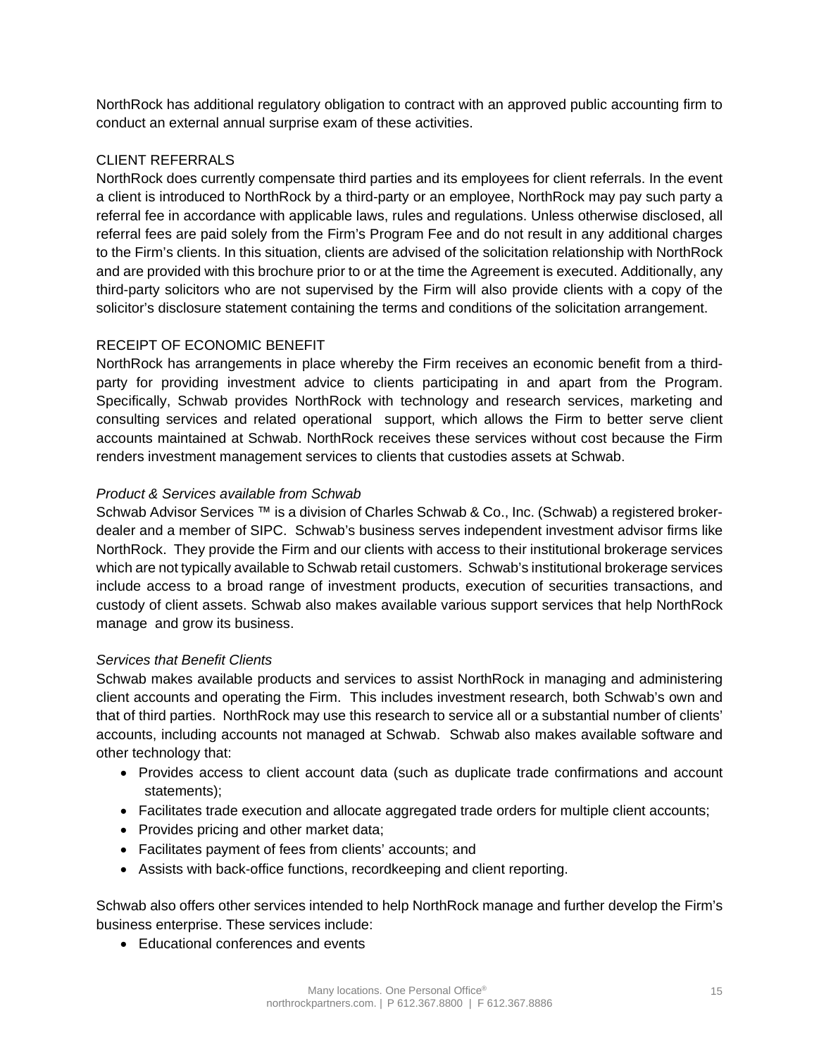NorthRock has additional regulatory obligation to contract with an approved public accounting firm to conduct an external annual surprise exam of these activities.

## CLIENT REFERRALS

NorthRock does currently compensate third parties and its employees for client referrals. In the event a client is introduced to NorthRock by a third-party or an employee, NorthRock may pay such party a referral fee in accordance with applicable laws, rules and regulations. Unless otherwise disclosed, all referral fees are paid solely from the Firm's Program Fee and do not result in any additional charges to the Firm's clients. In this situation, clients are advised of the solicitation relationship with NorthRock and are provided with this brochure prior to or at the time the Agreement is executed. Additionally, any third-party solicitors who are not supervised by the Firm will also provide clients with a copy of the solicitor's disclosure statement containing the terms and conditions of the solicitation arrangement.

## RECEIPT OF ECONOMIC BENEFIT

NorthRock has arrangements in place whereby the Firm receives an economic benefit from a third-party for providing investment advice to clients participating in and apart from the Program. Specifically, Schwab provides NorthRock with technology and research services, marketing and consulting services and related operational support, which allows the Firm to better serve client accounts maintained at Schwab. NorthRock receives these services without cost because the Firm renders investment management services to clients that custodies assets at Schwab.

### *Product & Services available from Schwab*

Schwab Advisor Services ™ is a division of Charles Schwab & Co., Inc. (Schwab) a registered broker-dealer and a member of SIPC. Schwab's business serves independent investment advisor firms like NorthRock. They provide the Firm and our clients with access to their institutional brokerage services which are not typically available to Schwab retail customers. Schwab's institutional brokerage services include access to a broad range of investment products, execution of securities transactions, and custody of client assets. Schwab also makes available various support services that help NorthRock manage and grow its business.

### *Services that Benefit Clients*

Schwab makes available products and services to assist NorthRock in managing and administering client accounts and operating the Firm. This includes investment research, both Schwab's own and that of third parties. NorthRock may use this research to service all or a substantial number of clients' accounts, including accounts not managed at Schwab. Schwab also makes available software and other technology that:

- Provides access to client account data (such as duplicate trade confirmations and account statements);
- Facilitates trade execution and allocate aggregated trade orders for multiple client accounts;
- Provides pricing and other market data;
- Facilitates payment of fees from clients' accounts; and
- Assists with back-office functions, recordkeeping and client reporting.

Schwab also offers other services intended to help NorthRock manage and further develop the Firm's business enterprise. These services include:

- Educational conferences and events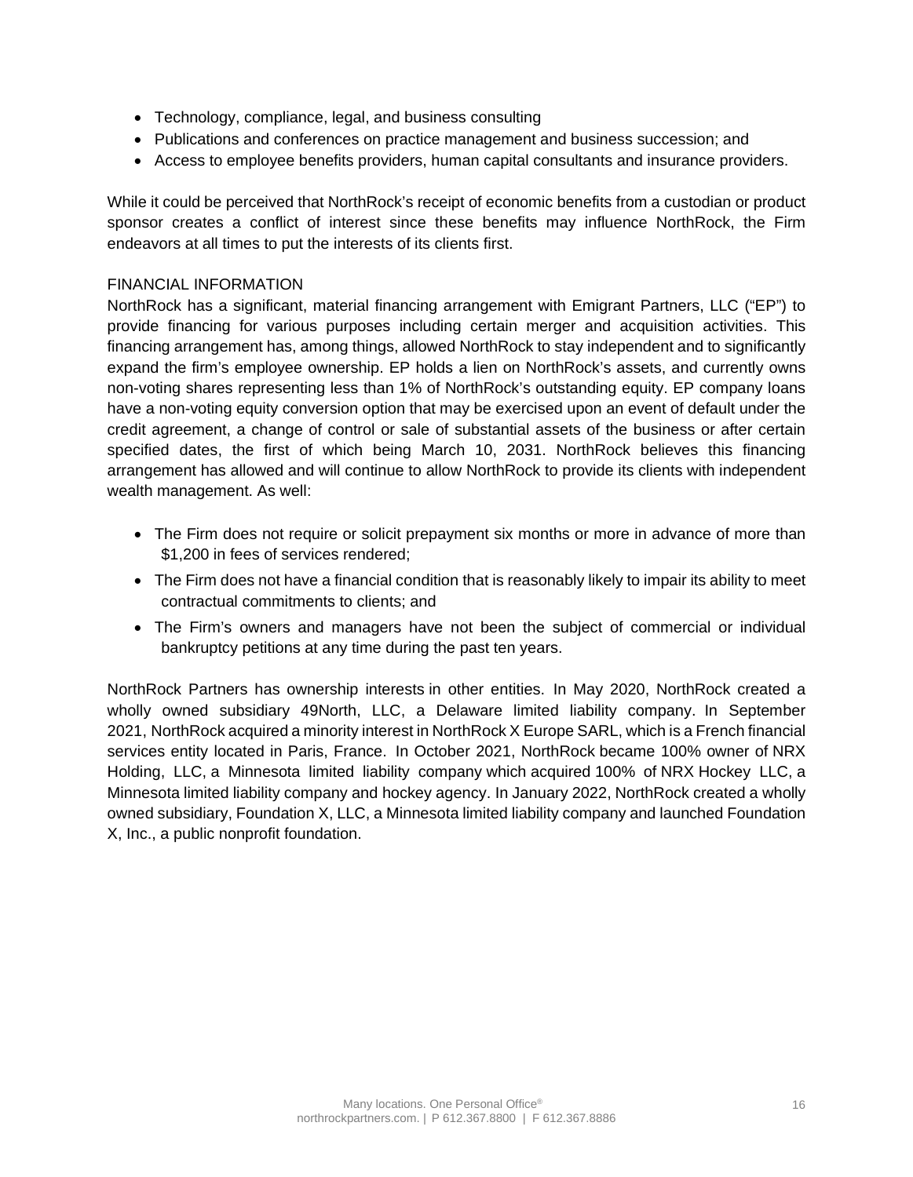- Technology, compliance, legal, and business consulting
- Publications and conferences on practice management and business succession; and
- Access to employee benefits providers, human capital consultants and insurance providers.

While it could be perceived that NorthRock's receipt of economic benefits from a custodian or product sponsor creates a conflict of interest since these benefits may influence NorthRock, the Firm endeavors at all times to put the interests of its clients first.

## FINANCIAL INFORMATION

NorthRock has a significant, material financing arrangement with Emigrant Partners, LLC ("EP") to provide financing for various purposes including certain merger and acquisition activities. This financing arrangement has, among things, allowed NorthRock to stay independent and to significantly expand the firm's employee ownership. EP holds a lien on NorthRock's assets, and currently owns non-voting shares representing less than 1% of NorthRock's outstanding equity. EP company loans have a non-voting equity conversion option that may be exercised upon an event of default under the credit agreement, a change of control or sale of substantial assets of the business or after certain specified dates, the first of which being March 10, 2031. NorthRock believes this financing arrangement has allowed and will continue to allow NorthRock to provide its clients with independent wealth management. As well:

- The Firm does not require or solicit prepayment six months or more in advance of more than $1,200 in fees of services rendered;
- The Firm does not have a financial condition that is reasonably likely to impair its ability to meet contractual commitments to clients; and
- The Firm's owners and managers have not been the subject of commercial or individual bankruptcy petitions at any time during the past ten years.

NorthRock Partners has ownership interests in other entities. In May 2020, NorthRock created a wholly owned subsidiary 49North, LLC, a Delaware limited liability company. In September 2021, NorthRock acquired a minority interest in NorthRock X Europe SARL, which is a French financial services entity located in Paris, France. In October 2021, NorthRock became 100% owner of NRX Holding, LLC, a Minnesota limited liability company which acquired 100% of NRX Hockey LLC, a Minnesota limited liability company and hockey agency. In January 2022, NorthRock created a wholly owned subsidiary, Foundation X, LLC, a Minnesota limited liability company and launched Foundation X, Inc., a public nonprofit foundation.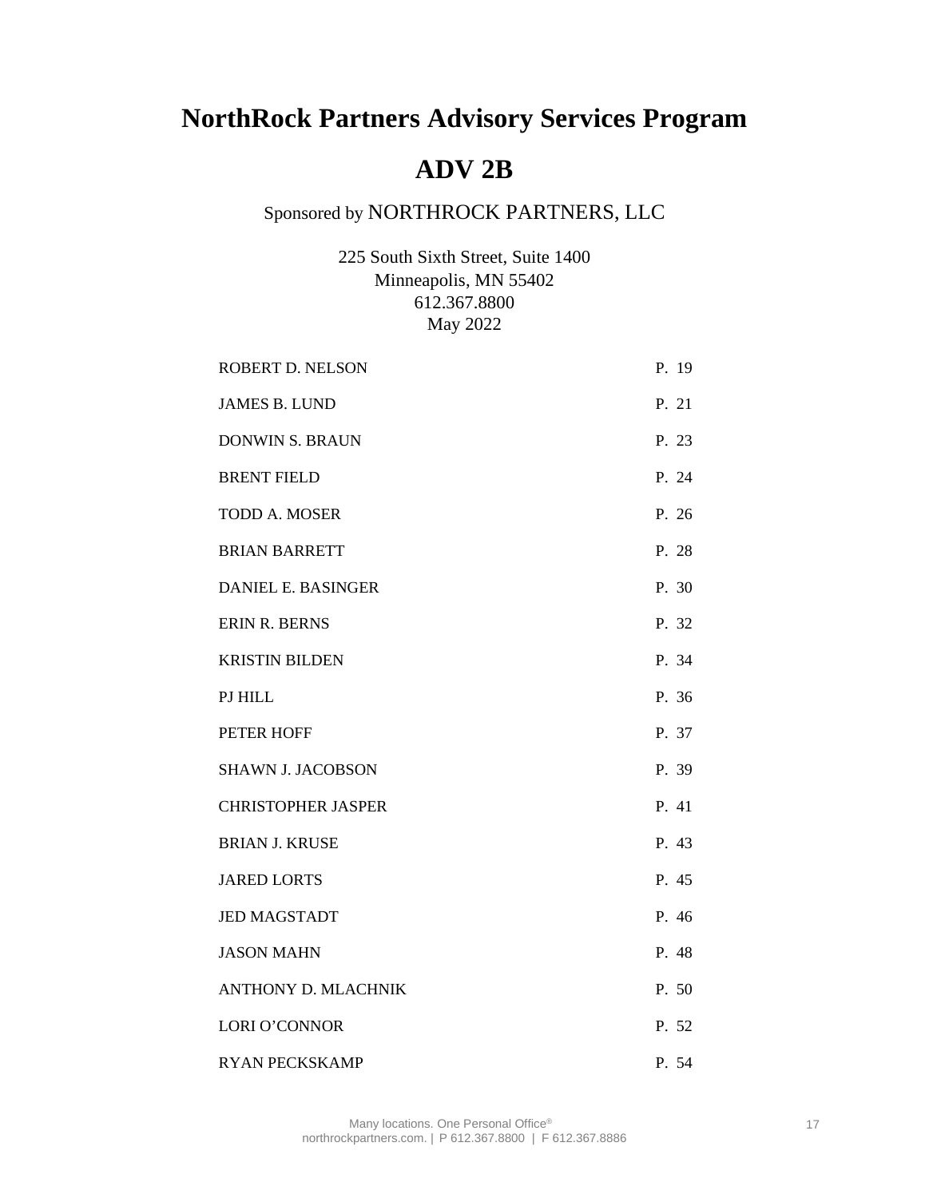# NorthRock Partners Advisory Services Program

# ADV 2B

Sponsored by NORTHROCK PARTNERS, LLC

225 South Sixth Street, Suite 1400
Minneapolis, MN 55402
612.367.8800
May 2022

| | |
|---|---|
| ROBERT D. NELSON | P. 19 |
| JAMES B. LUND | P. 21 |
| DONWIN S. BRAUN | P. 23 |
| BRENT FIELD | P. 24 |
| TODD A. MOSER | P. 26 |
| BRIAN BARRETT | P. 28 |
| DANIEL E. BASINGER | P. 30 |
| ERIN R. BERNS | P. 32 |
| KRISTIN BILDEN | P. 34 |
| PJ HILL | P. 36 |
| PETER HOFF | P. 37 |
| SHAWN J. JACOBSON | P. 39 |
| CHRISTOPHER JASPER | P. 41 |
| BRIAN J. KRUSE | P. 43 |
| JARED LORTS | P. 45 |
| JED MAGSTADT | P. 46 |
| JASON MAHN | P. 48 |
| ANTHONY D. MLACHNIK | P. 50 |
| LORI O'CONNOR | P. 52 |
| RYAN PECKSKAMP | P. 54 |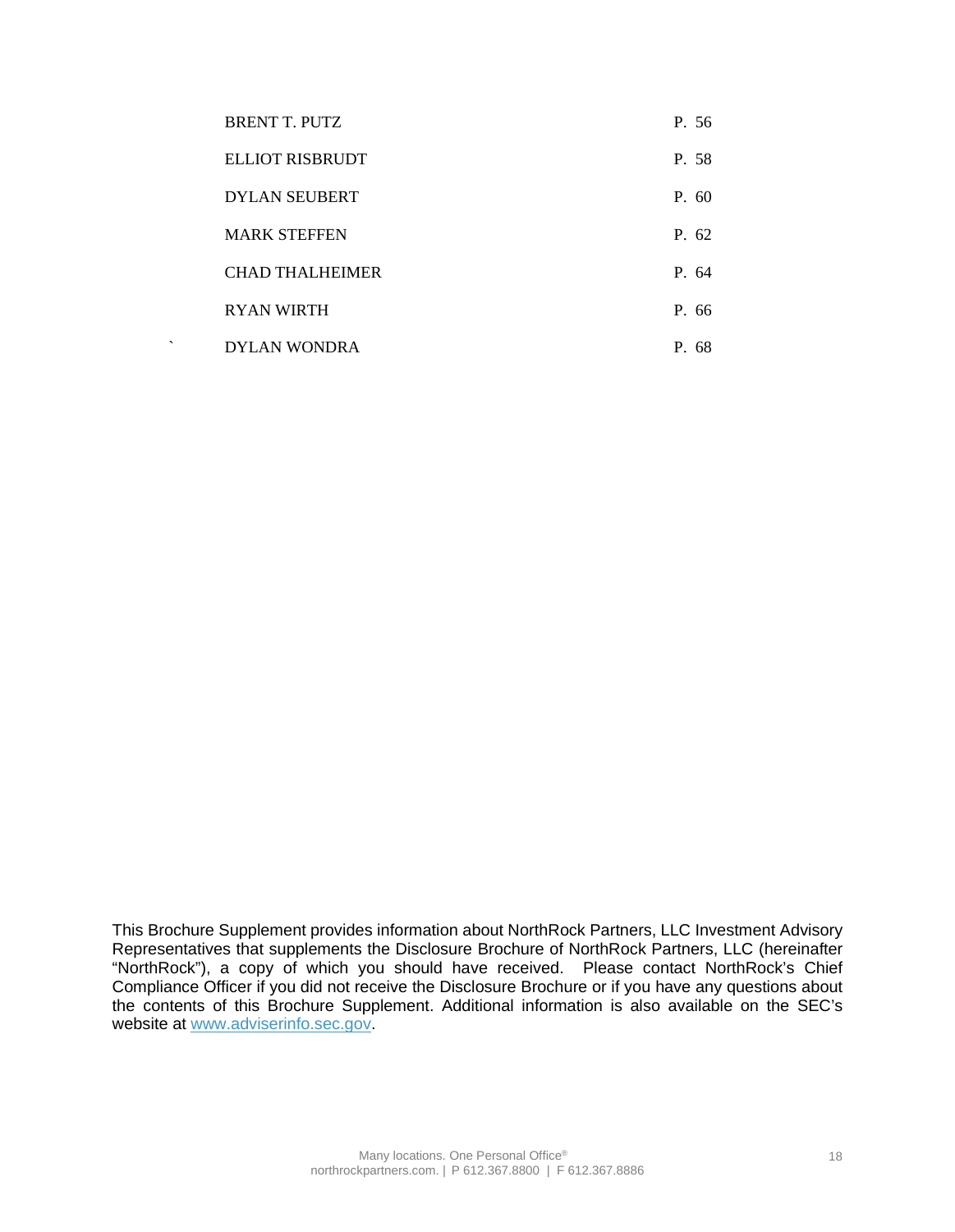| | |
|---|---|
| BRENT T. PUTZ | P. 56 |
| ELLIOT RISBRUDT | P. 58 |
| DYLAN SEUBERT | P. 60 |
| MARK STEFFEN | P. 62 |
| CHAD THALHEIMER | P. 64 |
| RYAN WIRTH | P. 66 |
| DYLAN WONDRA | P. 68 |

This Brochure Supplement provides information about NorthRock Partners, LLC Investment Advisory Representatives that supplements the Disclosure Brochure of NorthRock Partners, LLC (hereinafter "NorthRock"), a copy of which you should have received. Please contact NorthRock's Chief Compliance Officer if you did not receive the Disclosure Brochure or if you have any questions about the contents of this Brochure Supplement. Additional information is also available on the SEC's website at www.adviserinfo.sec.gov.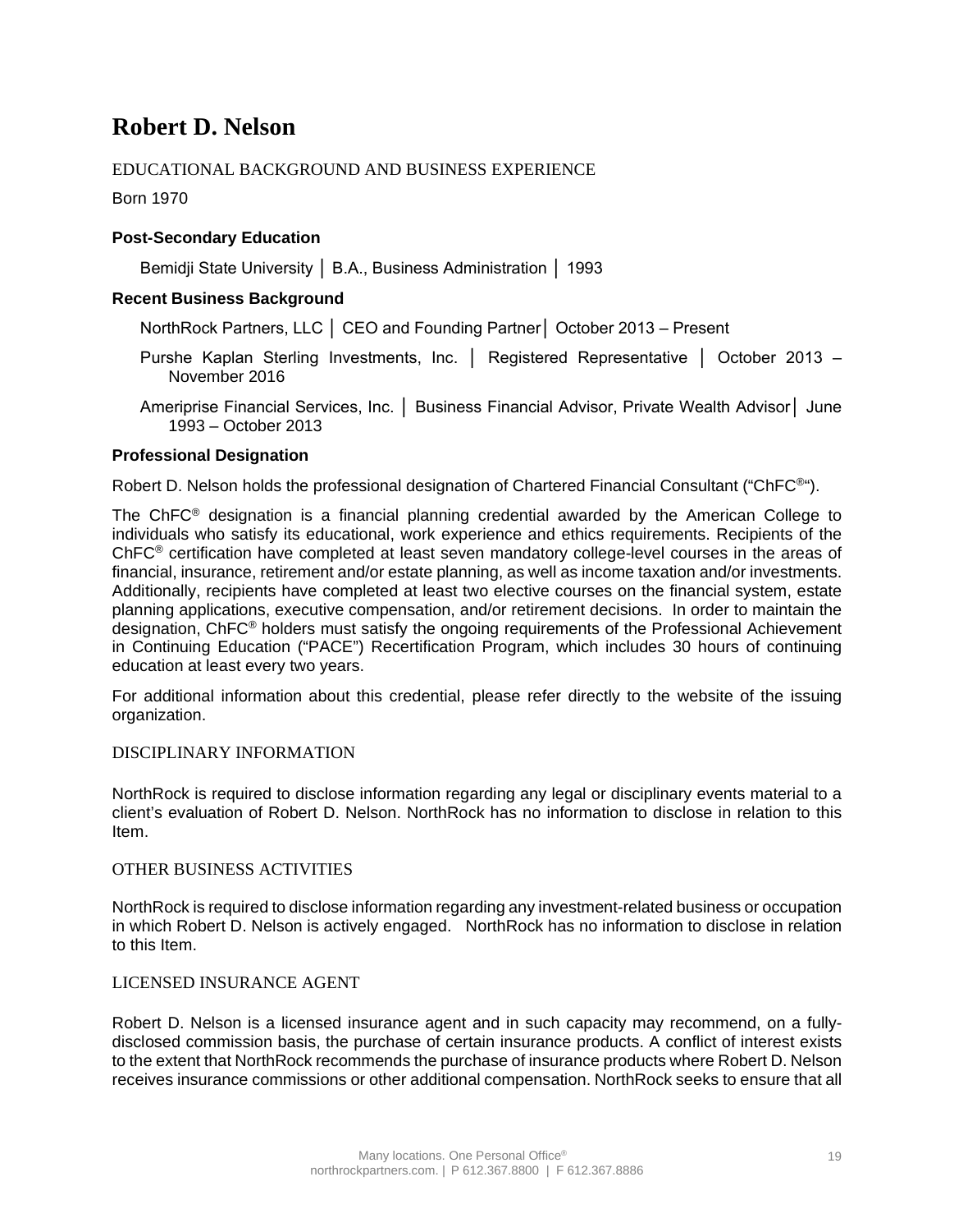# Robert D. Nelson

## EDUCATIONAL BACKGROUND AND BUSINESS EXPERIENCE

Born 1970

### Post-Secondary Education

Bemidji State University │ B.A., Business Administration │ 1993

### Recent Business Background

NorthRock Partners, LLC │ CEO and Founding Partner│ October 2013 – Present

Purshe Kaplan Sterling Investments, Inc. │ Registered Representative │ October 2013 – November 2016

Ameriprise Financial Services, Inc. │ Business Financial Advisor, Private Wealth Advisor│ June 1993 – October 2013

### Professional Designation

Robert D. Nelson holds the professional designation of Chartered Financial Consultant ("ChFC®").

The ChFC® designation is a financial planning credential awarded by the American College to individuals who satisfy its educational, work experience and ethics requirements. Recipients of the ChFC® certification have completed at least seven mandatory college-level courses in the areas of financial, insurance, retirement and/or estate planning, as well as income taxation and/or investments. Additionally, recipients have completed at least two elective courses on the financial system, estate planning applications, executive compensation, and/or retirement decisions. In order to maintain the designation, ChFC® holders must satisfy the ongoing requirements of the Professional Achievement in Continuing Education ("PACE") Recertification Program, which includes 30 hours of continuing education at least every two years.

For additional information about this credential, please refer directly to the website of the issuing organization.

## DISCIPLINARY INFORMATION

NorthRock is required to disclose information regarding any legal or disciplinary events material to a client's evaluation of Robert D. Nelson. NorthRock has no information to disclose in relation to this Item.

## OTHER BUSINESS ACTIVITIES

NorthRock is required to disclose information regarding any investment-related business or occupation in which Robert D. Nelson is actively engaged. NorthRock has no information to disclose in relation to this Item.

## LICENSED INSURANCE AGENT

Robert D. Nelson is a licensed insurance agent and in such capacity may recommend, on a fully-disclosed commission basis, the purchase of certain insurance products. A conflict of interest exists to the extent that NorthRock recommends the purchase of insurance products where Robert D. Nelson receives insurance commissions or other additional compensation. NorthRock seeks to ensure that all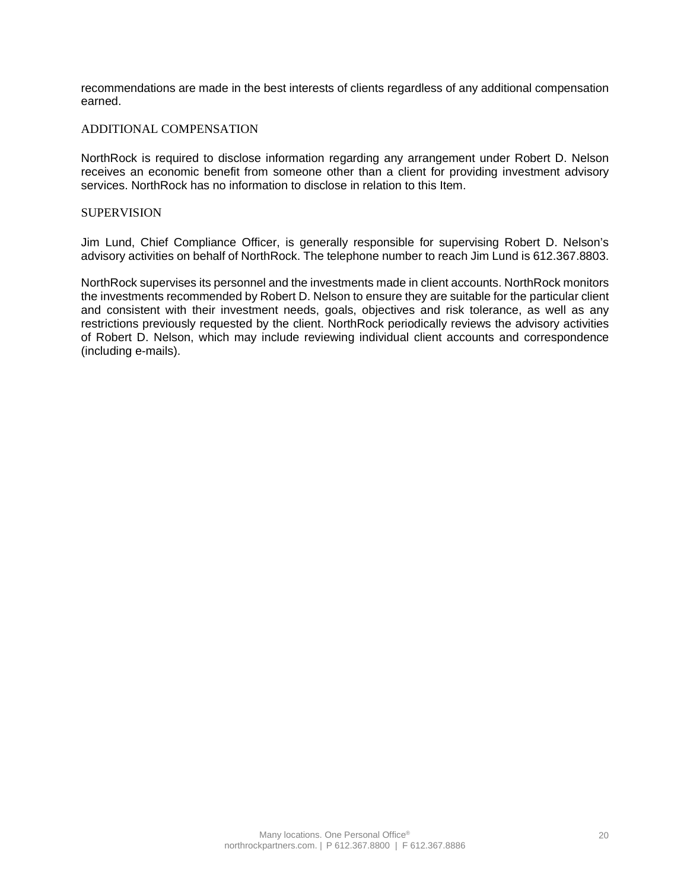recommendations are made in the best interests of clients regardless of any additional compensation earned.

## ADDITIONAL COMPENSATION

NorthRock is required to disclose information regarding any arrangement under Robert D. Nelson receives an economic benefit from someone other than a client for providing investment advisory services. NorthRock has no information to disclose in relation to this Item.

## SUPERVISION

Jim Lund, Chief Compliance Officer, is generally responsible for supervising Robert D. Nelson's advisory activities on behalf of NorthRock. The telephone number to reach Jim Lund is 612.367.8803.

NorthRock supervises its personnel and the investments made in client accounts. NorthRock monitors the investments recommended by Robert D. Nelson to ensure they are suitable for the particular client and consistent with their investment needs, goals, objectives and risk tolerance, as well as any restrictions previously requested by the client. NorthRock periodically reviews the advisory activities of Robert D. Nelson, which may include reviewing individual client accounts and correspondence (including e-mails).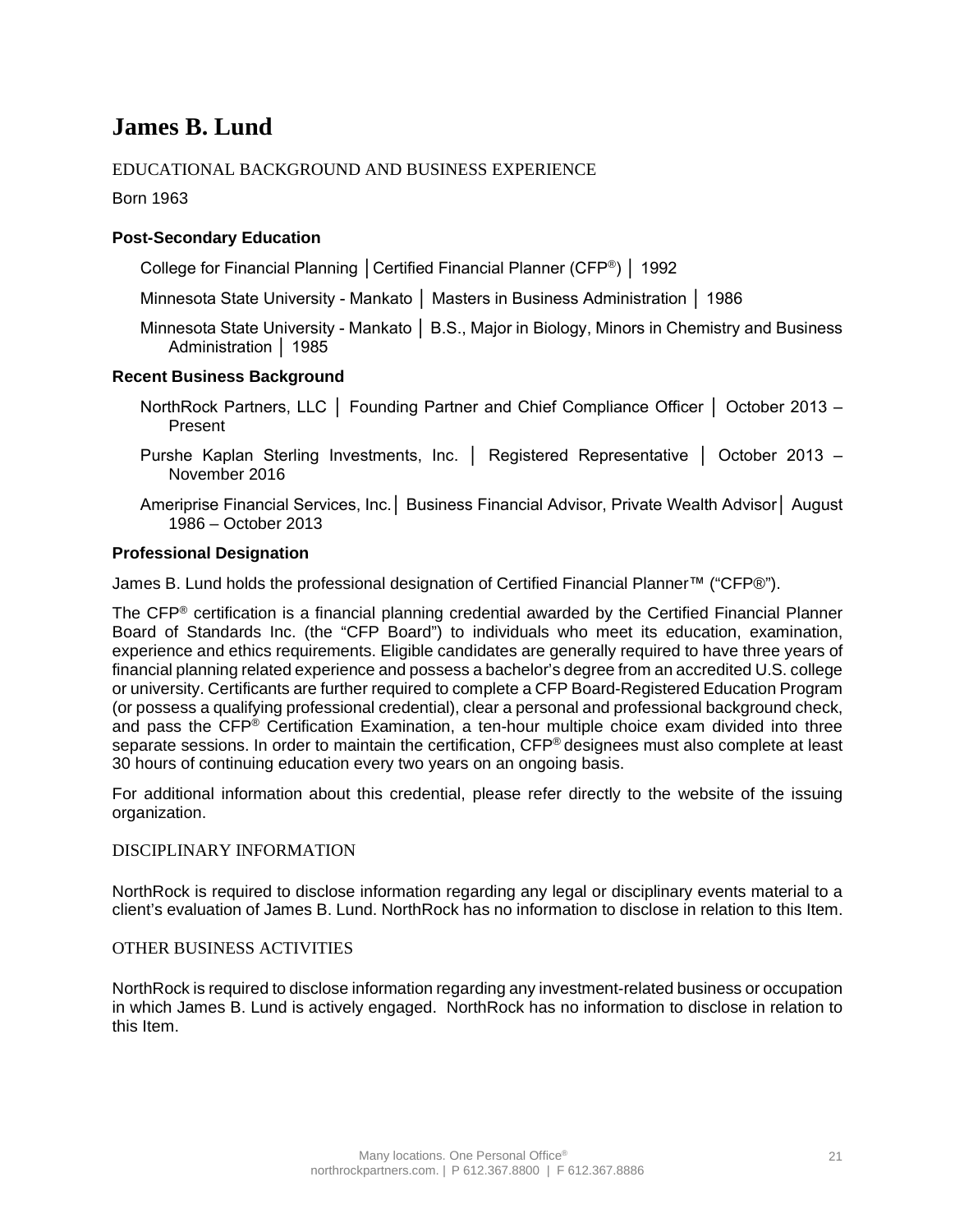# James B. Lund

## EDUCATIONAL BACKGROUND AND BUSINESS EXPERIENCE

Born 1963

### Post-Secondary Education

College for Financial Planning │Certified Financial Planner (CFP®) │ 1992

Minnesota State University - Mankato │ Masters in Business Administration │ 1986

Minnesota State University - Mankato │ B.S., Major in Biology, Minors in Chemistry and Business Administration │ 1985

### Recent Business Background

NorthRock Partners, LLC │ Founding Partner and Chief Compliance Officer │ October 2013 – Present

Purshe Kaplan Sterling Investments, Inc. │ Registered Representative │ October 2013 – November 2016

Ameriprise Financial Services, Inc.│ Business Financial Advisor, Private Wealth Advisor│ August 1986 – October 2013

### Professional Designation

James B. Lund holds the professional designation of Certified Financial Planner™ ("CFP®").

The CFP® certification is a financial planning credential awarded by the Certified Financial Planner Board of Standards Inc. (the "CFP Board") to individuals who meet its education, examination, experience and ethics requirements. Eligible candidates are generally required to have three years of financial planning related experience and possess a bachelor's degree from an accredited U.S. college or university. Certificants are further required to complete a CFP Board-Registered Education Program (or possess a qualifying professional credential), clear a personal and professional background check, and pass the CFP® Certification Examination, a ten-hour multiple choice exam divided into three separate sessions. In order to maintain the certification, CFP® designees must also complete at least 30 hours of continuing education every two years on an ongoing basis.

For additional information about this credential, please refer directly to the website of the issuing organization.

## DISCIPLINARY INFORMATION

NorthRock is required to disclose information regarding any legal or disciplinary events material to a client's evaluation of James B. Lund. NorthRock has no information to disclose in relation to this Item.

## OTHER BUSINESS ACTIVITIES

NorthRock is required to disclose information regarding any investment-related business or occupation in which James B. Lund is actively engaged. NorthRock has no information to disclose in relation to this Item.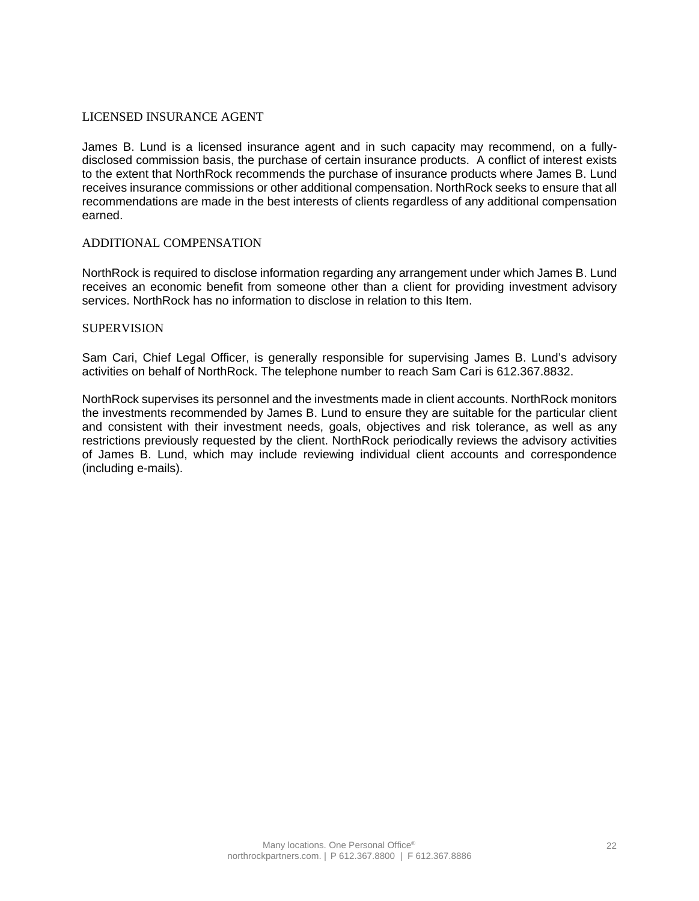## LICENSED INSURANCE AGENT

James B. Lund is a licensed insurance agent and in such capacity may recommend, on a fully-disclosed commission basis, the purchase of certain insurance products. A conflict of interest exists to the extent that NorthRock recommends the purchase of insurance products where James B. Lund receives insurance commissions or other additional compensation. NorthRock seeks to ensure that all recommendations are made in the best interests of clients regardless of any additional compensation earned.

## ADDITIONAL COMPENSATION

NorthRock is required to disclose information regarding any arrangement under which James B. Lund receives an economic benefit from someone other than a client for providing investment advisory services. NorthRock has no information to disclose in relation to this Item.

## SUPERVISION

Sam Cari, Chief Legal Officer, is generally responsible for supervising James B. Lund's advisory activities on behalf of NorthRock. The telephone number to reach Sam Cari is 612.367.8832.

NorthRock supervises its personnel and the investments made in client accounts. NorthRock monitors the investments recommended by James B. Lund to ensure they are suitable for the particular client and consistent with their investment needs, goals, objectives and risk tolerance, as well as any restrictions previously requested by the client. NorthRock periodically reviews the advisory activities of James B. Lund, which may include reviewing individual client accounts and correspondence (including e-mails).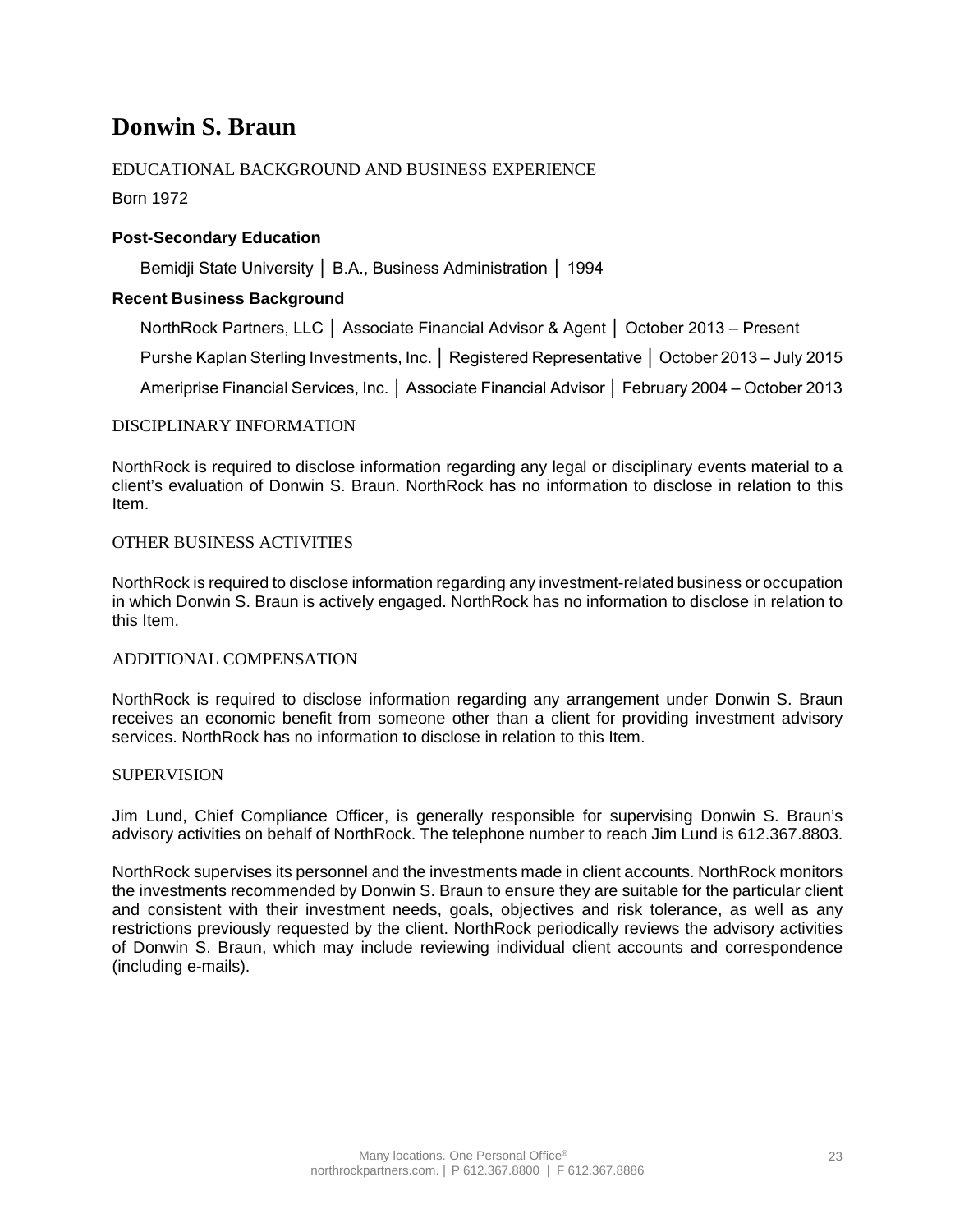# Donwin S. Braun

## EDUCATIONAL BACKGROUND AND BUSINESS EXPERIENCE

Born 1972

### Post-Secondary Education

Bemidji State University │ B.A., Business Administration │ 1994

### Recent Business Background

NorthRock Partners, LLC │ Associate Financial Advisor & Agent │ October 2013 – Present

Purshe Kaplan Sterling Investments, Inc. │ Registered Representative │ October 2013 – July 2015

Ameriprise Financial Services, Inc. │ Associate Financial Advisor │ February 2004 – October 2013

## DISCIPLINARY INFORMATION

NorthRock is required to disclose information regarding any legal or disciplinary events material to a client's evaluation of Donwin S. Braun. NorthRock has no information to disclose in relation to this Item.

## OTHER BUSINESS ACTIVITIES

NorthRock is required to disclose information regarding any investment-related business or occupation in which Donwin S. Braun is actively engaged. NorthRock has no information to disclose in relation to this Item.

## ADDITIONAL COMPENSATION

NorthRock is required to disclose information regarding any arrangement under Donwin S. Braun receives an economic benefit from someone other than a client for providing investment advisory services. NorthRock has no information to disclose in relation to this Item.

## SUPERVISION

Jim Lund, Chief Compliance Officer, is generally responsible for supervising Donwin S. Braun's advisory activities on behalf of NorthRock. The telephone number to reach Jim Lund is 612.367.8803.

NorthRock supervises its personnel and the investments made in client accounts. NorthRock monitors the investments recommended by Donwin S. Braun to ensure they are suitable for the particular client and consistent with their investment needs, goals, objectives and risk tolerance, as well as any restrictions previously requested by the client. NorthRock periodically reviews the advisory activities of Donwin S. Braun, which may include reviewing individual client accounts and correspondence (including e-mails).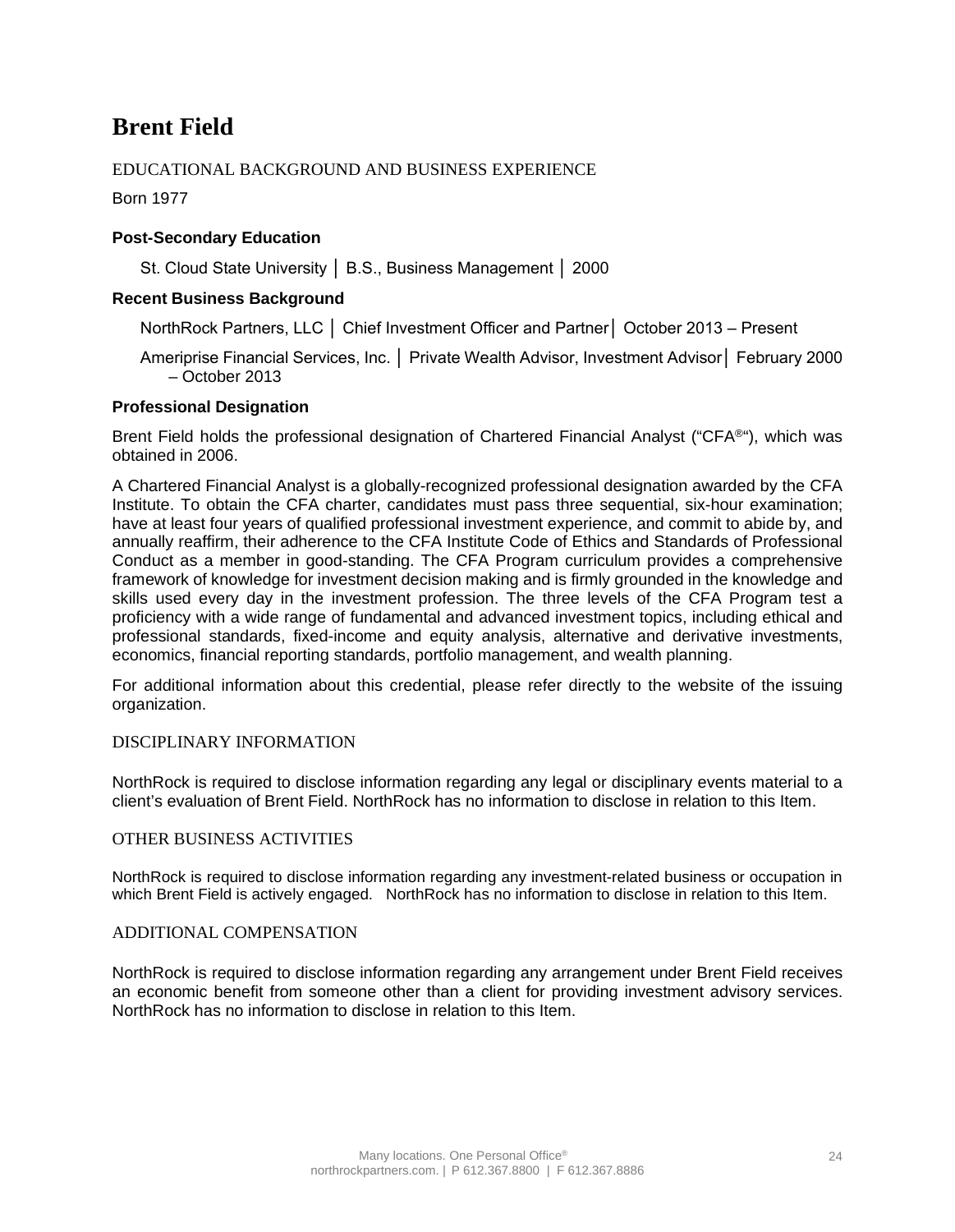# Brent Field

## EDUCATIONAL BACKGROUND AND BUSINESS EXPERIENCE

Born 1977

### Post-Secondary Education

St. Cloud State University │ B.S., Business Management │ 2000

### Recent Business Background

NorthRock Partners, LLC │ Chief Investment Officer and Partner│ October 2013 – Present

Ameriprise Financial Services, Inc. │ Private Wealth Advisor, Investment Advisor│ February 2000 – October 2013

### Professional Designation

Brent Field holds the professional designation of Chartered Financial Analyst ("CFA®"), which was obtained in 2006.

A Chartered Financial Analyst is a globally-recognized professional designation awarded by the CFA Institute. To obtain the CFA charter, candidates must pass three sequential, six-hour examination; have at least four years of qualified professional investment experience, and commit to abide by, and annually reaffirm, their adherence to the CFA Institute Code of Ethics and Standards of Professional Conduct as a member in good-standing. The CFA Program curriculum provides a comprehensive framework of knowledge for investment decision making and is firmly grounded in the knowledge and skills used every day in the investment profession. The three levels of the CFA Program test a proficiency with a wide range of fundamental and advanced investment topics, including ethical and professional standards, fixed-income and equity analysis, alternative and derivative investments, economics, financial reporting standards, portfolio management, and wealth planning.

For additional information about this credential, please refer directly to the website of the issuing organization.

## DISCIPLINARY INFORMATION

NorthRock is required to disclose information regarding any legal or disciplinary events material to a client's evaluation of Brent Field. NorthRock has no information to disclose in relation to this Item.

## OTHER BUSINESS ACTIVITIES

NorthRock is required to disclose information regarding any investment-related business or occupation in which Brent Field is actively engaged. NorthRock has no information to disclose in relation to this Item.

## ADDITIONAL COMPENSATION

NorthRock is required to disclose information regarding any arrangement under Brent Field receives an economic benefit from someone other than a client for providing investment advisory services. NorthRock has no information to disclose in relation to this Item.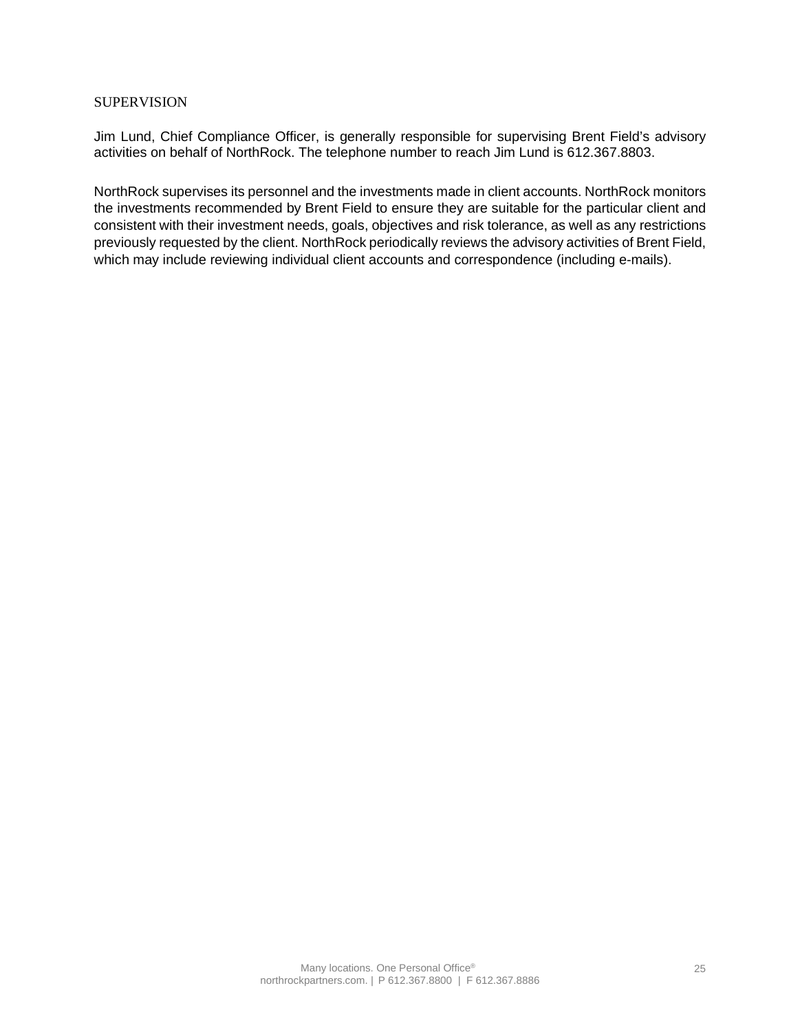## SUPERVISION

Jim Lund, Chief Compliance Officer, is generally responsible for supervising Brent Field's advisory activities on behalf of NorthRock. The telephone number to reach Jim Lund is 612.367.8803.

NorthRock supervises its personnel and the investments made in client accounts. NorthRock monitors the investments recommended by Brent Field to ensure they are suitable for the particular client and consistent with their investment needs, goals, objectives and risk tolerance, as well as any restrictions previously requested by the client. NorthRock periodically reviews the advisory activities of Brent Field, which may include reviewing individual client accounts and correspondence (including e-mails).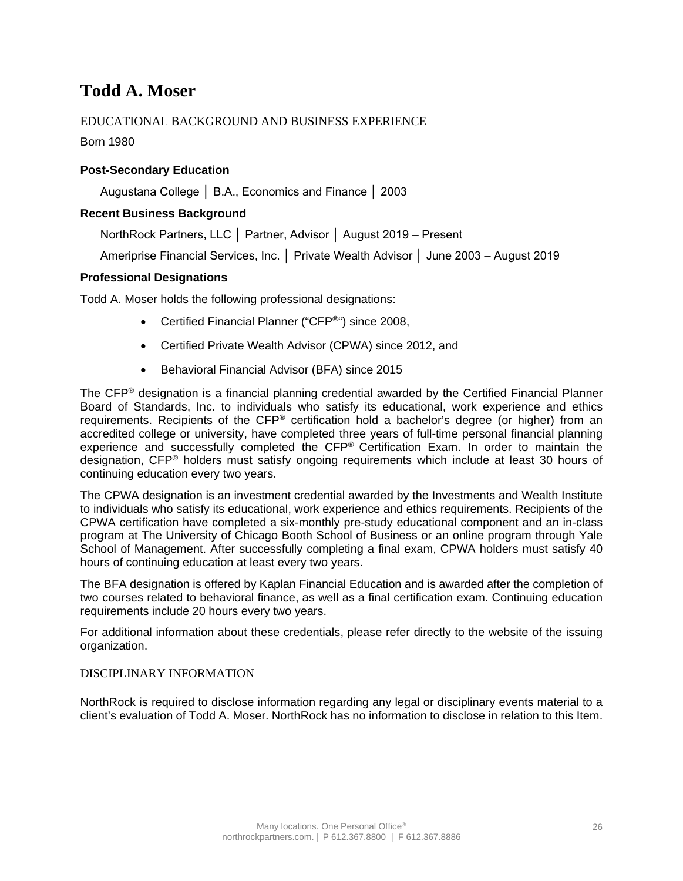# Todd A. Moser

## EDUCATIONAL BACKGROUND AND BUSINESS EXPERIENCE

Born 1980

### Post-Secondary Education

Augustana College │ B.A., Economics and Finance │ 2003

### Recent Business Background

NorthRock Partners, LLC │ Partner, Advisor │ August 2019 – Present

Ameriprise Financial Services, Inc. │ Private Wealth Advisor │ June 2003 – August 2019

### Professional Designations

Todd A. Moser holds the following professional designations:

- Certified Financial Planner ("CFP®") since 2008,
- Certified Private Wealth Advisor (CPWA) since 2012, and
- Behavioral Financial Advisor (BFA) since 2015

The CFP® designation is a financial planning credential awarded by the Certified Financial Planner Board of Standards, Inc. to individuals who satisfy its educational, work experience and ethics requirements. Recipients of the CFP® certification hold a bachelor's degree (or higher) from an accredited college or university, have completed three years of full-time personal financial planning experience and successfully completed the CFP® Certification Exam. In order to maintain the designation, CFP® holders must satisfy ongoing requirements which include at least 30 hours of continuing education every two years.

The CPWA designation is an investment credential awarded by the Investments and Wealth Institute to individuals who satisfy its educational, work experience and ethics requirements. Recipients of the CPWA certification have completed a six-monthly pre-study educational component and an in-class program at The University of Chicago Booth School of Business or an online program through Yale School of Management. After successfully completing a final exam, CPWA holders must satisfy 40 hours of continuing education at least every two years.

The BFA designation is offered by Kaplan Financial Education and is awarded after the completion of two courses related to behavioral finance, as well as a final certification exam. Continuing education requirements include 20 hours every two years.

For additional information about these credentials, please refer directly to the website of the issuing organization.

## DISCIPLINARY INFORMATION

NorthRock is required to disclose information regarding any legal or disciplinary events material to a client's evaluation of Todd A. Moser. NorthRock has no information to disclose in relation to this Item.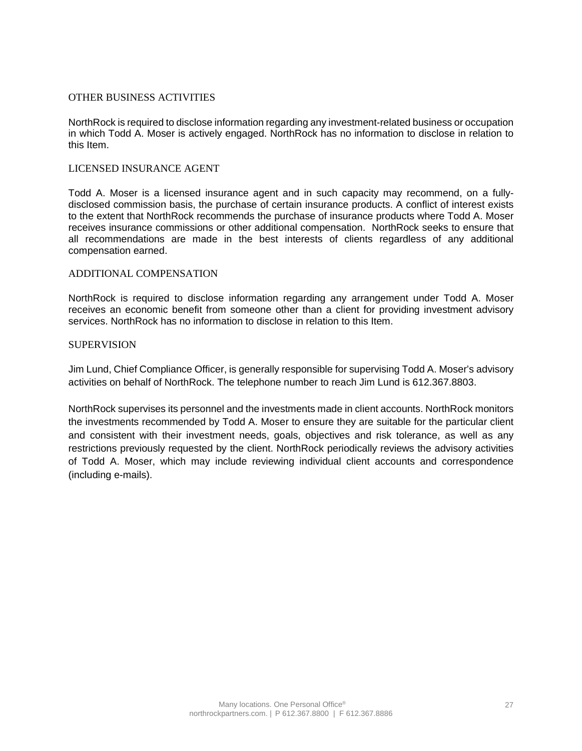## OTHER BUSINESS ACTIVITIES

NorthRock is required to disclose information regarding any investment-related business or occupation in which Todd A. Moser is actively engaged. NorthRock has no information to disclose in relation to this Item.

## LICENSED INSURANCE AGENT

Todd A. Moser is a licensed insurance agent and in such capacity may recommend, on a fully-disclosed commission basis, the purchase of certain insurance products. A conflict of interest exists to the extent that NorthRock recommends the purchase of insurance products where Todd A. Moser receives insurance commissions or other additional compensation. NorthRock seeks to ensure that all recommendations are made in the best interests of clients regardless of any additional compensation earned.

## ADDITIONAL COMPENSATION

NorthRock is required to disclose information regarding any arrangement under Todd A. Moser receives an economic benefit from someone other than a client for providing investment advisory services. NorthRock has no information to disclose in relation to this Item.

## SUPERVISION

Jim Lund, Chief Compliance Officer, is generally responsible for supervising Todd A. Moser's advisory activities on behalf of NorthRock. The telephone number to reach Jim Lund is 612.367.8803.

NorthRock supervises its personnel and the investments made in client accounts. NorthRock monitors the investments recommended by Todd A. Moser to ensure they are suitable for the particular client and consistent with their investment needs, goals, objectives and risk tolerance, as well as any restrictions previously requested by the client. NorthRock periodically reviews the advisory activities of Todd A. Moser, which may include reviewing individual client accounts and correspondence (including e-mails).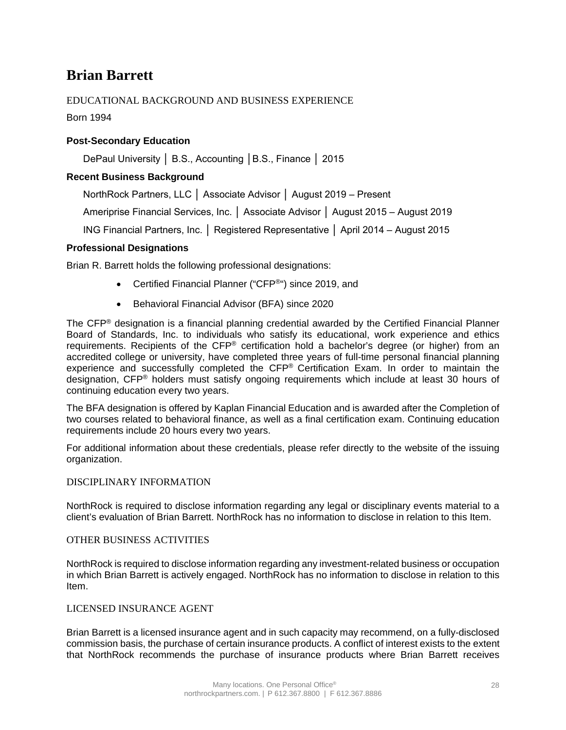# Brian Barrett

## EDUCATIONAL BACKGROUND AND BUSINESS EXPERIENCE

Born 1994

### Post-Secondary Education

DePaul University │ B.S., Accounting │B.S., Finance │ 2015

### Recent Business Background

NorthRock Partners, LLC │ Associate Advisor │ August 2019 – Present

Ameriprise Financial Services, Inc. │ Associate Advisor │ August 2015 – August 2019

ING Financial Partners, Inc. │ Registered Representative │ April 2014 – August 2015

### Professional Designations

Brian R. Barrett holds the following professional designations:

- Certified Financial Planner ("CFP®") since 2019, and
- Behavioral Financial Advisor (BFA) since 2020

The CFP® designation is a financial planning credential awarded by the Certified Financial Planner Board of Standards, Inc. to individuals who satisfy its educational, work experience and ethics requirements. Recipients of the CFP® certification hold a bachelor's degree (or higher) from an accredited college or university, have completed three years of full-time personal financial planning experience and successfully completed the CFP® Certification Exam. In order to maintain the designation, CFP® holders must satisfy ongoing requirements which include at least 30 hours of continuing education every two years.

The BFA designation is offered by Kaplan Financial Education and is awarded after the Completion of two courses related to behavioral finance, as well as a final certification exam. Continuing education requirements include 20 hours every two years.

For additional information about these credentials, please refer directly to the website of the issuing organization.

## DISCIPLINARY INFORMATION

NorthRock is required to disclose information regarding any legal or disciplinary events material to a client's evaluation of Brian Barrett. NorthRock has no information to disclose in relation to this Item.

## OTHER BUSINESS ACTIVITIES

NorthRock is required to disclose information regarding any investment-related business or occupation in which Brian Barrett is actively engaged. NorthRock has no information to disclose in relation to this Item.

## LICENSED INSURANCE AGENT

Brian Barrett is a licensed insurance agent and in such capacity may recommend, on a fully-disclosed commission basis, the purchase of certain insurance products. A conflict of interest exists to the extent that NorthRock recommends the purchase of insurance products where Brian Barrett receives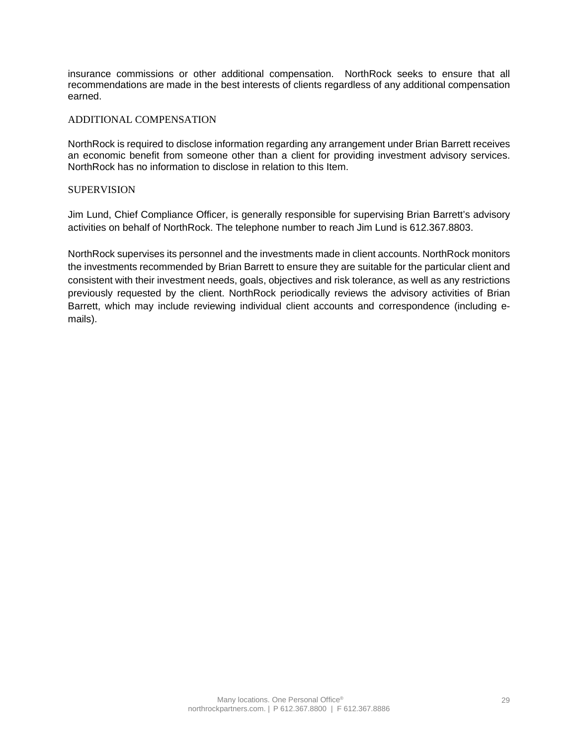insurance commissions or other additional compensation. NorthRock seeks to ensure that all recommendations are made in the best interests of clients regardless of any additional compensation earned.

## ADDITIONAL COMPENSATION

NorthRock is required to disclose information regarding any arrangement under Brian Barrett receives an economic benefit from someone other than a client for providing investment advisory services. NorthRock has no information to disclose in relation to this Item.

## SUPERVISION

Jim Lund, Chief Compliance Officer, is generally responsible for supervising Brian Barrett's advisory activities on behalf of NorthRock. The telephone number to reach Jim Lund is 612.367.8803.

NorthRock supervises its personnel and the investments made in client accounts. NorthRock monitors the investments recommended by Brian Barrett to ensure they are suitable for the particular client and consistent with their investment needs, goals, objectives and risk tolerance, as well as any restrictions previously requested by the client. NorthRock periodically reviews the advisory activities of Brian Barrett, which may include reviewing individual client accounts and correspondence (including e-mails).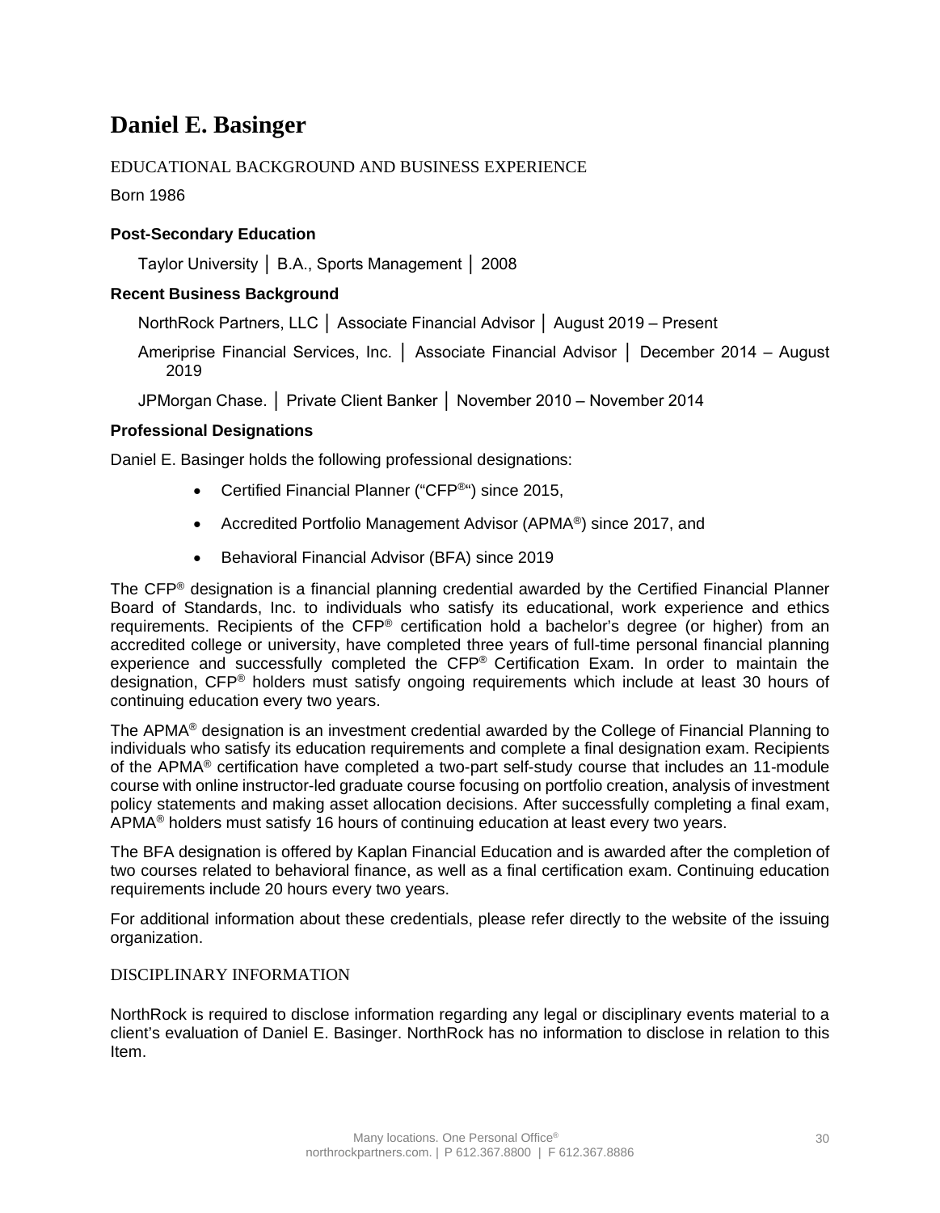# Daniel E. Basinger

EDUCATIONAL BACKGROUND AND BUSINESS EXPERIENCE

Born 1986

**Post-Secondary Education**

Taylor University │ B.A., Sports Management │ 2008

**Recent Business Background**

NorthRock Partners, LLC │ Associate Financial Advisor │ August 2019 – Present

Ameriprise Financial Services, Inc. │ Associate Financial Advisor │ December 2014 – August 2019

JPMorgan Chase. │ Private Client Banker │ November 2010 – November 2014

**Professional Designations**

Daniel E. Basinger holds the following professional designations:

- Certified Financial Planner ("CFP®") since 2015,
- Accredited Portfolio Management Advisor (APMA®) since 2017, and
- Behavioral Financial Advisor (BFA) since 2019

The CFP® designation is a financial planning credential awarded by the Certified Financial Planner Board of Standards, Inc. to individuals who satisfy its educational, work experience and ethics requirements. Recipients of the CFP® certification hold a bachelor's degree (or higher) from an accredited college or university, have completed three years of full-time personal financial planning experience and successfully completed the CFP® Certification Exam. In order to maintain the designation, CFP® holders must satisfy ongoing requirements which include at least 30 hours of continuing education every two years.

The APMA® designation is an investment credential awarded by the College of Financial Planning to individuals who satisfy its education requirements and complete a final designation exam. Recipients of the APMA® certification have completed a two-part self-study course that includes an 11-module course with online instructor-led graduate course focusing on portfolio creation, analysis of investment policy statements and making asset allocation decisions. After successfully completing a final exam, APMA® holders must satisfy 16 hours of continuing education at least every two years.

The BFA designation is offered by Kaplan Financial Education and is awarded after the completion of two courses related to behavioral finance, as well as a final certification exam. Continuing education requirements include 20 hours every two years.

For additional information about these credentials, please refer directly to the website of the issuing organization.

DISCIPLINARY INFORMATION

NorthRock is required to disclose information regarding any legal or disciplinary events material to a client's evaluation of Daniel E. Basinger. NorthRock has no information to disclose in relation to this Item.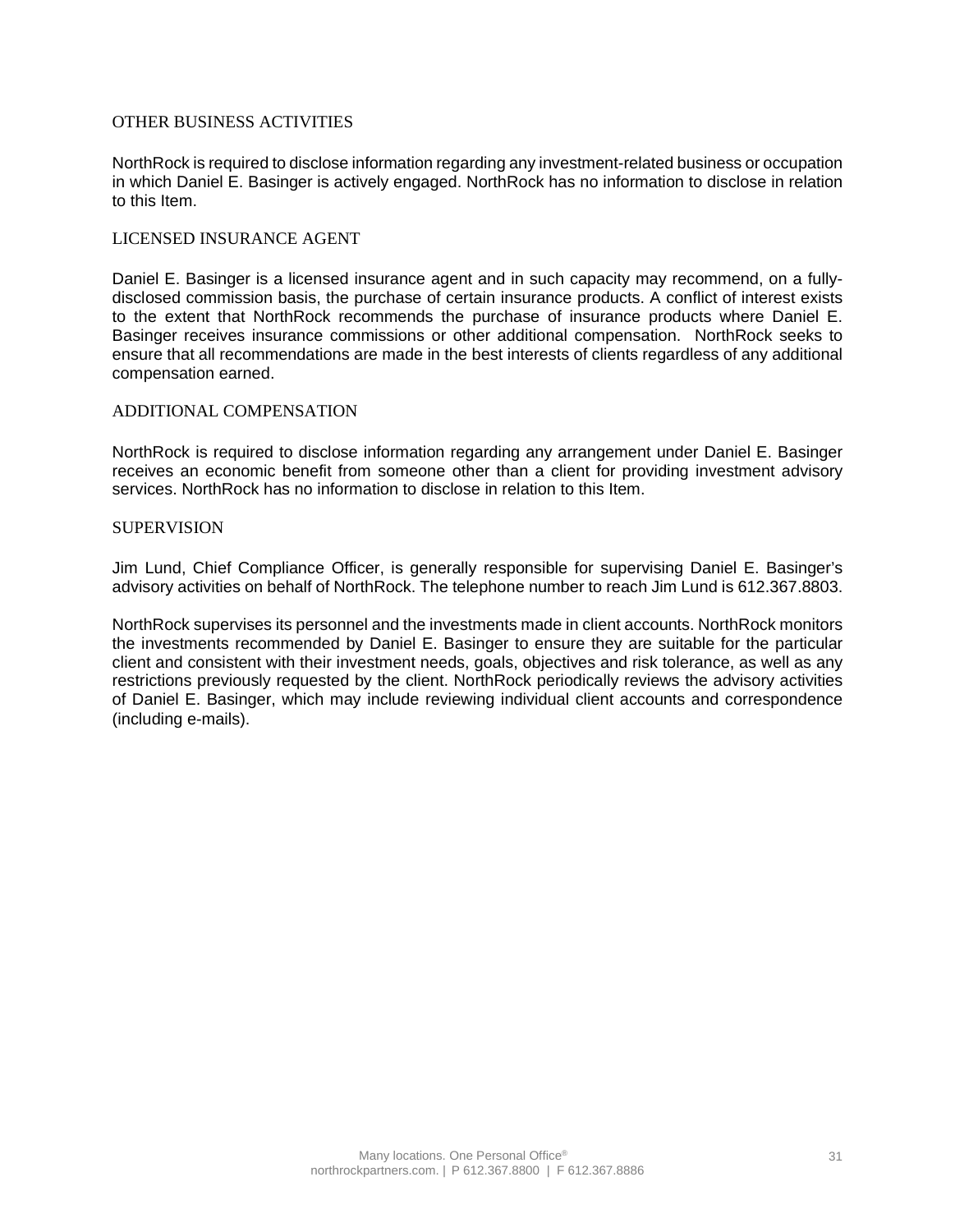## OTHER BUSINESS ACTIVITIES

NorthRock is required to disclose information regarding any investment-related business or occupation in which Daniel E. Basinger is actively engaged. NorthRock has no information to disclose in relation to this Item.

## LICENSED INSURANCE AGENT

Daniel E. Basinger is a licensed insurance agent and in such capacity may recommend, on a fully-disclosed commission basis, the purchase of certain insurance products. A conflict of interest exists to the extent that NorthRock recommends the purchase of insurance products where Daniel E. Basinger receives insurance commissions or other additional compensation. NorthRock seeks to ensure that all recommendations are made in the best interests of clients regardless of any additional compensation earned.

## ADDITIONAL COMPENSATION

NorthRock is required to disclose information regarding any arrangement under Daniel E. Basinger receives an economic benefit from someone other than a client for providing investment advisory services. NorthRock has no information to disclose in relation to this Item.

## SUPERVISION

Jim Lund, Chief Compliance Officer, is generally responsible for supervising Daniel E. Basinger's advisory activities on behalf of NorthRock. The telephone number to reach Jim Lund is 612.367.8803.

NorthRock supervises its personnel and the investments made in client accounts. NorthRock monitors the investments recommended by Daniel E. Basinger to ensure they are suitable for the particular client and consistent with their investment needs, goals, objectives and risk tolerance, as well as any restrictions previously requested by the client. NorthRock periodically reviews the advisory activities of Daniel E. Basinger, which may include reviewing individual client accounts and correspondence (including e-mails).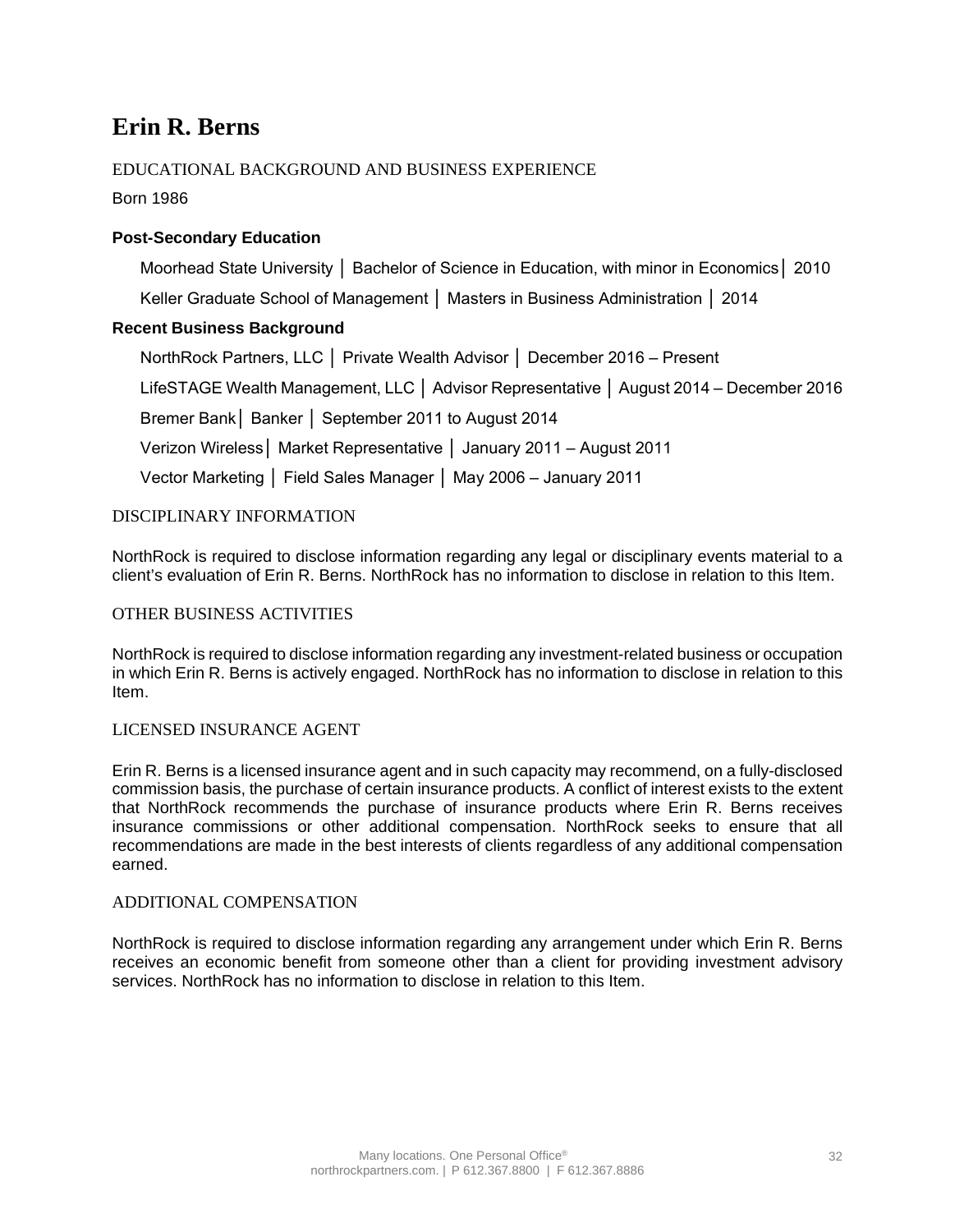# Erin R. Berns

## EDUCATIONAL BACKGROUND AND BUSINESS EXPERIENCE

Born 1986

### Post-Secondary Education

Moorhead State University │ Bachelor of Science in Education, with minor in Economics│ 2010

Keller Graduate School of Management │ Masters in Business Administration │ 2014

### Recent Business Background

NorthRock Partners, LLC │ Private Wealth Advisor │ December 2016 – Present

LifeSTAGE Wealth Management, LLC │ Advisor Representative │ August 2014 – December 2016

Bremer Bank│ Banker │ September 2011 to August 2014

Verizon Wireless│ Market Representative │ January 2011 – August 2011

Vector Marketing │ Field Sales Manager │ May 2006 – January 2011

## DISCIPLINARY INFORMATION

NorthRock is required to disclose information regarding any legal or disciplinary events material to a client's evaluation of Erin R. Berns. NorthRock has no information to disclose in relation to this Item.

## OTHER BUSINESS ACTIVITIES

NorthRock is required to disclose information regarding any investment-related business or occupation in which Erin R. Berns is actively engaged. NorthRock has no information to disclose in relation to this Item.

## LICENSED INSURANCE AGENT

Erin R. Berns is a licensed insurance agent and in such capacity may recommend, on a fully-disclosed commission basis, the purchase of certain insurance products. A conflict of interest exists to the extent that NorthRock recommends the purchase of insurance products where Erin R. Berns receives insurance commissions or other additional compensation. NorthRock seeks to ensure that all recommendations are made in the best interests of clients regardless of any additional compensation earned.

## ADDITIONAL COMPENSATION

NorthRock is required to disclose information regarding any arrangement under which Erin R. Berns receives an economic benefit from someone other than a client for providing investment advisory services. NorthRock has no information to disclose in relation to this Item.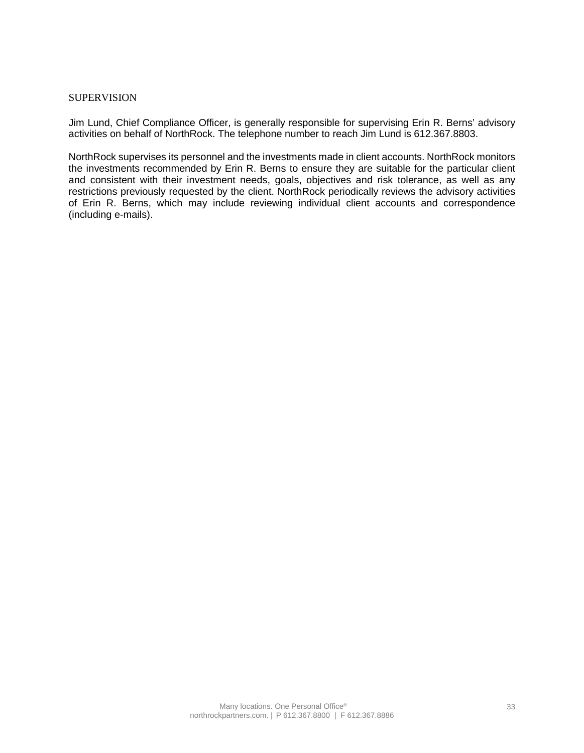## SUPERVISION

Jim Lund, Chief Compliance Officer, is generally responsible for supervising Erin R. Berns' advisory activities on behalf of NorthRock. The telephone number to reach Jim Lund is 612.367.8803.

NorthRock supervises its personnel and the investments made in client accounts. NorthRock monitors the investments recommended by Erin R. Berns to ensure they are suitable for the particular client and consistent with their investment needs, goals, objectives and risk tolerance, as well as any restrictions previously requested by the client. NorthRock periodically reviews the advisory activities of Erin R. Berns, which may include reviewing individual client accounts and correspondence (including e-mails).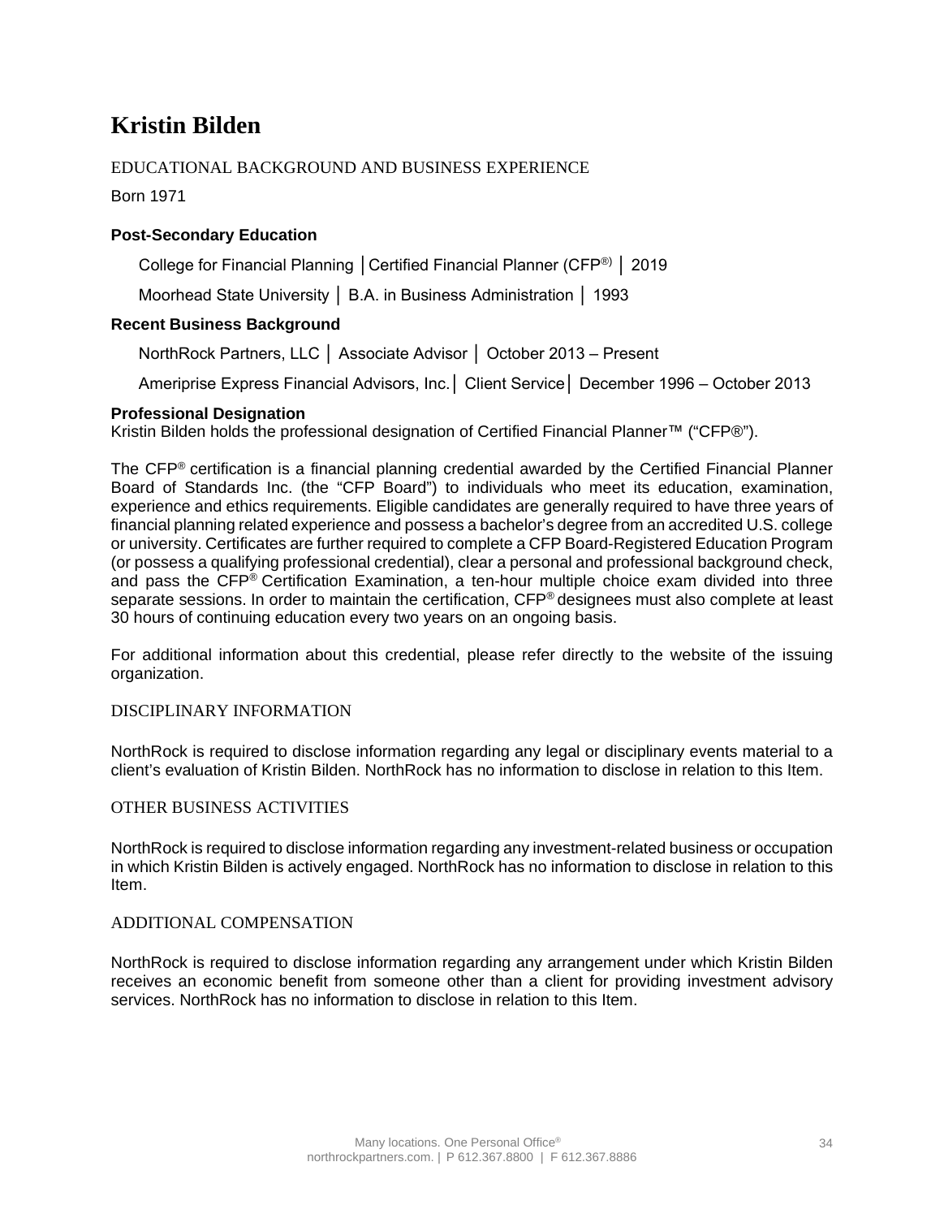# Kristin Bilden

## EDUCATIONAL BACKGROUND AND BUSINESS EXPERIENCE

Born 1971

**Post-Secondary Education**

College for Financial Planning │Certified Financial Planner (CFP®) │ 2019

Moorhead State University │ B.A. in Business Administration │ 1993

**Recent Business Background**

NorthRock Partners, LLC │ Associate Advisor │ October 2013 – Present

Ameriprise Express Financial Advisors, Inc.│ Client Service│ December 1996 – October 2013

**Professional Designation**

Kristin Bilden holds the professional designation of Certified Financial Planner™ ("CFP®").

The CFP® certification is a financial planning credential awarded by the Certified Financial Planner Board of Standards Inc. (the "CFP Board") to individuals who meet its education, examination, experience and ethics requirements. Eligible candidates are generally required to have three years of financial planning related experience and possess a bachelor's degree from an accredited U.S. college or university. Certificates are further required to complete a CFP Board-Registered Education Program (or possess a qualifying professional credential), clear a personal and professional background check, and pass the CFP® Certification Examination, a ten-hour multiple choice exam divided into three separate sessions. In order to maintain the certification, CFP® designees must also complete at least 30 hours of continuing education every two years on an ongoing basis.

For additional information about this credential, please refer directly to the website of the issuing organization.

## DISCIPLINARY INFORMATION

NorthRock is required to disclose information regarding any legal or disciplinary events material to a client's evaluation of Kristin Bilden. NorthRock has no information to disclose in relation to this Item.

## OTHER BUSINESS ACTIVITIES

NorthRock is required to disclose information regarding any investment-related business or occupation in which Kristin Bilden is actively engaged. NorthRock has no information to disclose in relation to this Item.

## ADDITIONAL COMPENSATION

NorthRock is required to disclose information regarding any arrangement under which Kristin Bilden receives an economic benefit from someone other than a client for providing investment advisory services. NorthRock has no information to disclose in relation to this Item.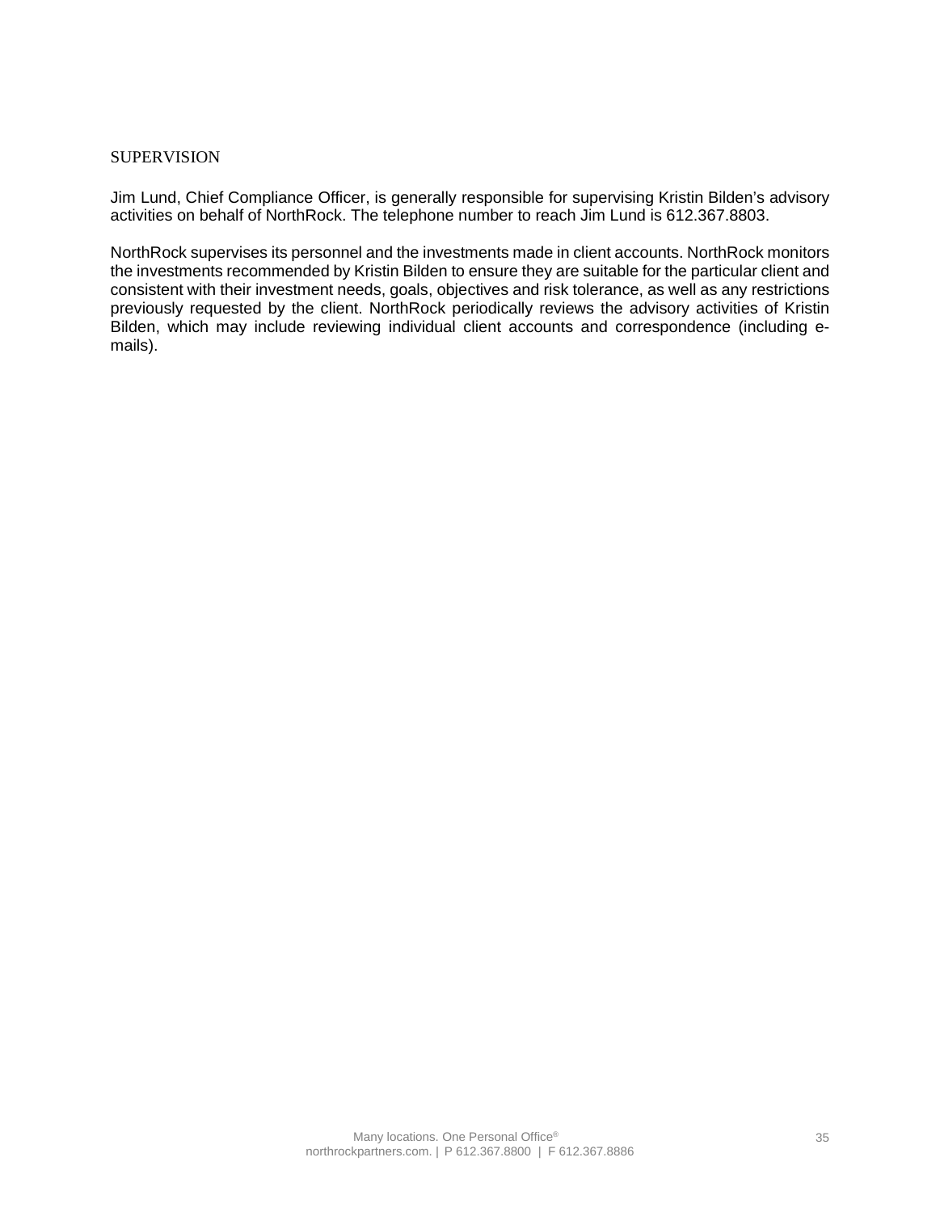## SUPERVISION

Jim Lund, Chief Compliance Officer, is generally responsible for supervising Kristin Bilden's advisory activities on behalf of NorthRock. The telephone number to reach Jim Lund is 612.367.8803.

NorthRock supervises its personnel and the investments made in client accounts. NorthRock monitors the investments recommended by Kristin Bilden to ensure they are suitable for the particular client and consistent with their investment needs, goals, objectives and risk tolerance, as well as any restrictions previously requested by the client. NorthRock periodically reviews the advisory activities of Kristin Bilden, which may include reviewing individual client accounts and correspondence (including e-mails).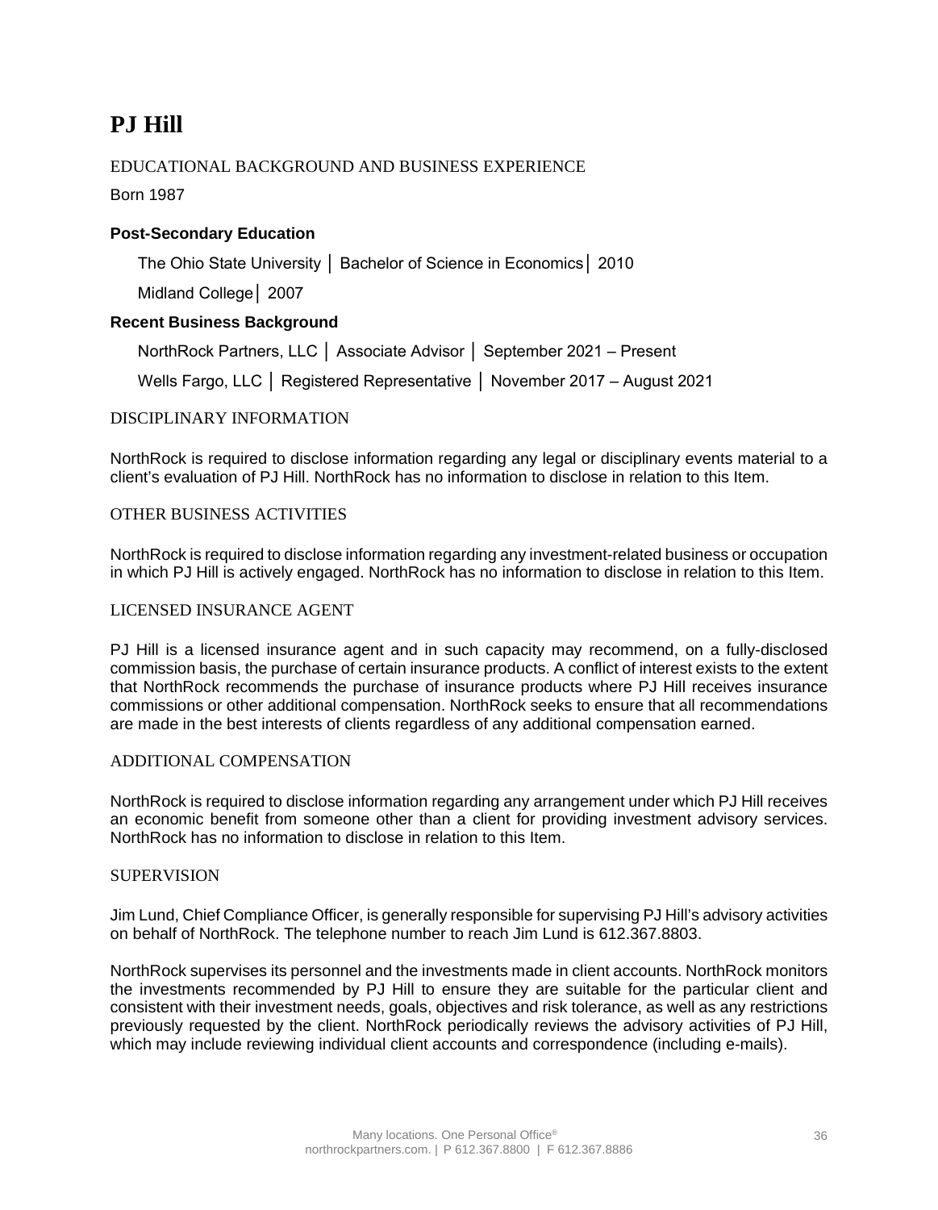# PJ Hill

## EDUCATIONAL BACKGROUND AND BUSINESS EXPERIENCE

Born 1987

**Post-Secondary Education**

The Ohio State University │ Bachelor of Science in Economics│ 2010

Midland College│ 2007

**Recent Business Background**

NorthRock Partners, LLC │ Associate Advisor │ September 2021 – Present

Wells Fargo, LLC │ Registered Representative │ November 2017 – August 2021

## DISCIPLINARY INFORMATION

NorthRock is required to disclose information regarding any legal or disciplinary events material to a client's evaluation of PJ Hill. NorthRock has no information to disclose in relation to this Item.

## OTHER BUSINESS ACTIVITIES

NorthRock is required to disclose information regarding any investment-related business or occupation in which PJ Hill is actively engaged. NorthRock has no information to disclose in relation to this Item.

## LICENSED INSURANCE AGENT

PJ Hill is a licensed insurance agent and in such capacity may recommend, on a fully-disclosed commission basis, the purchase of certain insurance products. A conflict of interest exists to the extent that NorthRock recommends the purchase of insurance products where PJ Hill receives insurance commissions or other additional compensation. NorthRock seeks to ensure that all recommendations are made in the best interests of clients regardless of any additional compensation earned.

## ADDITIONAL COMPENSATION

NorthRock is required to disclose information regarding any arrangement under which PJ Hill receives an economic benefit from someone other than a client for providing investment advisory services. NorthRock has no information to disclose in relation to this Item.

## SUPERVISION

Jim Lund, Chief Compliance Officer, is generally responsible for supervising PJ Hill's advisory activities on behalf of NorthRock. The telephone number to reach Jim Lund is 612.367.8803.

NorthRock supervises its personnel and the investments made in client accounts. NorthRock monitors the investments recommended by PJ Hill to ensure they are suitable for the particular client and consistent with their investment needs, goals, objectives and risk tolerance, as well as any restrictions previously requested by the client. NorthRock periodically reviews the advisory activities of PJ Hill, which may include reviewing individual client accounts and correspondence (including e-mails).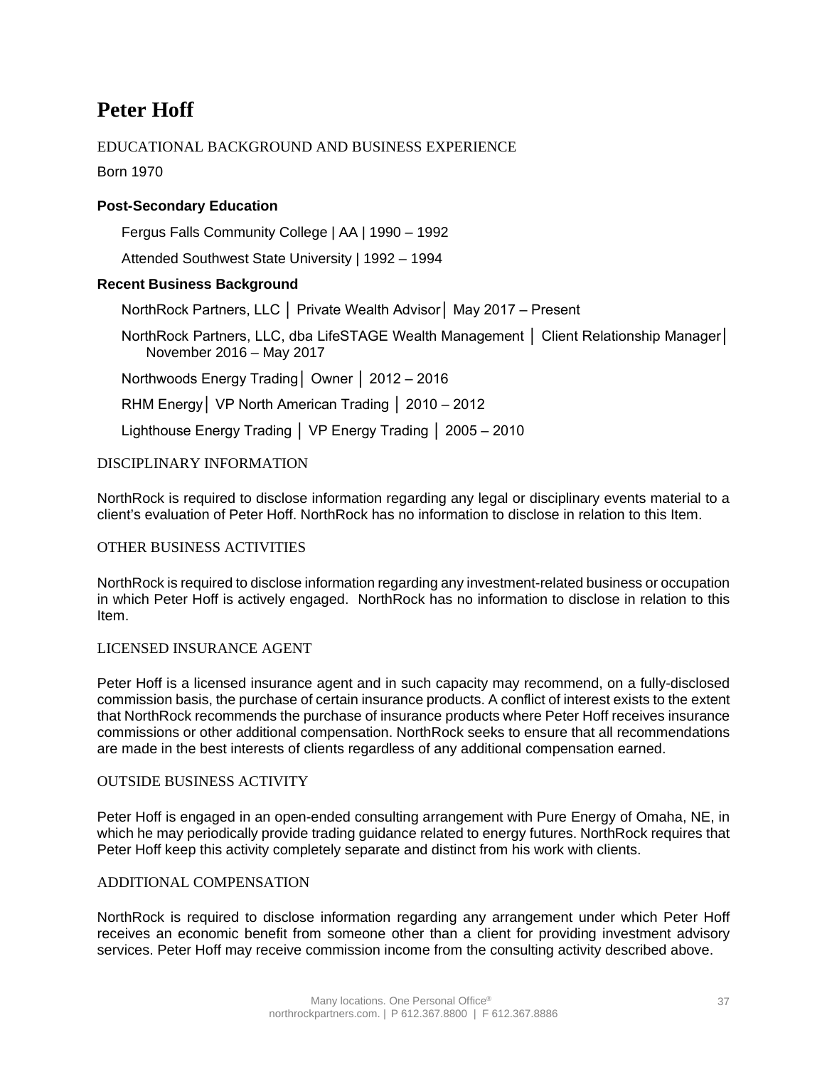# Peter Hoff

## EDUCATIONAL BACKGROUND AND BUSINESS EXPERIENCE

Born 1970

### Post-Secondary Education

Fergus Falls Community College | AA | 1990 – 1992

Attended Southwest State University | 1992 – 1994

### Recent Business Background

NorthRock Partners, LLC │ Private Wealth Advisor│ May 2017 – Present

NorthRock Partners, LLC, dba LifeSTAGE Wealth Management │ Client Relationship Manager│ November 2016 – May 2017

Northwoods Energy Trading│ Owner │ 2012 – 2016

RHM Energy│ VP North American Trading │ 2010 – 2012

Lighthouse Energy Trading │ VP Energy Trading │ 2005 – 2010

## DISCIPLINARY INFORMATION

NorthRock is required to disclose information regarding any legal or disciplinary events material to a client's evaluation of Peter Hoff. NorthRock has no information to disclose in relation to this Item.

## OTHER BUSINESS ACTIVITIES

NorthRock is required to disclose information regarding any investment-related business or occupation in which Peter Hoff is actively engaged. NorthRock has no information to disclose in relation to this Item.

## LICENSED INSURANCE AGENT

Peter Hoff is a licensed insurance agent and in such capacity may recommend, on a fully-disclosed commission basis, the purchase of certain insurance products. A conflict of interest exists to the extent that NorthRock recommends the purchase of insurance products where Peter Hoff receives insurance commissions or other additional compensation. NorthRock seeks to ensure that all recommendations are made in the best interests of clients regardless of any additional compensation earned.

## OUTSIDE BUSINESS ACTIVITY

Peter Hoff is engaged in an open-ended consulting arrangement with Pure Energy of Omaha, NE, in which he may periodically provide trading guidance related to energy futures. NorthRock requires that Peter Hoff keep this activity completely separate and distinct from his work with clients.

## ADDITIONAL COMPENSATION

NorthRock is required to disclose information regarding any arrangement under which Peter Hoff receives an economic benefit from someone other than a client for providing investment advisory services. Peter Hoff may receive commission income from the consulting activity described above.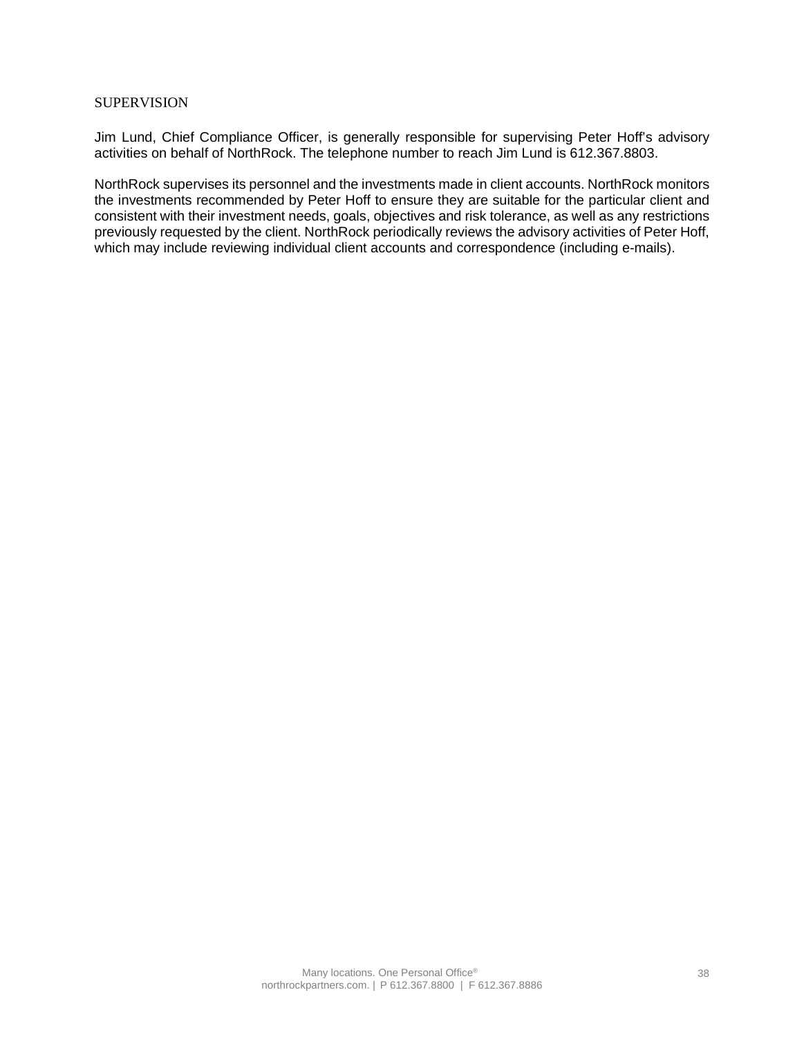## SUPERVISION

Jim Lund, Chief Compliance Officer, is generally responsible for supervising Peter Hoff's advisory activities on behalf of NorthRock. The telephone number to reach Jim Lund is 612.367.8803.

NorthRock supervises its personnel and the investments made in client accounts. NorthRock monitors the investments recommended by Peter Hoff to ensure they are suitable for the particular client and consistent with their investment needs, goals, objectives and risk tolerance, as well as any restrictions previously requested by the client. NorthRock periodically reviews the advisory activities of Peter Hoff, which may include reviewing individual client accounts and correspondence (including e-mails).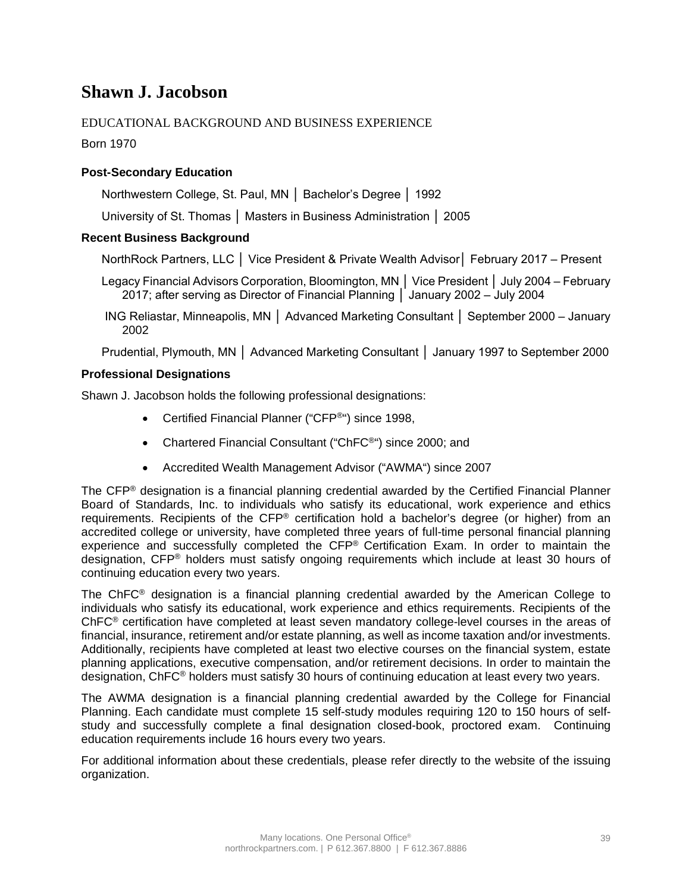# Shawn J. Jacobson

EDUCATIONAL BACKGROUND AND BUSINESS EXPERIENCE

Born 1970

### Post-Secondary Education

Northwestern College, St. Paul, MN │ Bachelor's Degree │ 1992

University of St. Thomas │ Masters in Business Administration │ 2005

### Recent Business Background

NorthRock Partners, LLC │ Vice President & Private Wealth Advisor│ February 2017 – Present

Legacy Financial Advisors Corporation, Bloomington, MN │ Vice President │ July 2004 – February 2017; after serving as Director of Financial Planning │ January 2002 – July 2004

ING Reliastar, Minneapolis, MN │ Advanced Marketing Consultant │ September 2000 – January 2002

Prudential, Plymouth, MN │ Advanced Marketing Consultant │ January 1997 to September 2000

### Professional Designations

Shawn J. Jacobson holds the following professional designations:

- Certified Financial Planner ("CFP®") since 1998,
- Chartered Financial Consultant ("ChFC®") since 2000; and
- Accredited Wealth Management Advisor ("AWMA") since 2007

The CFP® designation is a financial planning credential awarded by the Certified Financial Planner Board of Standards, Inc. to individuals who satisfy its educational, work experience and ethics requirements. Recipients of the CFP® certification hold a bachelor's degree (or higher) from an accredited college or university, have completed three years of full-time personal financial planning experience and successfully completed the CFP® Certification Exam. In order to maintain the designation, CFP® holders must satisfy ongoing requirements which include at least 30 hours of continuing education every two years.

The ChFC® designation is a financial planning credential awarded by the American College to individuals who satisfy its educational, work experience and ethics requirements. Recipients of the ChFC® certification have completed at least seven mandatory college-level courses in the areas of financial, insurance, retirement and/or estate planning, as well as income taxation and/or investments. Additionally, recipients have completed at least two elective courses on the financial system, estate planning applications, executive compensation, and/or retirement decisions. In order to maintain the designation, ChFC® holders must satisfy 30 hours of continuing education at least every two years.

The AWMA designation is a financial planning credential awarded by the College for Financial Planning. Each candidate must complete 15 self-study modules requiring 120 to 150 hours of self-study and successfully complete a final designation closed-book, proctored exam. Continuing education requirements include 16 hours every two years.

For additional information about these credentials, please refer directly to the website of the issuing organization.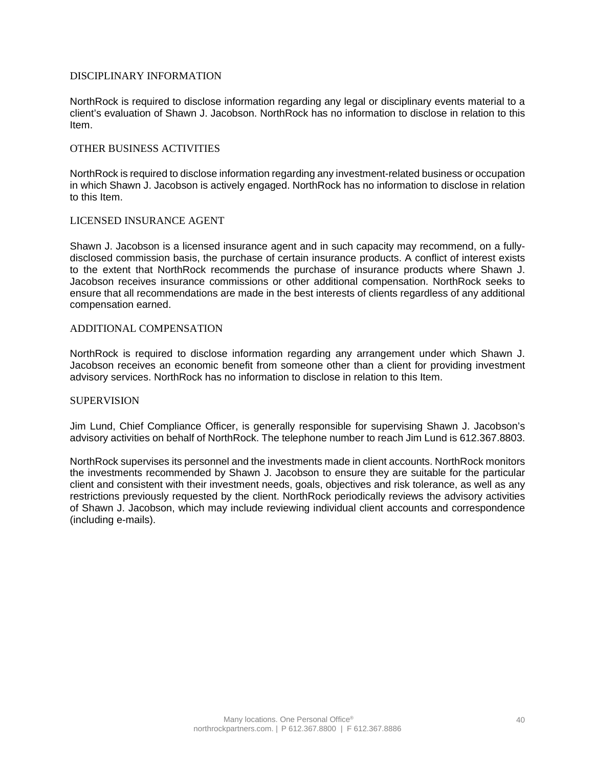## DISCIPLINARY INFORMATION

NorthRock is required to disclose information regarding any legal or disciplinary events material to a client's evaluation of Shawn J. Jacobson. NorthRock has no information to disclose in relation to this Item.

## OTHER BUSINESS ACTIVITIES

NorthRock is required to disclose information regarding any investment-related business or occupation in which Shawn J. Jacobson is actively engaged. NorthRock has no information to disclose in relation to this Item.

## LICENSED INSURANCE AGENT

Shawn J. Jacobson is a licensed insurance agent and in such capacity may recommend, on a fully-disclosed commission basis, the purchase of certain insurance products. A conflict of interest exists to the extent that NorthRock recommends the purchase of insurance products where Shawn J. Jacobson receives insurance commissions or other additional compensation. NorthRock seeks to ensure that all recommendations are made in the best interests of clients regardless of any additional compensation earned.

## ADDITIONAL COMPENSATION

NorthRock is required to disclose information regarding any arrangement under which Shawn J. Jacobson receives an economic benefit from someone other than a client for providing investment advisory services. NorthRock has no information to disclose in relation to this Item.

## SUPERVISION

Jim Lund, Chief Compliance Officer, is generally responsible for supervising Shawn J. Jacobson's advisory activities on behalf of NorthRock. The telephone number to reach Jim Lund is 612.367.8803.

NorthRock supervises its personnel and the investments made in client accounts. NorthRock monitors the investments recommended by Shawn J. Jacobson to ensure they are suitable for the particular client and consistent with their investment needs, goals, objectives and risk tolerance, as well as any restrictions previously requested by the client. NorthRock periodically reviews the advisory activities of Shawn J. Jacobson, which may include reviewing individual client accounts and correspondence (including e-mails).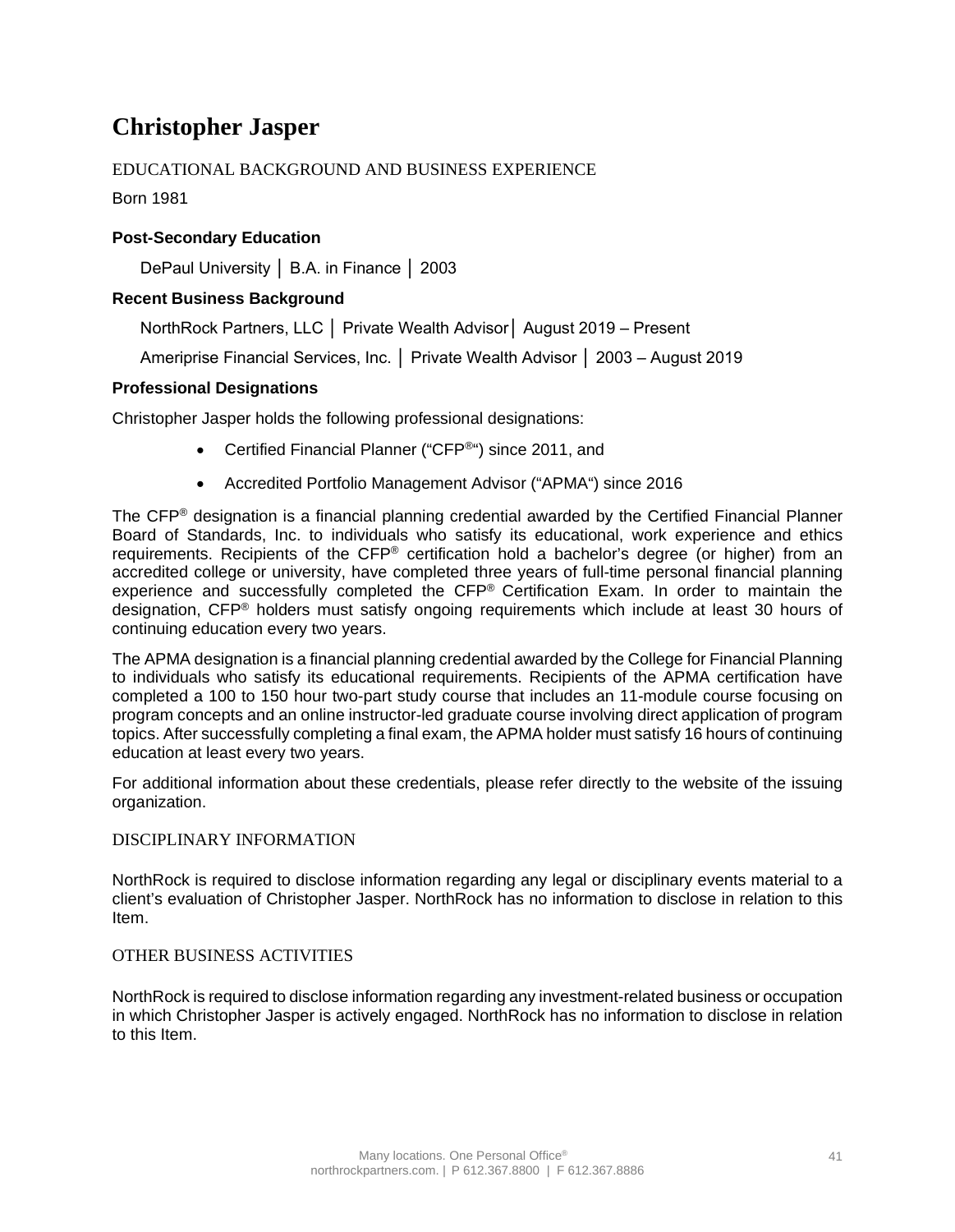# Christopher Jasper

## EDUCATIONAL BACKGROUND AND BUSINESS EXPERIENCE

Born 1981

### Post-Secondary Education

DePaul University │ B.A. in Finance │ 2003

### Recent Business Background

NorthRock Partners, LLC │ Private Wealth Advisor│ August 2019 – Present

Ameriprise Financial Services, Inc. │ Private Wealth Advisor │ 2003 – August 2019

### Professional Designations

Christopher Jasper holds the following professional designations:

- Certified Financial Planner ("CFP®") since 2011, and
- Accredited Portfolio Management Advisor ("APMA") since 2016

The CFP® designation is a financial planning credential awarded by the Certified Financial Planner Board of Standards, Inc. to individuals who satisfy its educational, work experience and ethics requirements. Recipients of the CFP® certification hold a bachelor's degree (or higher) from an accredited college or university, have completed three years of full-time personal financial planning experience and successfully completed the CFP® Certification Exam. In order to maintain the designation, CFP® holders must satisfy ongoing requirements which include at least 30 hours of continuing education every two years.

The APMA designation is a financial planning credential awarded by the College for Financial Planning to individuals who satisfy its educational requirements. Recipients of the APMA certification have completed a 100 to 150 hour two-part study course that includes an 11-module course focusing on program concepts and an online instructor-led graduate course involving direct application of program topics. After successfully completing a final exam, the APMA holder must satisfy 16 hours of continuing education at least every two years.

For additional information about these credentials, please refer directly to the website of the issuing organization.

## DISCIPLINARY INFORMATION

NorthRock is required to disclose information regarding any legal or disciplinary events material to a client's evaluation of Christopher Jasper. NorthRock has no information to disclose in relation to this Item.

## OTHER BUSINESS ACTIVITIES

NorthRock is required to disclose information regarding any investment-related business or occupation in which Christopher Jasper is actively engaged. NorthRock has no information to disclose in relation to this Item.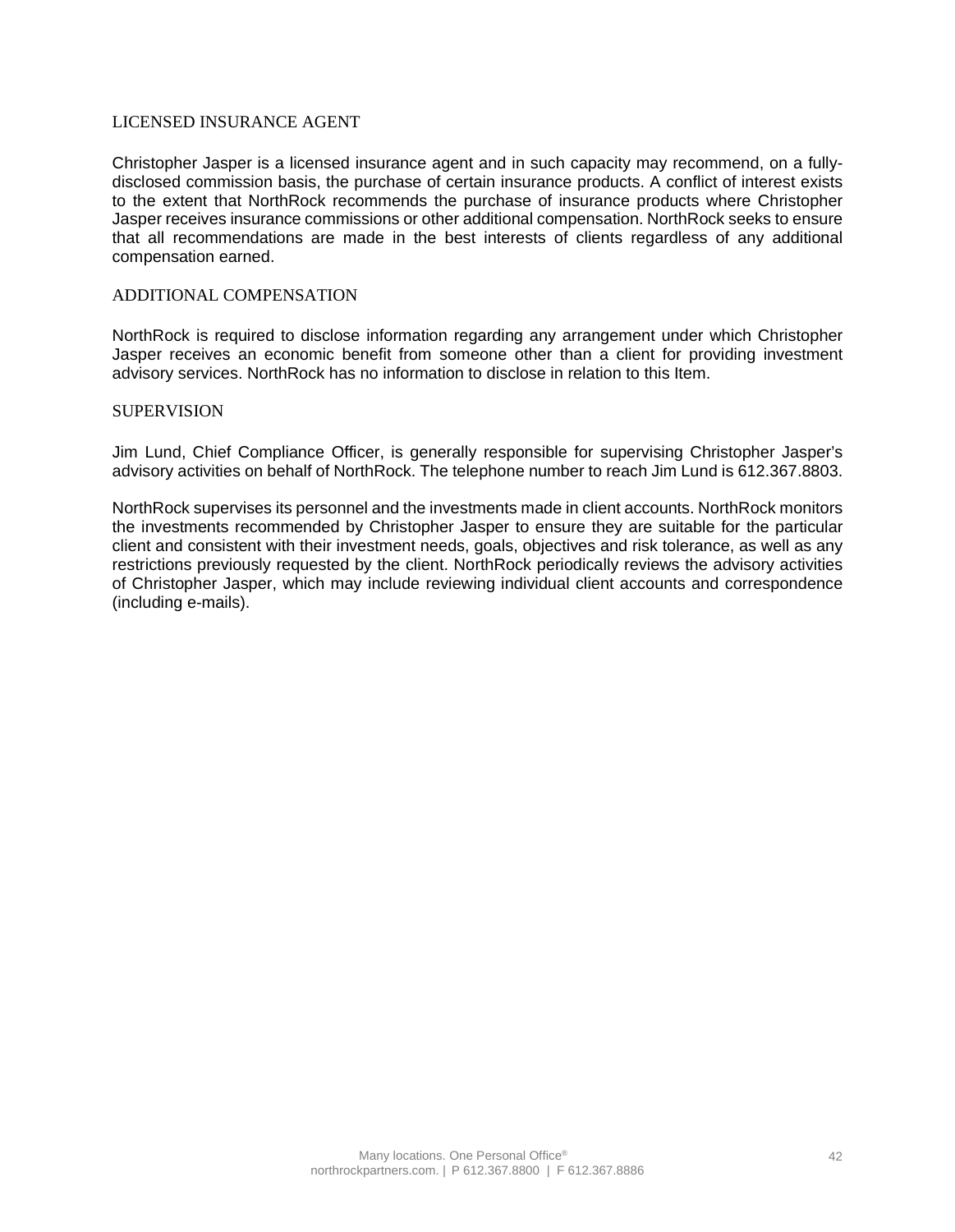## LICENSED INSURANCE AGENT

Christopher Jasper is a licensed insurance agent and in such capacity may recommend, on a fully-disclosed commission basis, the purchase of certain insurance products. A conflict of interest exists to the extent that NorthRock recommends the purchase of insurance products where Christopher Jasper receives insurance commissions or other additional compensation. NorthRock seeks to ensure that all recommendations are made in the best interests of clients regardless of any additional compensation earned.

## ADDITIONAL COMPENSATION

NorthRock is required to disclose information regarding any arrangement under which Christopher Jasper receives an economic benefit from someone other than a client for providing investment advisory services. NorthRock has no information to disclose in relation to this Item.

## SUPERVISION

Jim Lund, Chief Compliance Officer, is generally responsible for supervising Christopher Jasper's advisory activities on behalf of NorthRock. The telephone number to reach Jim Lund is 612.367.8803.

NorthRock supervises its personnel and the investments made in client accounts. NorthRock monitors the investments recommended by Christopher Jasper to ensure they are suitable for the particular client and consistent with their investment needs, goals, objectives and risk tolerance, as well as any restrictions previously requested by the client. NorthRock periodically reviews the advisory activities of Christopher Jasper, which may include reviewing individual client accounts and correspondence (including e-mails).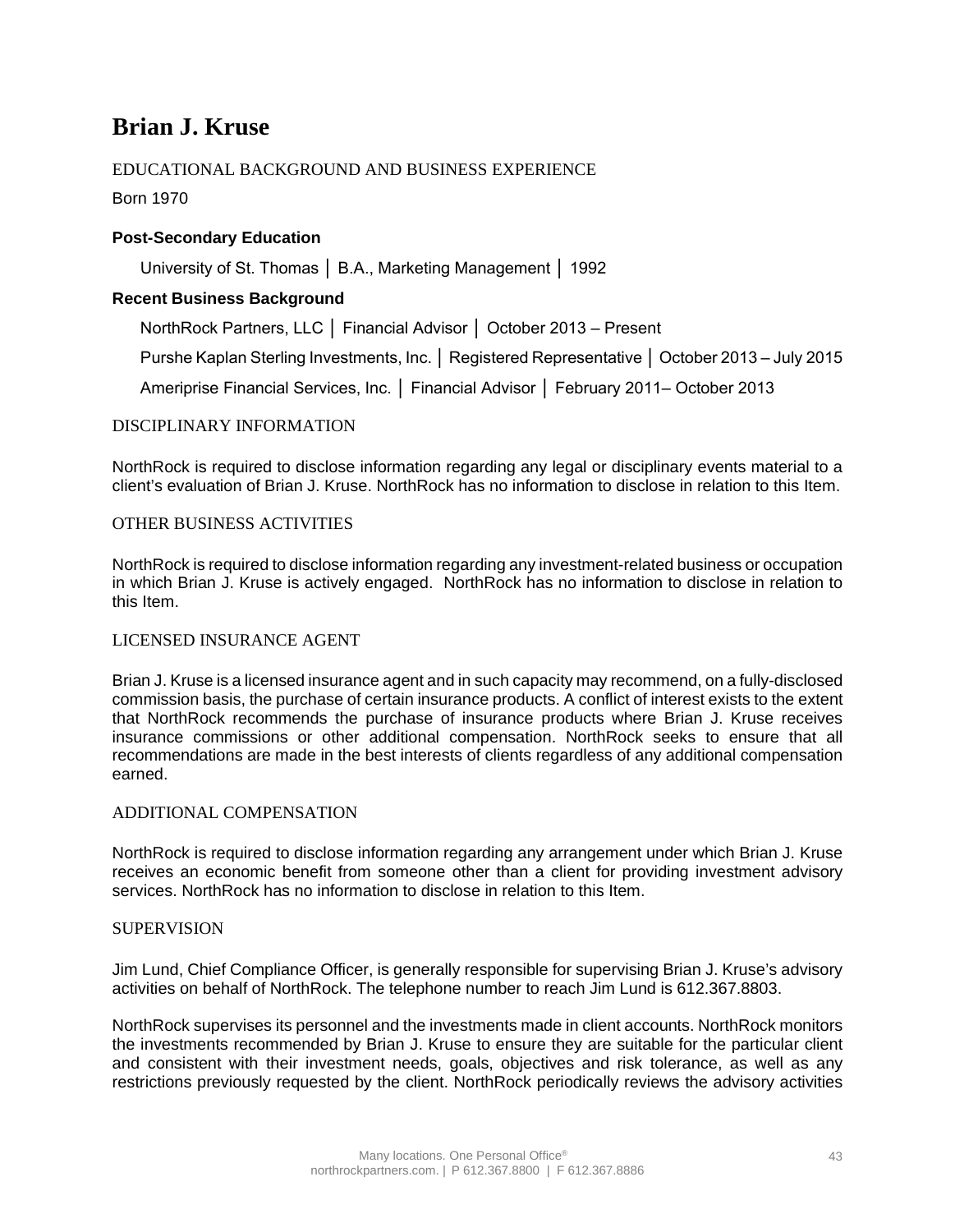# Brian J. Kruse

## EDUCATIONAL BACKGROUND AND BUSINESS EXPERIENCE

Born 1970

**Post-Secondary Education**

University of St. Thomas │ B.A., Marketing Management │ 1992

**Recent Business Background**

NorthRock Partners, LLC │ Financial Advisor │ October 2013 – Present

Purshe Kaplan Sterling Investments, Inc. │ Registered Representative │ October 2013 – July 2015

Ameriprise Financial Services, Inc. │ Financial Advisor │ February 2011– October 2013

## DISCIPLINARY INFORMATION

NorthRock is required to disclose information regarding any legal or disciplinary events material to a client's evaluation of Brian J. Kruse. NorthRock has no information to disclose in relation to this Item.

## OTHER BUSINESS ACTIVITIES

NorthRock is required to disclose information regarding any investment-related business or occupation in which Brian J. Kruse is actively engaged. NorthRock has no information to disclose in relation to this Item.

## LICENSED INSURANCE AGENT

Brian J. Kruse is a licensed insurance agent and in such capacity may recommend, on a fully-disclosed commission basis, the purchase of certain insurance products. A conflict of interest exists to the extent that NorthRock recommends the purchase of insurance products where Brian J. Kruse receives insurance commissions or other additional compensation. NorthRock seeks to ensure that all recommendations are made in the best interests of clients regardless of any additional compensation earned.

## ADDITIONAL COMPENSATION

NorthRock is required to disclose information regarding any arrangement under which Brian J. Kruse receives an economic benefit from someone other than a client for providing investment advisory services. NorthRock has no information to disclose in relation to this Item.

## SUPERVISION

Jim Lund, Chief Compliance Officer, is generally responsible for supervising Brian J. Kruse's advisory activities on behalf of NorthRock. The telephone number to reach Jim Lund is 612.367.8803.

NorthRock supervises its personnel and the investments made in client accounts. NorthRock monitors the investments recommended by Brian J. Kruse to ensure they are suitable for the particular client and consistent with their investment needs, goals, objectives and risk tolerance, as well as any restrictions previously requested by the client. NorthRock periodically reviews the advisory activities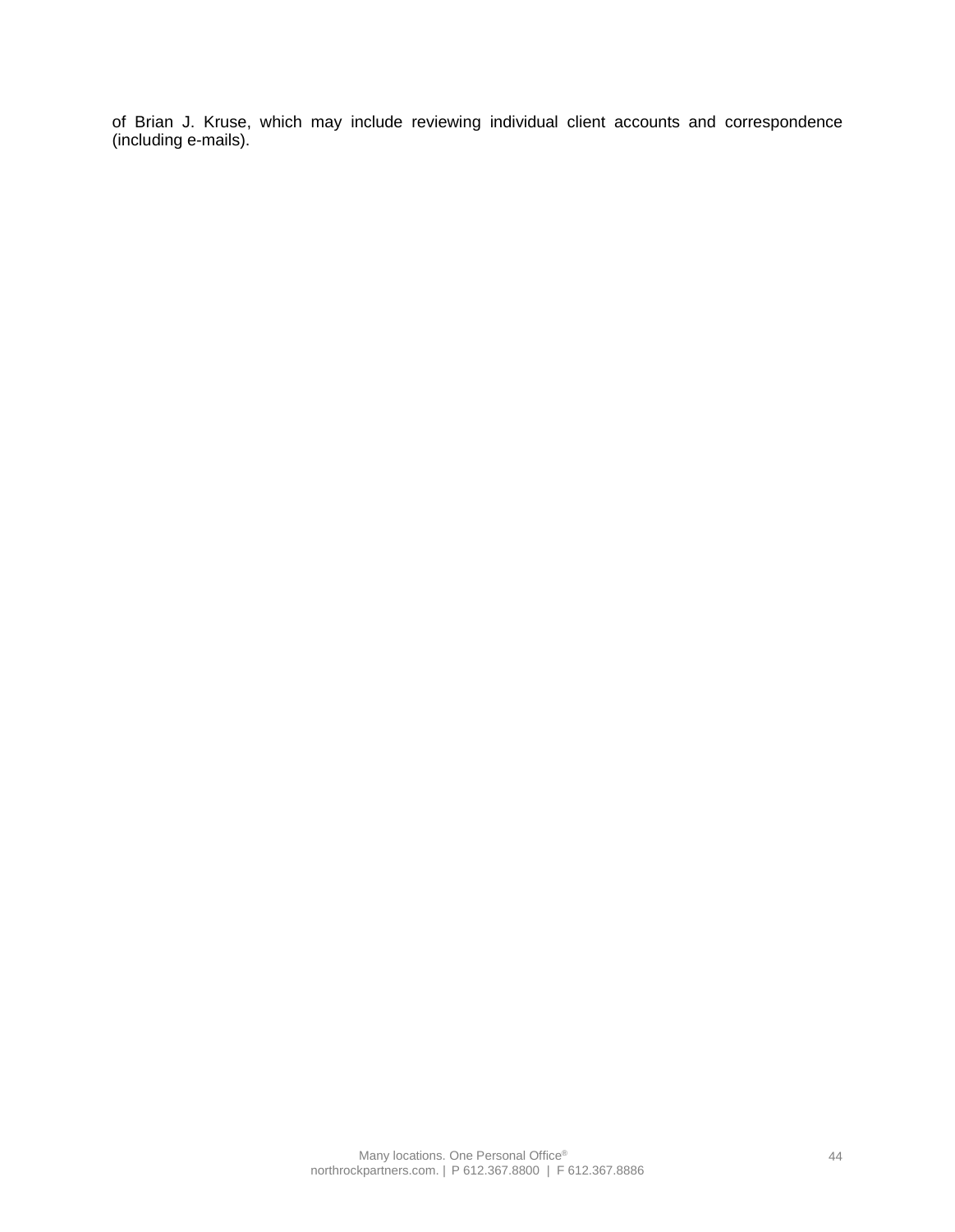of Brian J. Kruse, which may include reviewing individual client accounts and correspondence (including e-mails).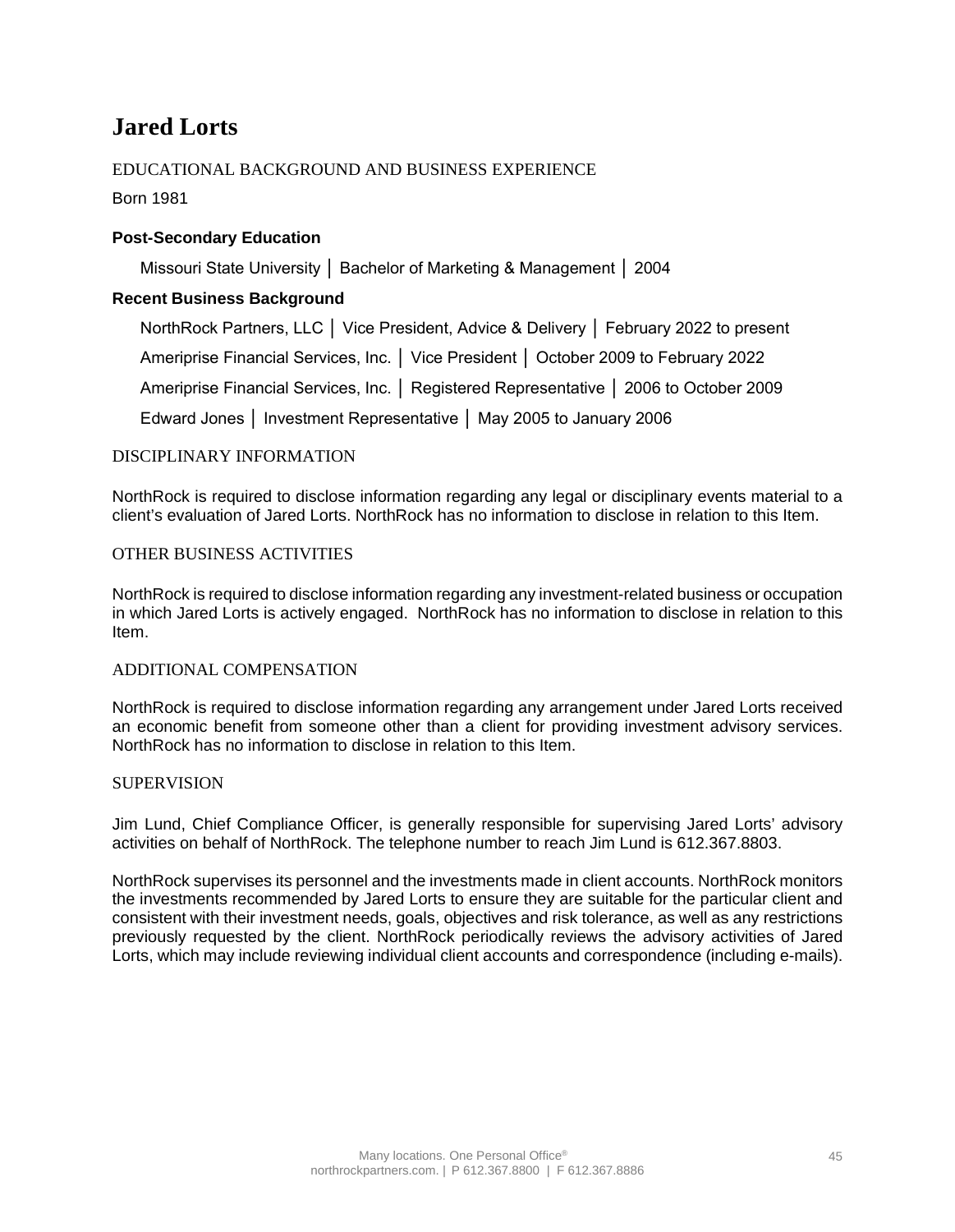# Jared Lorts

## EDUCATIONAL BACKGROUND AND BUSINESS EXPERIENCE

Born 1981

### Post-Secondary Education

Missouri State University │ Bachelor of Marketing & Management │ 2004

### Recent Business Background

NorthRock Partners, LLC │ Vice President, Advice & Delivery │ February 2022 to present

Ameriprise Financial Services, Inc. │ Vice President │ October 2009 to February 2022

Ameriprise Financial Services, Inc. │ Registered Representative │ 2006 to October 2009

Edward Jones │ Investment Representative │ May 2005 to January 2006

## DISCIPLINARY INFORMATION

NorthRock is required to disclose information regarding any legal or disciplinary events material to a client's evaluation of Jared Lorts. NorthRock has no information to disclose in relation to this Item.

## OTHER BUSINESS ACTIVITIES

NorthRock is required to disclose information regarding any investment-related business or occupation in which Jared Lorts is actively engaged. NorthRock has no information to disclose in relation to this Item.

## ADDITIONAL COMPENSATION

NorthRock is required to disclose information regarding any arrangement under Jared Lorts received an economic benefit from someone other than a client for providing investment advisory services. NorthRock has no information to disclose in relation to this Item.

## SUPERVISION

Jim Lund, Chief Compliance Officer, is generally responsible for supervising Jared Lorts' advisory activities on behalf of NorthRock. The telephone number to reach Jim Lund is 612.367.8803.

NorthRock supervises its personnel and the investments made in client accounts. NorthRock monitors the investments recommended by Jared Lorts to ensure they are suitable for the particular client and consistent with their investment needs, goals, objectives and risk tolerance, as well as any restrictions previously requested by the client. NorthRock periodically reviews the advisory activities of Jared Lorts, which may include reviewing individual client accounts and correspondence (including e-mails).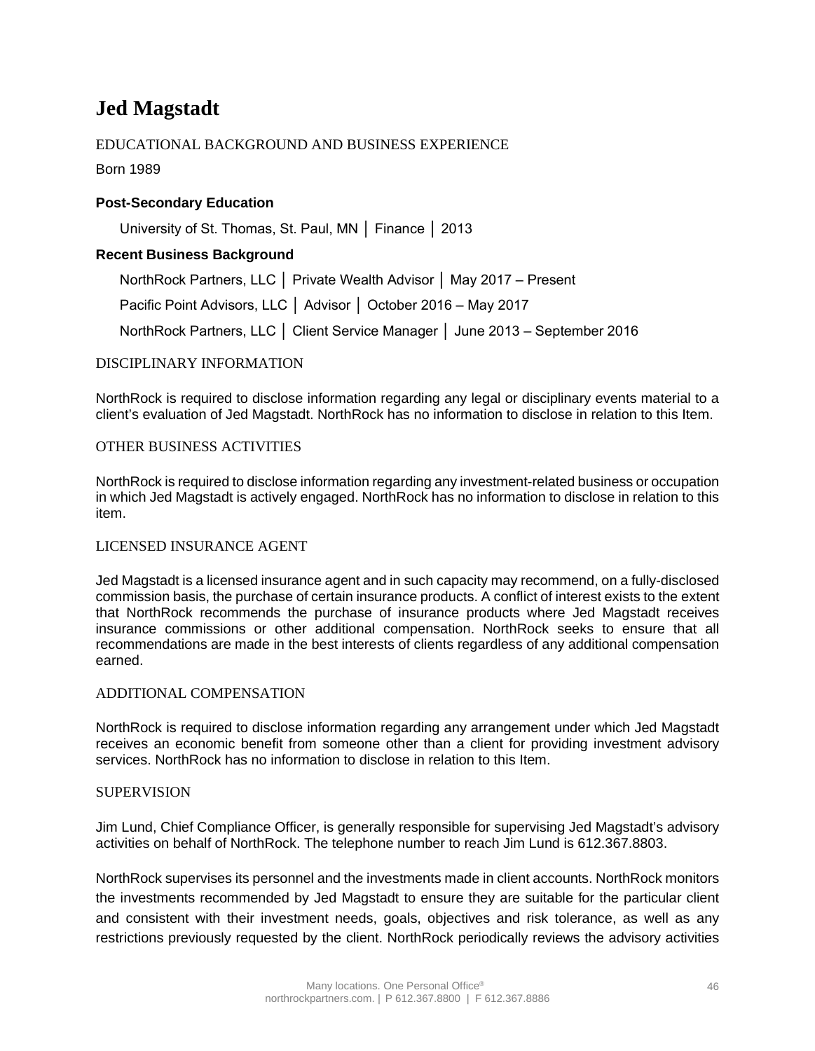# Jed Magstadt

## EDUCATIONAL BACKGROUND AND BUSINESS EXPERIENCE

Born 1989

**Post-Secondary Education**

University of St. Thomas, St. Paul, MN │ Finance │ 2013

**Recent Business Background**

NorthRock Partners, LLC │ Private Wealth Advisor │ May 2017 – Present

Pacific Point Advisors, LLC │ Advisor │ October 2016 – May 2017

NorthRock Partners, LLC │ Client Service Manager │ June 2013 – September 2016

## DISCIPLINARY INFORMATION

NorthRock is required to disclose information regarding any legal or disciplinary events material to a client's evaluation of Jed Magstadt. NorthRock has no information to disclose in relation to this Item.

## OTHER BUSINESS ACTIVITIES

NorthRock is required to disclose information regarding any investment-related business or occupation in which Jed Magstadt is actively engaged. NorthRock has no information to disclose in relation to this item.

## LICENSED INSURANCE AGENT

Jed Magstadt is a licensed insurance agent and in such capacity may recommend, on a fully-disclosed commission basis, the purchase of certain insurance products. A conflict of interest exists to the extent that NorthRock recommends the purchase of insurance products where Jed Magstadt receives insurance commissions or other additional compensation. NorthRock seeks to ensure that all recommendations are made in the best interests of clients regardless of any additional compensation earned.

## ADDITIONAL COMPENSATION

NorthRock is required to disclose information regarding any arrangement under which Jed Magstadt receives an economic benefit from someone other than a client for providing investment advisory services. NorthRock has no information to disclose in relation to this Item.

## SUPERVISION

Jim Lund, Chief Compliance Officer, is generally responsible for supervising Jed Magstadt's advisory activities on behalf of NorthRock. The telephone number to reach Jim Lund is 612.367.8803.

NorthRock supervises its personnel and the investments made in client accounts. NorthRock monitors the investments recommended by Jed Magstadt to ensure they are suitable for the particular client and consistent with their investment needs, goals, objectives and risk tolerance, as well as any restrictions previously requested by the client. NorthRock periodically reviews the advisory activities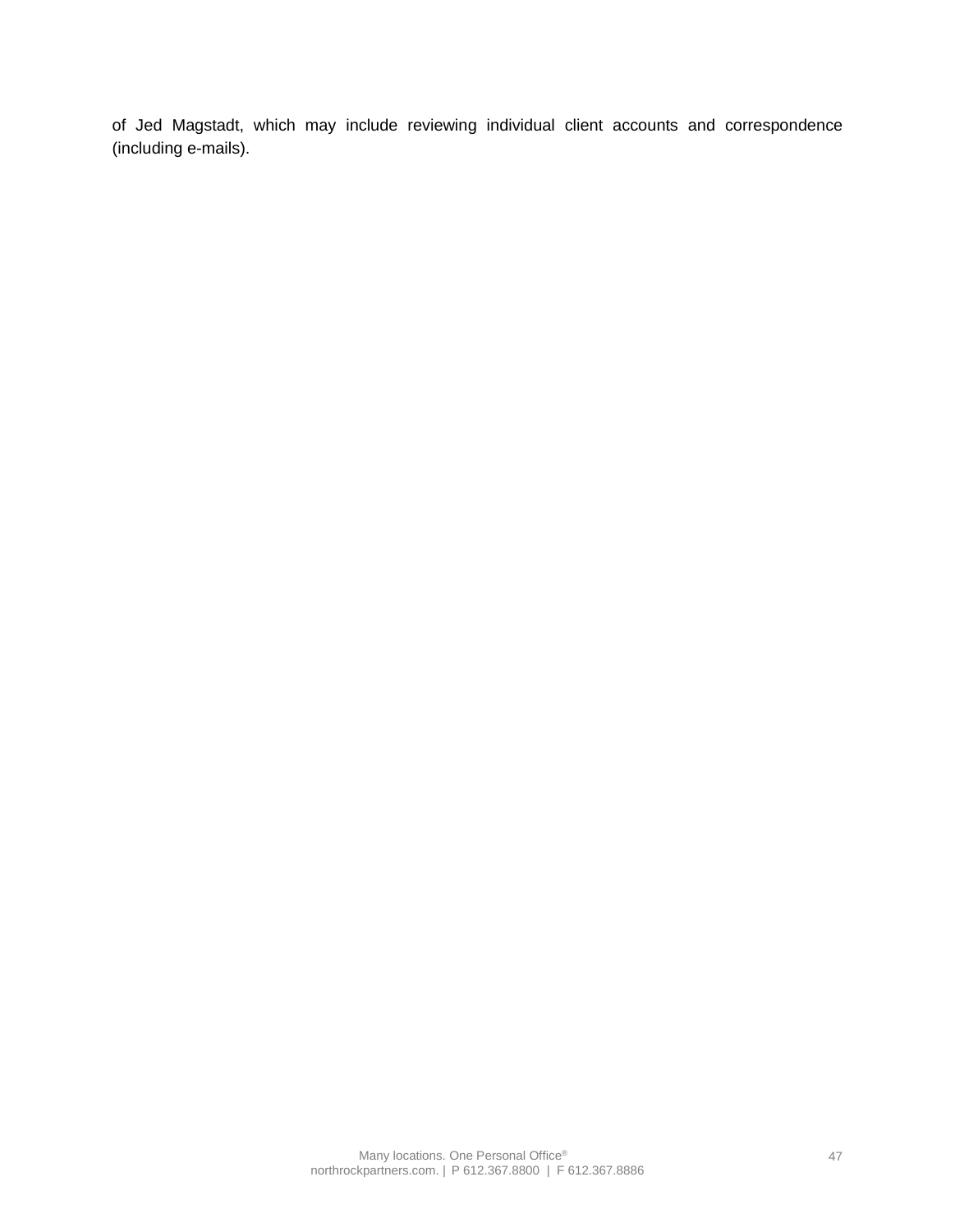of Jed Magstadt, which may include reviewing individual client accounts and correspondence (including e-mails).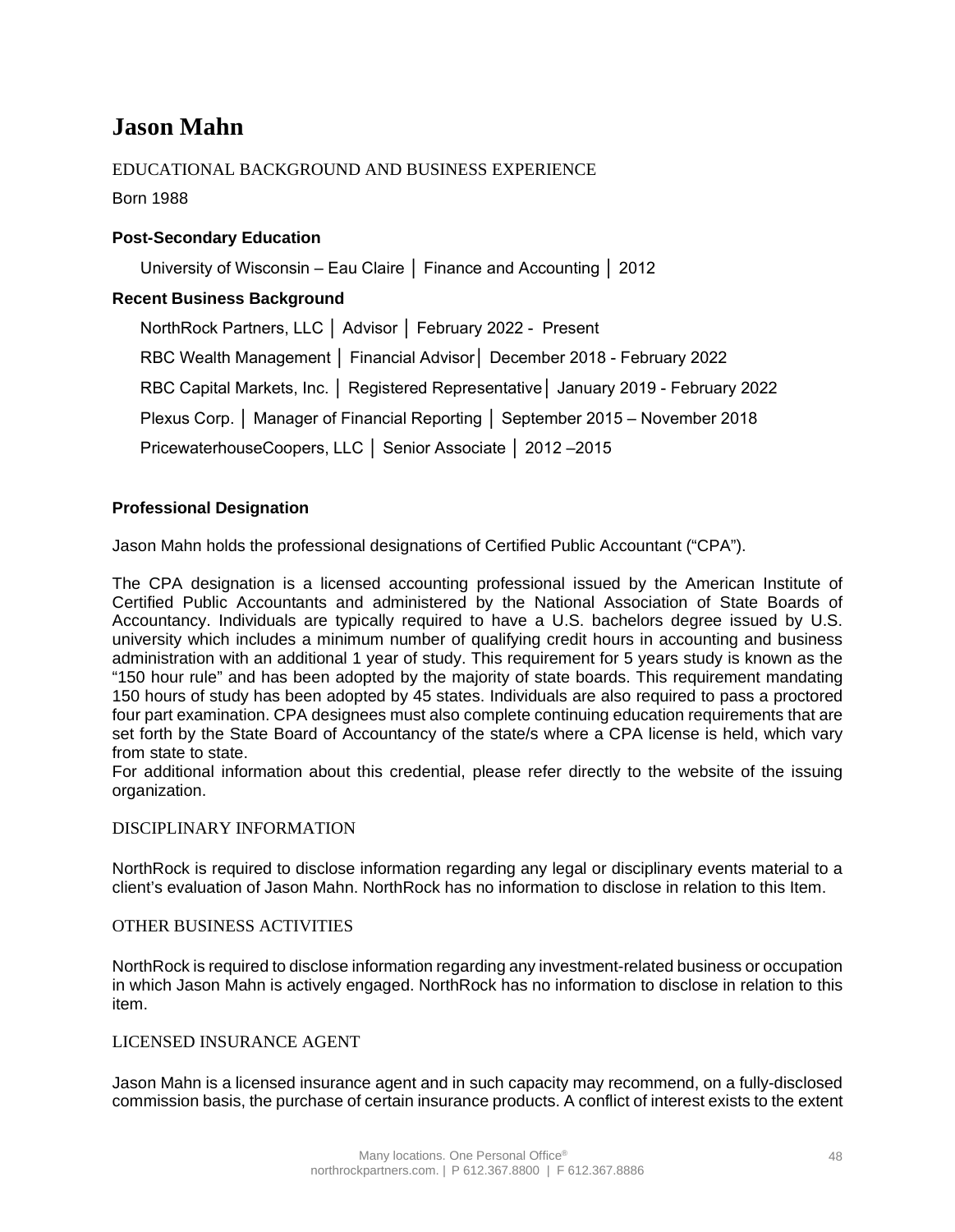# Jason Mahn

EDUCATIONAL BACKGROUND AND BUSINESS EXPERIENCE

Born 1988

### Post-Secondary Education

University of Wisconsin – Eau Claire │ Finance and Accounting │ 2012

### Recent Business Background

NorthRock Partners, LLC │ Advisor │ February 2022 - Present

RBC Wealth Management │ Financial Advisor│ December 2018 - February 2022

RBC Capital Markets, Inc. │ Registered Representative│ January 2019 - February 2022

Plexus Corp. │ Manager of Financial Reporting │ September 2015 – November 2018

PricewaterhouseCoopers, LLC │ Senior Associate │ 2012 –2015

### Professional Designation

Jason Mahn holds the professional designations of Certified Public Accountant ("CPA").

The CPA designation is a licensed accounting professional issued by the American Institute of Certified Public Accountants and administered by the National Association of State Boards of Accountancy. Individuals are typically required to have a U.S. bachelors degree issued by U.S. university which includes a minimum number of qualifying credit hours in accounting and business administration with an additional 1 year of study. This requirement for 5 years study is known as the "150 hour rule" and has been adopted by the majority of state boards. This requirement mandating 150 hours of study has been adopted by 45 states. Individuals are also required to pass a proctored four part examination. CPA designees must also complete continuing education requirements that are set forth by the State Board of Accountancy of the state/s where a CPA license is held, which vary from state to state.

For additional information about this credential, please refer directly to the website of the issuing organization.

DISCIPLINARY INFORMATION

NorthRock is required to disclose information regarding any legal or disciplinary events material to a client's evaluation of Jason Mahn. NorthRock has no information to disclose in relation to this Item.

OTHER BUSINESS ACTIVITIES

NorthRock is required to disclose information regarding any investment-related business or occupation in which Jason Mahn is actively engaged. NorthRock has no information to disclose in relation to this item.

LICENSED INSURANCE AGENT

Jason Mahn is a licensed insurance agent and in such capacity may recommend, on a fully-disclosed commission basis, the purchase of certain insurance products. A conflict of interest exists to the extent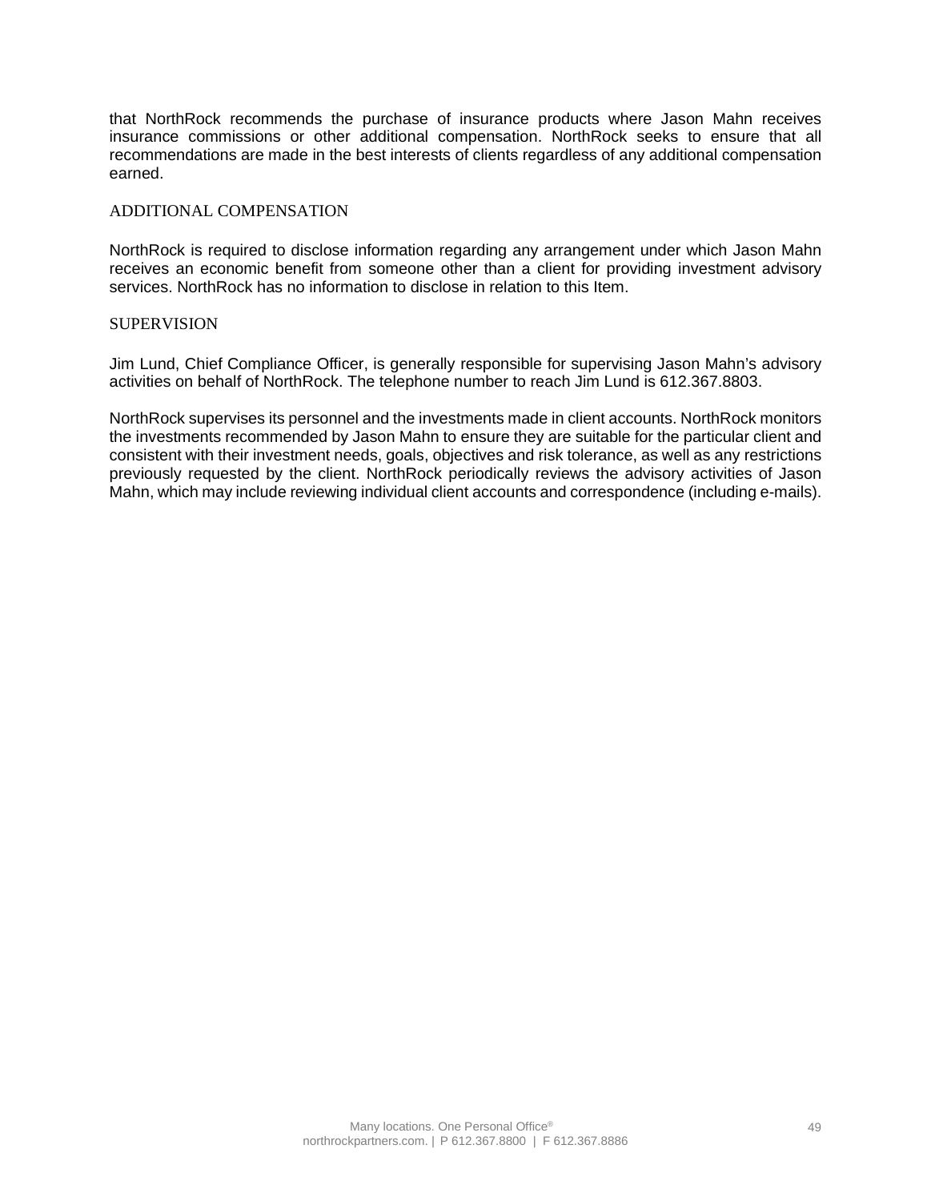that NorthRock recommends the purchase of insurance products where Jason Mahn receives insurance commissions or other additional compensation. NorthRock seeks to ensure that all recommendations are made in the best interests of clients regardless of any additional compensation earned.

## ADDITIONAL COMPENSATION

NorthRock is required to disclose information regarding any arrangement under which Jason Mahn receives an economic benefit from someone other than a client for providing investment advisory services. NorthRock has no information to disclose in relation to this Item.

## SUPERVISION

Jim Lund, Chief Compliance Officer, is generally responsible for supervising Jason Mahn's advisory activities on behalf of NorthRock. The telephone number to reach Jim Lund is 612.367.8803.

NorthRock supervises its personnel and the investments made in client accounts. NorthRock monitors the investments recommended by Jason Mahn to ensure they are suitable for the particular client and consistent with their investment needs, goals, objectives and risk tolerance, as well as any restrictions previously requested by the client. NorthRock periodically reviews the advisory activities of Jason Mahn, which may include reviewing individual client accounts and correspondence (including e-mails).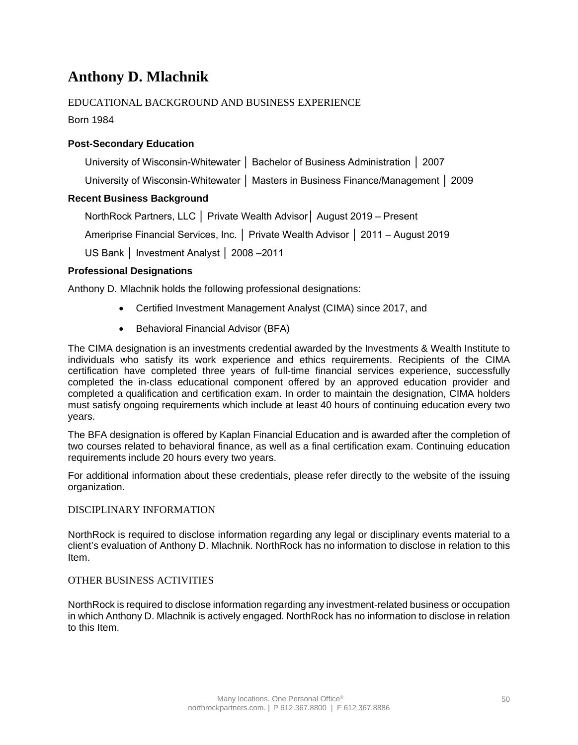# Anthony D. Mlachnik

## EDUCATIONAL BACKGROUND AND BUSINESS EXPERIENCE

Born 1984

### Post-Secondary Education

University of Wisconsin-Whitewater │ Bachelor of Business Administration │ 2007

University of Wisconsin-Whitewater │ Masters in Business Finance/Management │ 2009

### Recent Business Background

NorthRock Partners, LLC │ Private Wealth Advisor│ August 2019 – Present

Ameriprise Financial Services, Inc. │ Private Wealth Advisor │ 2011 – August 2019

US Bank │ Investment Analyst │ 2008 –2011

### Professional Designations

Anthony D. Mlachnik holds the following professional designations:

- Certified Investment Management Analyst (CIMA) since 2017, and
- Behavioral Financial Advisor (BFA)

The CIMA designation is an investments credential awarded by the Investments & Wealth Institute to individuals who satisfy its work experience and ethics requirements. Recipients of the CIMA certification have completed three years of full-time financial services experience, successfully completed the in-class educational component offered by an approved education provider and completed a qualification and certification exam. In order to maintain the designation, CIMA holders must satisfy ongoing requirements which include at least 40 hours of continuing education every two years.

The BFA designation is offered by Kaplan Financial Education and is awarded after the completion of two courses related to behavioral finance, as well as a final certification exam. Continuing education requirements include 20 hours every two years.

For additional information about these credentials, please refer directly to the website of the issuing organization.

## DISCIPLINARY INFORMATION

NorthRock is required to disclose information regarding any legal or disciplinary events material to a client's evaluation of Anthony D. Mlachnik. NorthRock has no information to disclose in relation to this Item.

## OTHER BUSINESS ACTIVITIES

NorthRock is required to disclose information regarding any investment-related business or occupation in which Anthony D. Mlachnik is actively engaged. NorthRock has no information to disclose in relation to this Item.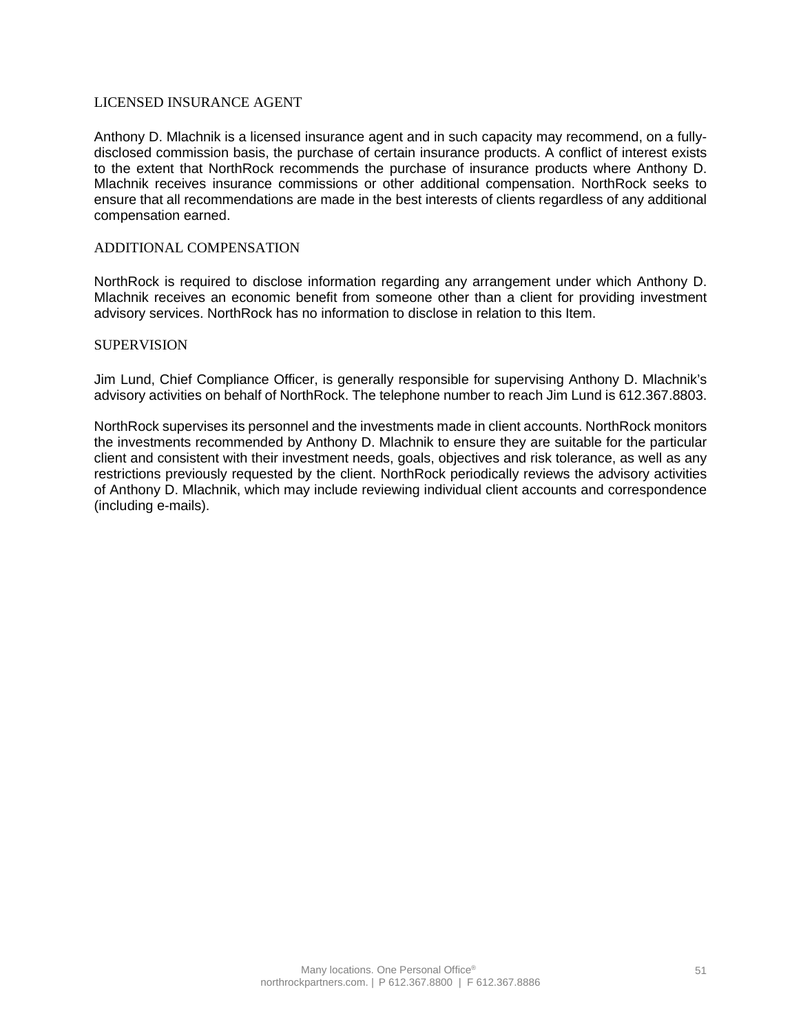## LICENSED INSURANCE AGENT

Anthony D. Mlachnik is a licensed insurance agent and in such capacity may recommend, on a fully-disclosed commission basis, the purchase of certain insurance products. A conflict of interest exists to the extent that NorthRock recommends the purchase of insurance products where Anthony D. Mlachnik receives insurance commissions or other additional compensation. NorthRock seeks to ensure that all recommendations are made in the best interests of clients regardless of any additional compensation earned.

## ADDITIONAL COMPENSATION

NorthRock is required to disclose information regarding any arrangement under which Anthony D. Mlachnik receives an economic benefit from someone other than a client for providing investment advisory services. NorthRock has no information to disclose in relation to this Item.

## SUPERVISION

Jim Lund, Chief Compliance Officer, is generally responsible for supervising Anthony D. Mlachnik's advisory activities on behalf of NorthRock. The telephone number to reach Jim Lund is 612.367.8803.

NorthRock supervises its personnel and the investments made in client accounts. NorthRock monitors the investments recommended by Anthony D. Mlachnik to ensure they are suitable for the particular client and consistent with their investment needs, goals, objectives and risk tolerance, as well as any restrictions previously requested by the client. NorthRock periodically reviews the advisory activities of Anthony D. Mlachnik, which may include reviewing individual client accounts and correspondence (including e-mails).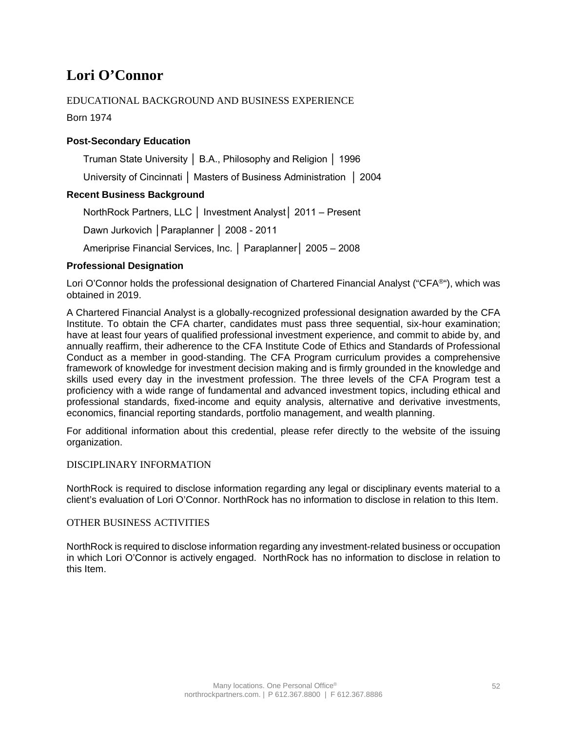# Lori O'Connor

## EDUCATIONAL BACKGROUND AND BUSINESS EXPERIENCE

Born 1974

### Post-Secondary Education

Truman State University │ B.A., Philosophy and Religion │ 1996

University of Cincinnati │ Masters of Business Administration │ 2004

### Recent Business Background

NorthRock Partners, LLC │ Investment Analyst│ 2011 – Present

Dawn Jurkovich │Paraplanner │ 2008 - 2011

Ameriprise Financial Services, Inc. │ Paraplanner│ 2005 – 2008

### Professional Designation

Lori O'Connor holds the professional designation of Chartered Financial Analyst ("CFA®"), which was obtained in 2019.

A Chartered Financial Analyst is a globally-recognized professional designation awarded by the CFA Institute. To obtain the CFA charter, candidates must pass three sequential, six-hour examination; have at least four years of qualified professional investment experience, and commit to abide by, and annually reaffirm, their adherence to the CFA Institute Code of Ethics and Standards of Professional Conduct as a member in good-standing. The CFA Program curriculum provides a comprehensive framework of knowledge for investment decision making and is firmly grounded in the knowledge and skills used every day in the investment profession. The three levels of the CFA Program test a proficiency with a wide range of fundamental and advanced investment topics, including ethical and professional standards, fixed-income and equity analysis, alternative and derivative investments, economics, financial reporting standards, portfolio management, and wealth planning.

For additional information about this credential, please refer directly to the website of the issuing organization.

## DISCIPLINARY INFORMATION

NorthRock is required to disclose information regarding any legal or disciplinary events material to a client's evaluation of Lori O'Connor. NorthRock has no information to disclose in relation to this Item.

## OTHER BUSINESS ACTIVITIES

NorthRock is required to disclose information regarding any investment-related business or occupation in which Lori O'Connor is actively engaged. NorthRock has no information to disclose in relation to this Item.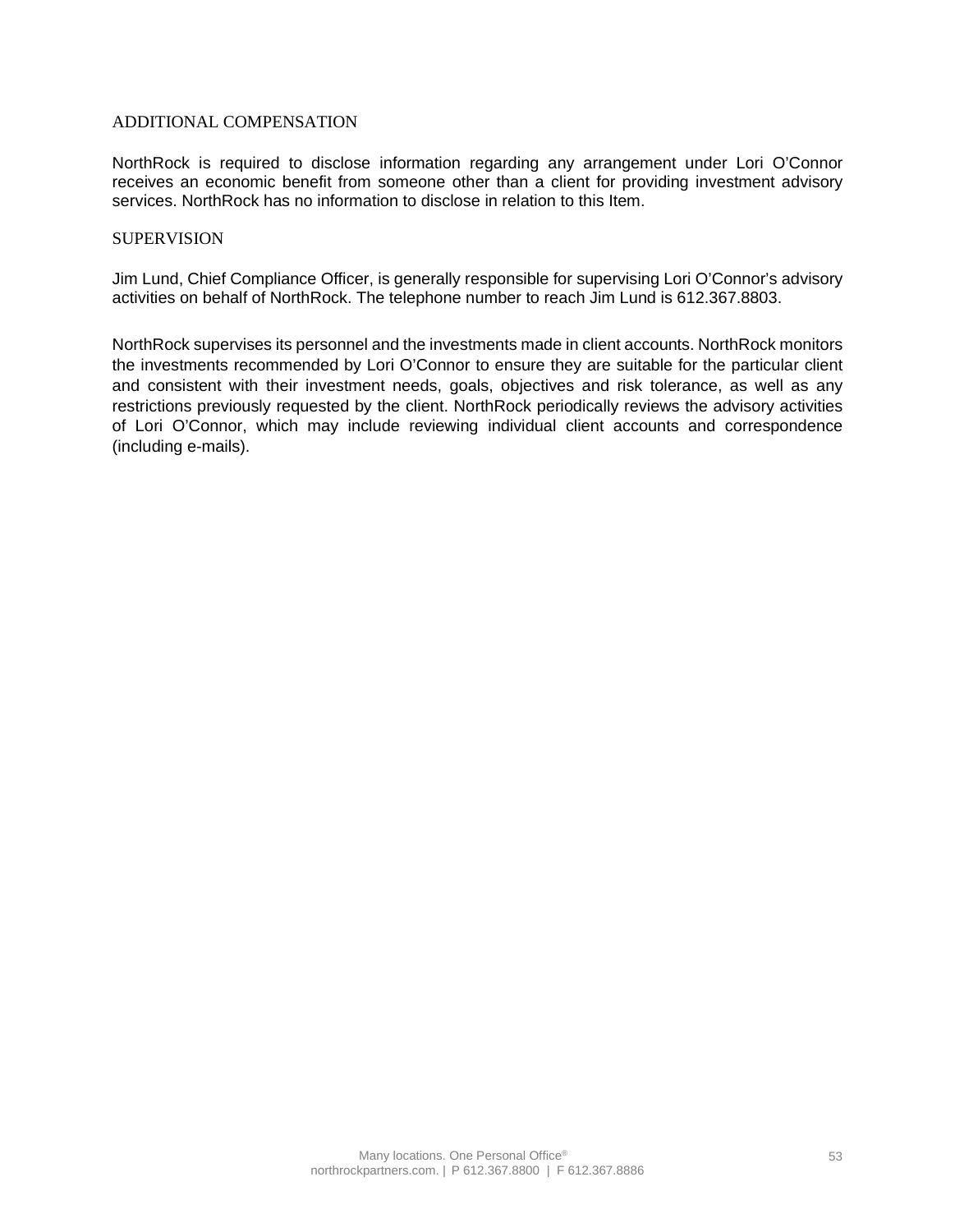## ADDITIONAL COMPENSATION

NorthRock is required to disclose information regarding any arrangement under Lori O'Connor receives an economic benefit from someone other than a client for providing investment advisory services. NorthRock has no information to disclose in relation to this Item.

## SUPERVISION

Jim Lund, Chief Compliance Officer, is generally responsible for supervising Lori O'Connor's advisory activities on behalf of NorthRock. The telephone number to reach Jim Lund is 612.367.8803.

NorthRock supervises its personnel and the investments made in client accounts. NorthRock monitors the investments recommended by Lori O'Connor to ensure they are suitable for the particular client and consistent with their investment needs, goals, objectives and risk tolerance, as well as any restrictions previously requested by the client. NorthRock periodically reviews the advisory activities of Lori O'Connor, which may include reviewing individual client accounts and correspondence (including e-mails).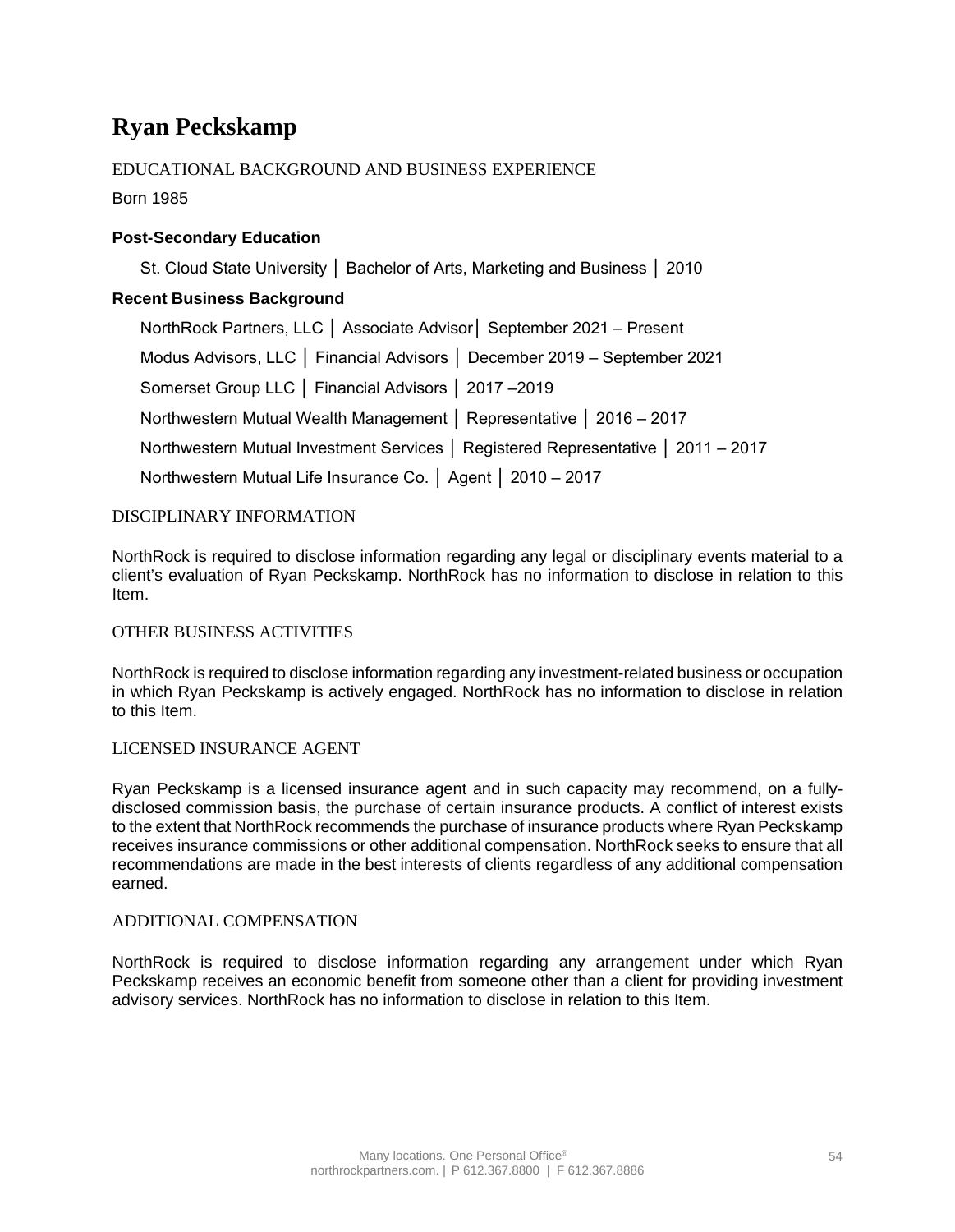# Ryan Peckskamp

## EDUCATIONAL BACKGROUND AND BUSINESS EXPERIENCE

Born 1985

### Post-Secondary Education

St. Cloud State University │ Bachelor of Arts, Marketing and Business │ 2010

### Recent Business Background

NorthRock Partners, LLC │ Associate Advisor│ September 2021 – Present

Modus Advisors, LLC │ Financial Advisors │ December 2019 – September 2021

Somerset Group LLC │ Financial Advisors │ 2017 –2019

Northwestern Mutual Wealth Management │ Representative │ 2016 – 2017

Northwestern Mutual Investment Services │ Registered Representative │ 2011 – 2017

Northwestern Mutual Life Insurance Co. │ Agent │ 2010 – 2017

## DISCIPLINARY INFORMATION

NorthRock is required to disclose information regarding any legal or disciplinary events material to a client's evaluation of Ryan Peckskamp. NorthRock has no information to disclose in relation to this Item.

## OTHER BUSINESS ACTIVITIES

NorthRock is required to disclose information regarding any investment-related business or occupation in which Ryan Peckskamp is actively engaged. NorthRock has no information to disclose in relation to this Item.

## LICENSED INSURANCE AGENT

Ryan Peckskamp is a licensed insurance agent and in such capacity may recommend, on a fully-disclosed commission basis, the purchase of certain insurance products. A conflict of interest exists to the extent that NorthRock recommends the purchase of insurance products where Ryan Peckskamp receives insurance commissions or other additional compensation. NorthRock seeks to ensure that all recommendations are made in the best interests of clients regardless of any additional compensation earned.

## ADDITIONAL COMPENSATION

NorthRock is required to disclose information regarding any arrangement under which Ryan Peckskamp receives an economic benefit from someone other than a client for providing investment advisory services. NorthRock has no information to disclose in relation to this Item.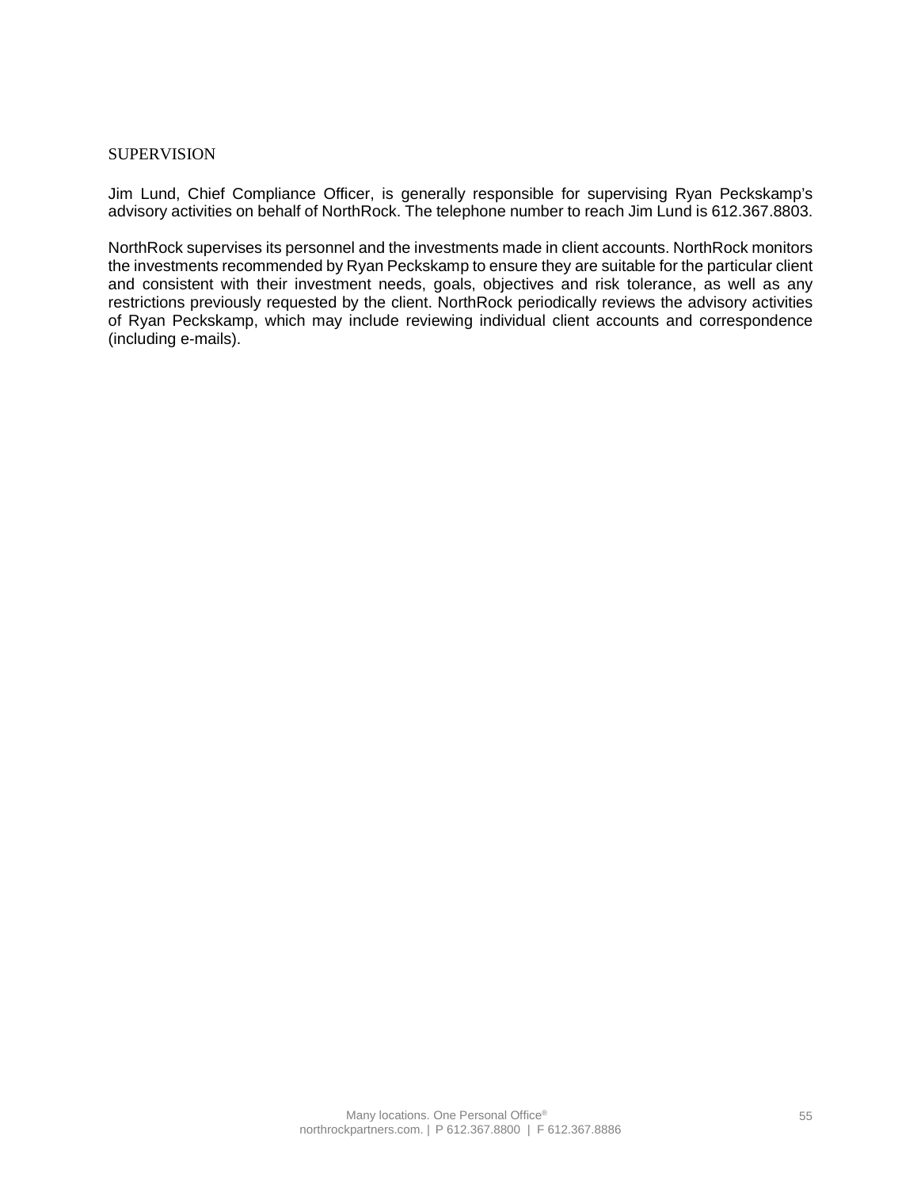## SUPERVISION

Jim Lund, Chief Compliance Officer, is generally responsible for supervising Ryan Peckskamp's advisory activities on behalf of NorthRock. The telephone number to reach Jim Lund is 612.367.8803.

NorthRock supervises its personnel and the investments made in client accounts. NorthRock monitors the investments recommended by Ryan Peckskamp to ensure they are suitable for the particular client and consistent with their investment needs, goals, objectives and risk tolerance, as well as any restrictions previously requested by the client. NorthRock periodically reviews the advisory activities of Ryan Peckskamp, which may include reviewing individual client accounts and correspondence (including e-mails).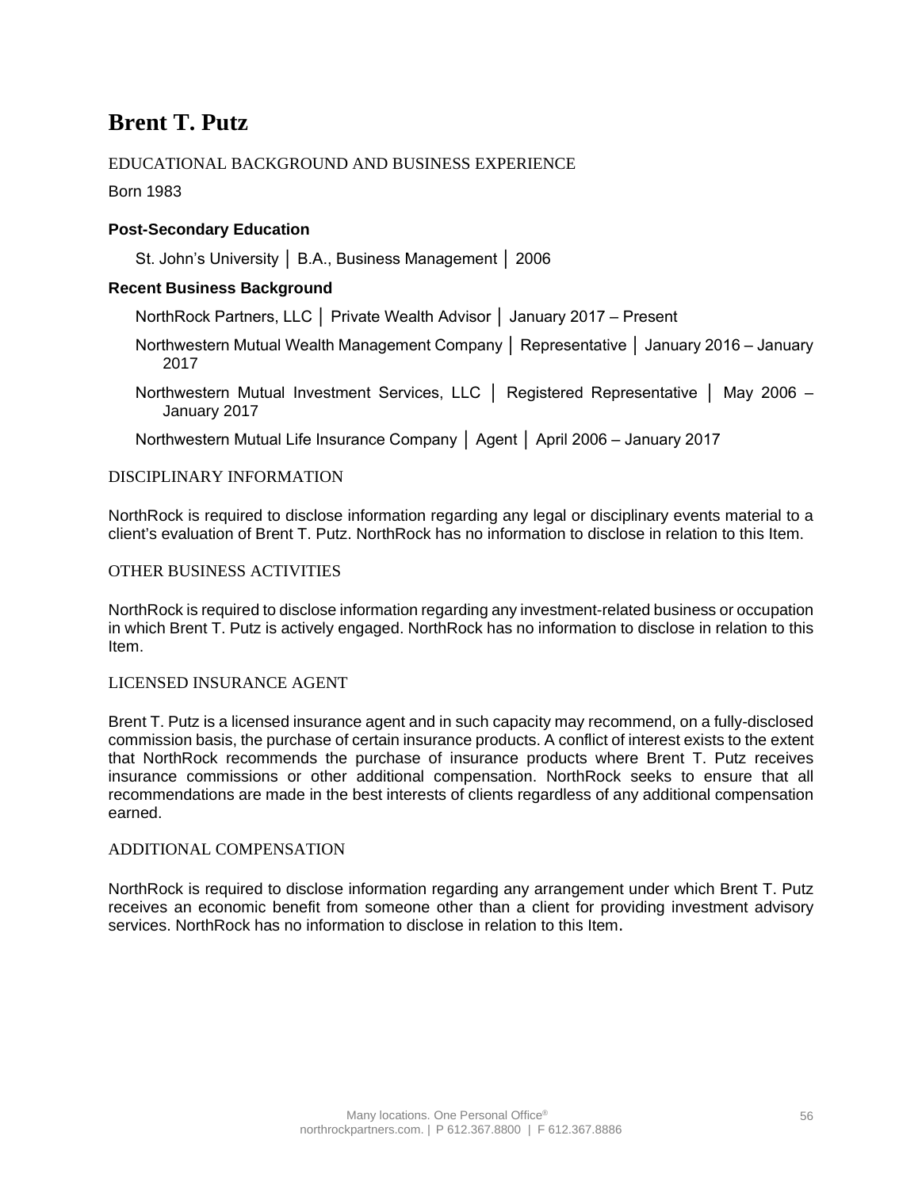# Brent T. Putz

## EDUCATIONAL BACKGROUND AND BUSINESS EXPERIENCE

Born 1983

**Post-Secondary Education**

St. John's University │ B.A., Business Management │ 2006

**Recent Business Background**

NorthRock Partners, LLC │ Private Wealth Advisor │ January 2017 – Present

Northwestern Mutual Wealth Management Company │ Representative │ January 2016 – January 2017

Northwestern Mutual Investment Services, LLC │ Registered Representative │ May 2006 – January 2017

Northwestern Mutual Life Insurance Company │ Agent │ April 2006 – January 2017

## DISCIPLINARY INFORMATION

NorthRock is required to disclose information regarding any legal or disciplinary events material to a client's evaluation of Brent T. Putz. NorthRock has no information to disclose in relation to this Item.

## OTHER BUSINESS ACTIVITIES

NorthRock is required to disclose information regarding any investment-related business or occupation in which Brent T. Putz is actively engaged. NorthRock has no information to disclose in relation to this Item.

## LICENSED INSURANCE AGENT

Brent T. Putz is a licensed insurance agent and in such capacity may recommend, on a fully-disclosed commission basis, the purchase of certain insurance products. A conflict of interest exists to the extent that NorthRock recommends the purchase of insurance products where Brent T. Putz receives insurance commissions or other additional compensation. NorthRock seeks to ensure that all recommendations are made in the best interests of clients regardless of any additional compensation earned.

## ADDITIONAL COMPENSATION

NorthRock is required to disclose information regarding any arrangement under which Brent T. Putz receives an economic benefit from someone other than a client for providing investment advisory services. NorthRock has no information to disclose in relation to this Item.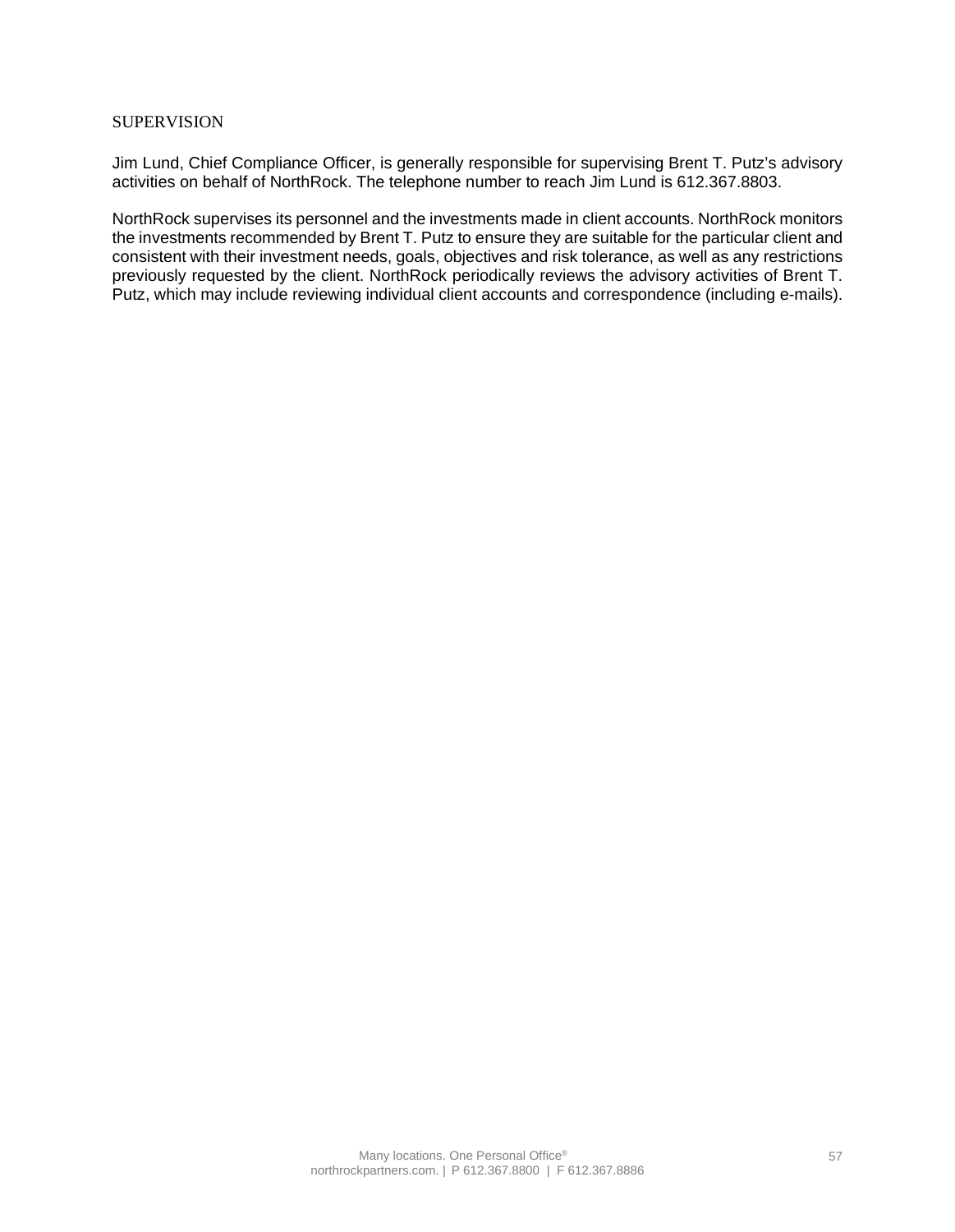## SUPERVISION

Jim Lund, Chief Compliance Officer, is generally responsible for supervising Brent T. Putz's advisory activities on behalf of NorthRock. The telephone number to reach Jim Lund is 612.367.8803.

NorthRock supervises its personnel and the investments made in client accounts. NorthRock monitors the investments recommended by Brent T. Putz to ensure they are suitable for the particular client and consistent with their investment needs, goals, objectives and risk tolerance, as well as any restrictions previously requested by the client. NorthRock periodically reviews the advisory activities of Brent T. Putz, which may include reviewing individual client accounts and correspondence (including e-mails).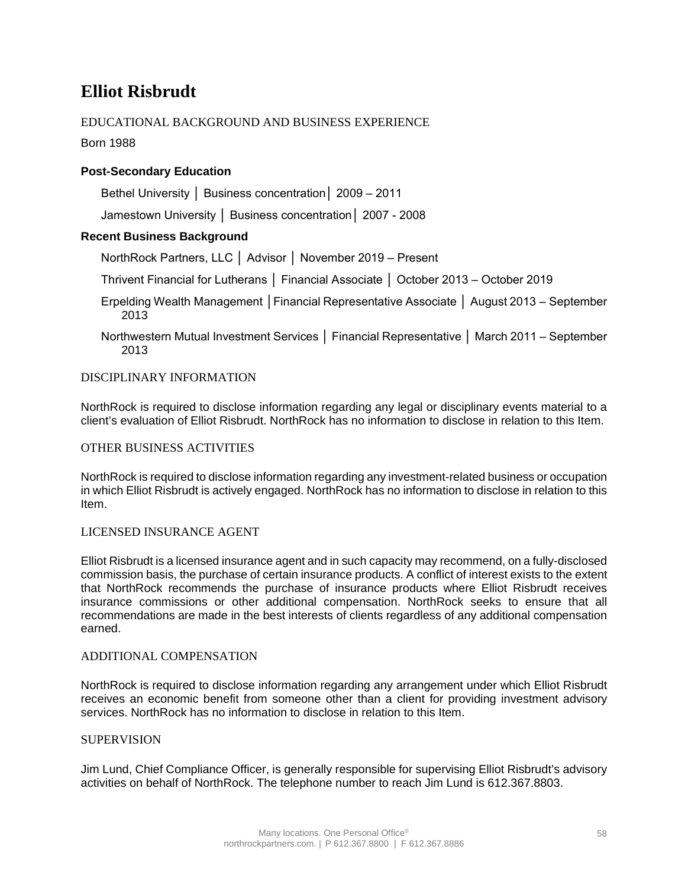# Elliot Risbrudt

## EDUCATIONAL BACKGROUND AND BUSINESS EXPERIENCE

Born 1988

**Post-Secondary Education**

Bethel University │ Business concentration│ 2009 – 2011

Jamestown University │ Business concentration│ 2007 - 2008

**Recent Business Background**

NorthRock Partners, LLC │ Advisor │ November 2019 – Present

Thrivent Financial for Lutherans │ Financial Associate │ October 2013 – October 2019

Erpelding Wealth Management │Financial Representative Associate │ August 2013 – September 2013

Northwestern Mutual Investment Services │ Financial Representative │ March 2011 – September 2013

## DISCIPLINARY INFORMATION

NorthRock is required to disclose information regarding any legal or disciplinary events material to a client's evaluation of Elliot Risbrudt. NorthRock has no information to disclose in relation to this Item.

## OTHER BUSINESS ACTIVITIES

NorthRock is required to disclose information regarding any investment-related business or occupation in which Elliot Risbrudt is actively engaged. NorthRock has no information to disclose in relation to this Item.

## LICENSED INSURANCE AGENT

Elliot Risbrudt is a licensed insurance agent and in such capacity may recommend, on a fully-disclosed commission basis, the purchase of certain insurance products. A conflict of interest exists to the extent that NorthRock recommends the purchase of insurance products where Elliot Risbrudt receives insurance commissions or other additional compensation. NorthRock seeks to ensure that all recommendations are made in the best interests of clients regardless of any additional compensation earned.

## ADDITIONAL COMPENSATION

NorthRock is required to disclose information regarding any arrangement under which Elliot Risbrudt receives an economic benefit from someone other than a client for providing investment advisory services. NorthRock has no information to disclose in relation to this Item.

## SUPERVISION

Jim Lund, Chief Compliance Officer, is generally responsible for supervising Elliot Risbrudt's advisory activities on behalf of NorthRock. The telephone number to reach Jim Lund is 612.367.8803.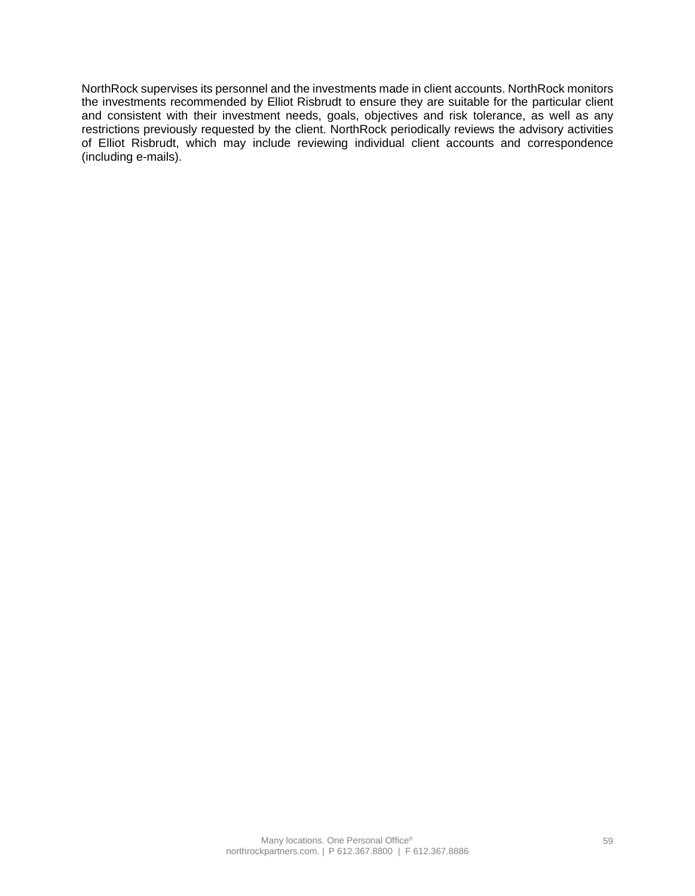NorthRock supervises its personnel and the investments made in client accounts. NorthRock monitors the investments recommended by Elliot Risbrudt to ensure they are suitable for the particular client and consistent with their investment needs, goals, objectives and risk tolerance, as well as any restrictions previously requested by the client. NorthRock periodically reviews the advisory activities of Elliot Risbrudt, which may include reviewing individual client accounts and correspondence (including e-mails).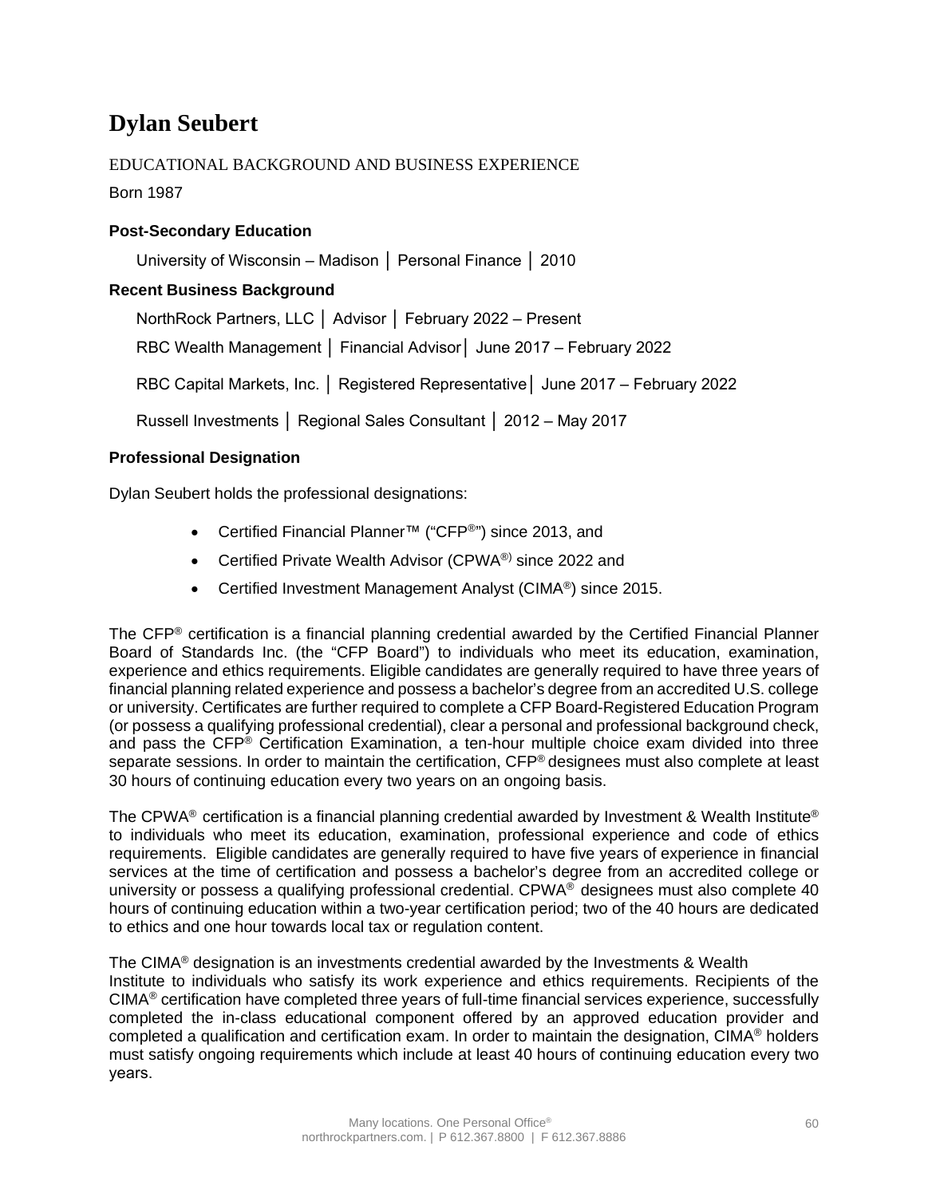# Dylan Seubert

EDUCATIONAL BACKGROUND AND BUSINESS EXPERIENCE

Born 1987

### Post-Secondary Education

University of Wisconsin – Madison │ Personal Finance │ 2010

### Recent Business Background

NorthRock Partners, LLC │ Advisor │ February 2022 – Present

RBC Wealth Management │ Financial Advisor│ June 2017 – February 2022

RBC Capital Markets, Inc. │ Registered Representative│ June 2017 – February 2022

Russell Investments │ Regional Sales Consultant │ 2012 – May 2017

### Professional Designation

Dylan Seubert holds the professional designations:

- Certified Financial Planner™ ("CFP®") since 2013, and
- Certified Private Wealth Advisor (CPWA®) since 2022 and
- Certified Investment Management Analyst (CIMA®) since 2015.

The CFP® certification is a financial planning credential awarded by the Certified Financial Planner Board of Standards Inc. (the "CFP Board") to individuals who meet its education, examination, experience and ethics requirements. Eligible candidates are generally required to have three years of financial planning related experience and possess a bachelor's degree from an accredited U.S. college or university. Certificates are further required to complete a CFP Board-Registered Education Program (or possess a qualifying professional credential), clear a personal and professional background check, and pass the CFP® Certification Examination, a ten-hour multiple choice exam divided into three separate sessions. In order to maintain the certification, CFP® designees must also complete at least 30 hours of continuing education every two years on an ongoing basis.

The CPWA® certification is a financial planning credential awarded by Investment & Wealth Institute® to individuals who meet its education, examination, professional experience and code of ethics requirements. Eligible candidates are generally required to have five years of experience in financial services at the time of certification and possess a bachelor's degree from an accredited college or university or possess a qualifying professional credential. CPWA® designees must also complete 40 hours of continuing education within a two-year certification period; two of the 40 hours are dedicated to ethics and one hour towards local tax or regulation content.

The CIMA® designation is an investments credential awarded by the Investments & Wealth Institute to individuals who satisfy its work experience and ethics requirements. Recipients of the CIMA® certification have completed three years of full-time financial services experience, successfully completed the in-class educational component offered by an approved education provider and completed a qualification and certification exam. In order to maintain the designation, CIMA® holders must satisfy ongoing requirements which include at least 40 hours of continuing education every two years.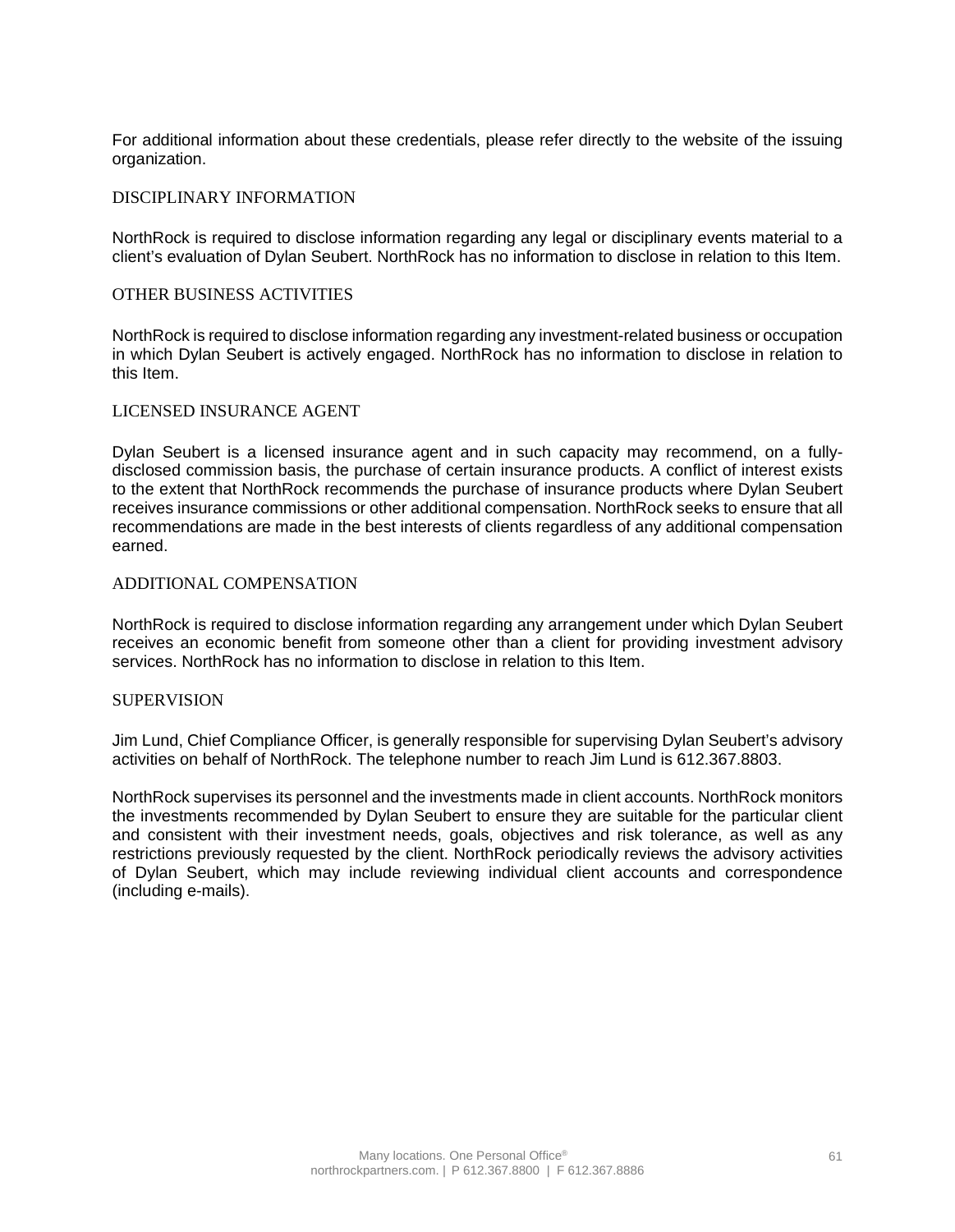For additional information about these credentials, please refer directly to the website of the issuing organization.

## DISCIPLINARY INFORMATION

NorthRock is required to disclose information regarding any legal or disciplinary events material to a client's evaluation of Dylan Seubert. NorthRock has no information to disclose in relation to this Item.

## OTHER BUSINESS ACTIVITIES

NorthRock is required to disclose information regarding any investment-related business or occupation in which Dylan Seubert is actively engaged. NorthRock has no information to disclose in relation to this Item.

## LICENSED INSURANCE AGENT

Dylan Seubert is a licensed insurance agent and in such capacity may recommend, on a fully-disclosed commission basis, the purchase of certain insurance products. A conflict of interest exists to the extent that NorthRock recommends the purchase of insurance products where Dylan Seubert receives insurance commissions or other additional compensation. NorthRock seeks to ensure that all recommendations are made in the best interests of clients regardless of any additional compensation earned.

## ADDITIONAL COMPENSATION

NorthRock is required to disclose information regarding any arrangement under which Dylan Seubert receives an economic benefit from someone other than a client for providing investment advisory services. NorthRock has no information to disclose in relation to this Item.

## SUPERVISION

Jim Lund, Chief Compliance Officer, is generally responsible for supervising Dylan Seubert's advisory activities on behalf of NorthRock. The telephone number to reach Jim Lund is 612.367.8803.

NorthRock supervises its personnel and the investments made in client accounts. NorthRock monitors the investments recommended by Dylan Seubert to ensure they are suitable for the particular client and consistent with their investment needs, goals, objectives and risk tolerance, as well as any restrictions previously requested by the client. NorthRock periodically reviews the advisory activities of Dylan Seubert, which may include reviewing individual client accounts and correspondence (including e-mails).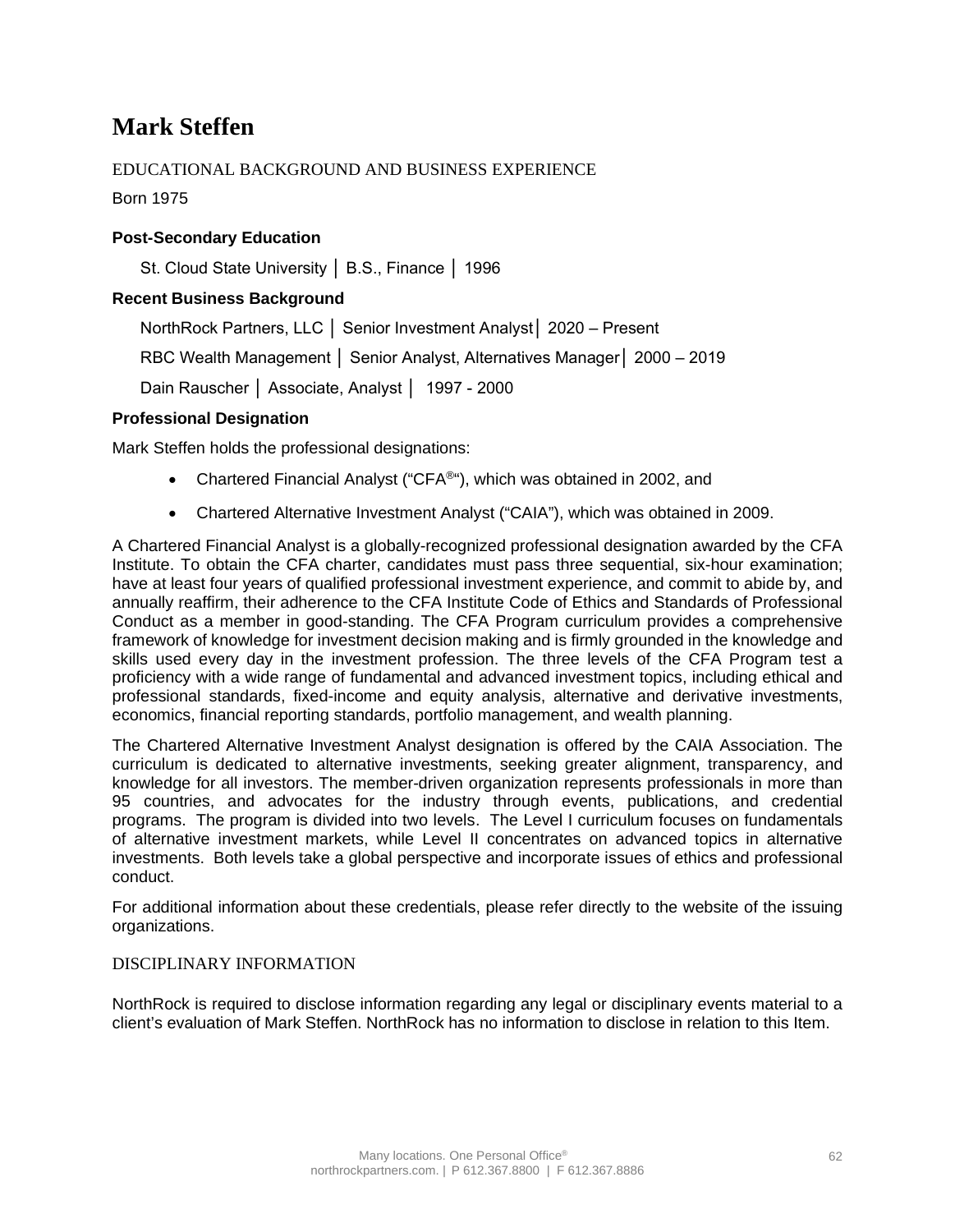# Mark Steffen

EDUCATIONAL BACKGROUND AND BUSINESS EXPERIENCE

Born 1975

### Post-Secondary Education

St. Cloud State University │ B.S., Finance │ 1996

### Recent Business Background

NorthRock Partners, LLC │ Senior Investment Analyst│ 2020 – Present

RBC Wealth Management │ Senior Analyst, Alternatives Manager│ 2000 – 2019

Dain Rauscher │ Associate, Analyst │ 1997 - 2000

### Professional Designation

Mark Steffen holds the professional designations:

- Chartered Financial Analyst ("CFA®"), which was obtained in 2002, and
- Chartered Alternative Investment Analyst ("CAIA"), which was obtained in 2009.

A Chartered Financial Analyst is a globally-recognized professional designation awarded by the CFA Institute. To obtain the CFA charter, candidates must pass three sequential, six-hour examination; have at least four years of qualified professional investment experience, and commit to abide by, and annually reaffirm, their adherence to the CFA Institute Code of Ethics and Standards of Professional Conduct as a member in good-standing. The CFA Program curriculum provides a comprehensive framework of knowledge for investment decision making and is firmly grounded in the knowledge and skills used every day in the investment profession. The three levels of the CFA Program test a proficiency with a wide range of fundamental and advanced investment topics, including ethical and professional standards, fixed-income and equity analysis, alternative and derivative investments, economics, financial reporting standards, portfolio management, and wealth planning.

The Chartered Alternative Investment Analyst designation is offered by the CAIA Association. The curriculum is dedicated to alternative investments, seeking greater alignment, transparency, and knowledge for all investors. The member-driven organization represents professionals in more than 95 countries, and advocates for the industry through events, publications, and credential programs. The program is divided into two levels. The Level I curriculum focuses on fundamentals of alternative investment markets, while Level II concentrates on advanced topics in alternative investments. Both levels take a global perspective and incorporate issues of ethics and professional conduct.

For additional information about these credentials, please refer directly to the website of the issuing organizations.

DISCIPLINARY INFORMATION

NorthRock is required to disclose information regarding any legal or disciplinary events material to a client's evaluation of Mark Steffen. NorthRock has no information to disclose in relation to this Item.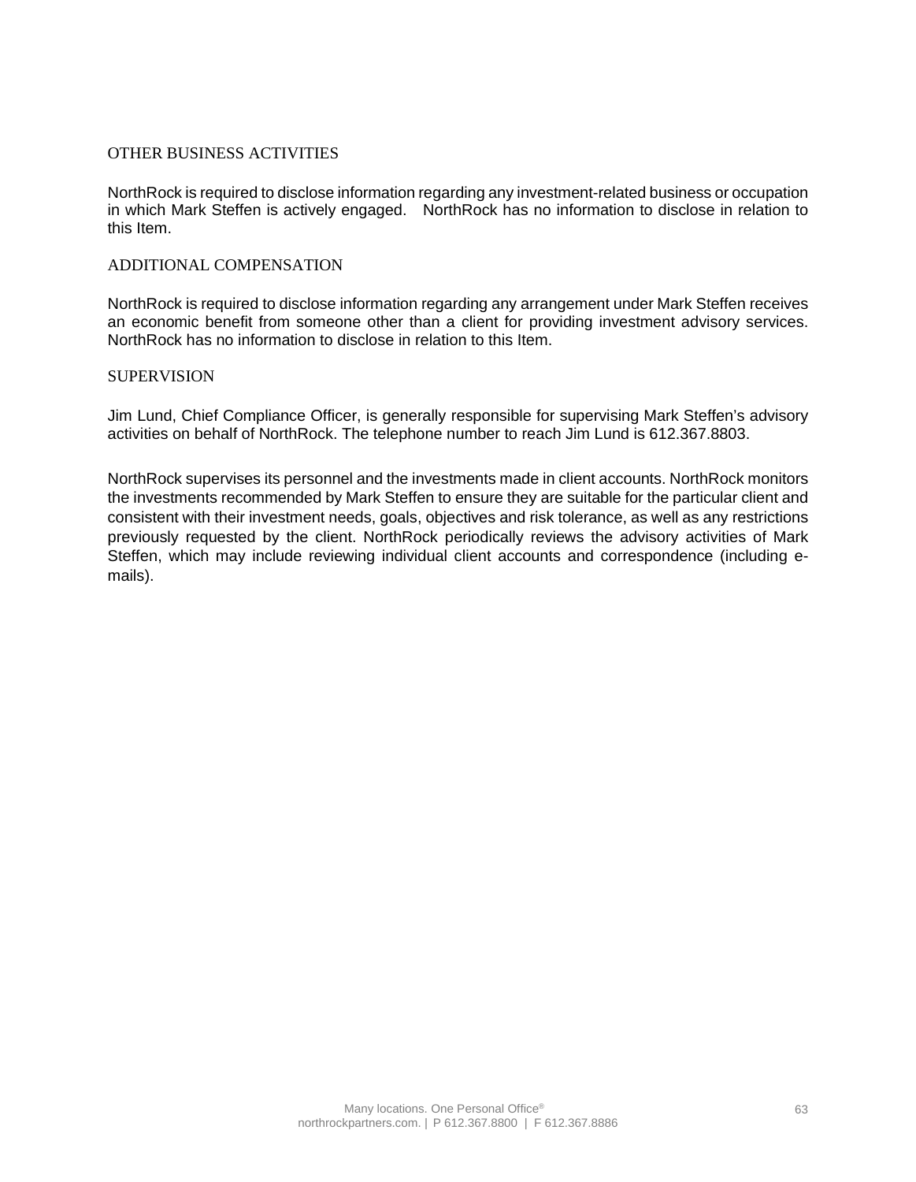## OTHER BUSINESS ACTIVITIES

NorthRock is required to disclose information regarding any investment-related business or occupation in which Mark Steffen is actively engaged. NorthRock has no information to disclose in relation to this Item.

## ADDITIONAL COMPENSATION

NorthRock is required to disclose information regarding any arrangement under Mark Steffen receives an economic benefit from someone other than a client for providing investment advisory services. NorthRock has no information to disclose in relation to this Item.

## SUPERVISION

Jim Lund, Chief Compliance Officer, is generally responsible for supervising Mark Steffen's advisory activities on behalf of NorthRock. The telephone number to reach Jim Lund is 612.367.8803.

NorthRock supervises its personnel and the investments made in client accounts. NorthRock monitors the investments recommended by Mark Steffen to ensure they are suitable for the particular client and consistent with their investment needs, goals, objectives and risk tolerance, as well as any restrictions previously requested by the client. NorthRock periodically reviews the advisory activities of Mark Steffen, which may include reviewing individual client accounts and correspondence (including e-mails).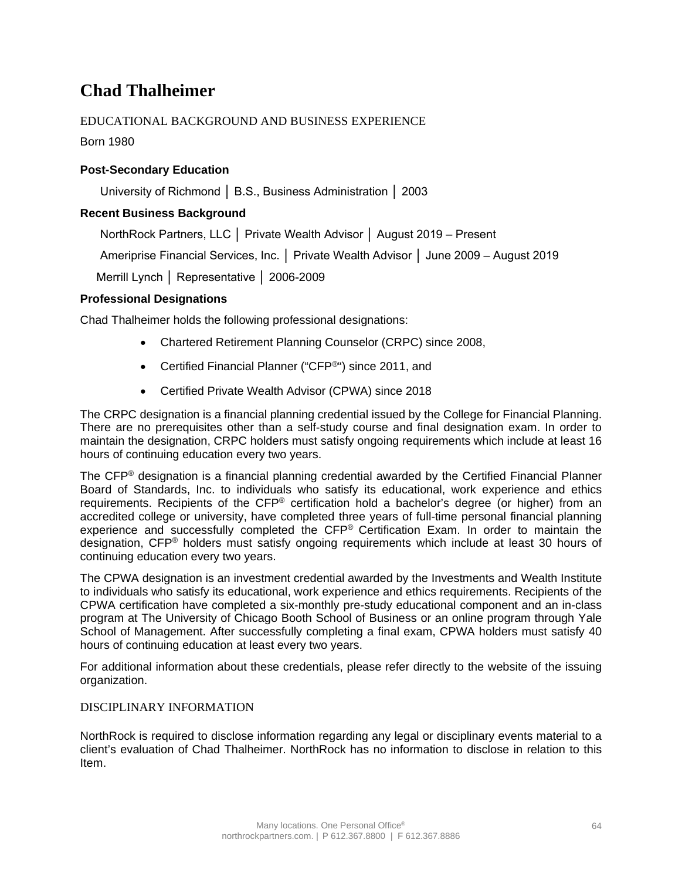# Chad Thalheimer

## EDUCATIONAL BACKGROUND AND BUSINESS EXPERIENCE

Born 1980

**Post-Secondary Education**

University of Richmond │ B.S., Business Administration │ 2003

**Recent Business Background**

NorthRock Partners, LLC │ Private Wealth Advisor │ August 2019 – Present

Ameriprise Financial Services, Inc. │ Private Wealth Advisor │ June 2009 – August 2019

Merrill Lynch │ Representative │ 2006-2009

**Professional Designations**

Chad Thalheimer holds the following professional designations:

- Chartered Retirement Planning Counselor (CRPC) since 2008,
- Certified Financial Planner ("CFP®") since 2011, and
- Certified Private Wealth Advisor (CPWA) since 2018

The CRPC designation is a financial planning credential issued by the College for Financial Planning. There are no prerequisites other than a self-study course and final designation exam. In order to maintain the designation, CRPC holders must satisfy ongoing requirements which include at least 16 hours of continuing education every two years.

The CFP® designation is a financial planning credential awarded by the Certified Financial Planner Board of Standards, Inc. to individuals who satisfy its educational, work experience and ethics requirements. Recipients of the CFP® certification hold a bachelor's degree (or higher) from an accredited college or university, have completed three years of full-time personal financial planning experience and successfully completed the CFP® Certification Exam. In order to maintain the designation, CFP® holders must satisfy ongoing requirements which include at least 30 hours of continuing education every two years.

The CPWA designation is an investment credential awarded by the Investments and Wealth Institute to individuals who satisfy its educational, work experience and ethics requirements. Recipients of the CPWA certification have completed a six-monthly pre-study educational component and an in-class program at The University of Chicago Booth School of Business or an online program through Yale School of Management. After successfully completing a final exam, CPWA holders must satisfy 40 hours of continuing education at least every two years.

For additional information about these credentials, please refer directly to the website of the issuing organization.

## DISCIPLINARY INFORMATION

NorthRock is required to disclose information regarding any legal or disciplinary events material to a client's evaluation of Chad Thalheimer. NorthRock has no information to disclose in relation to this Item.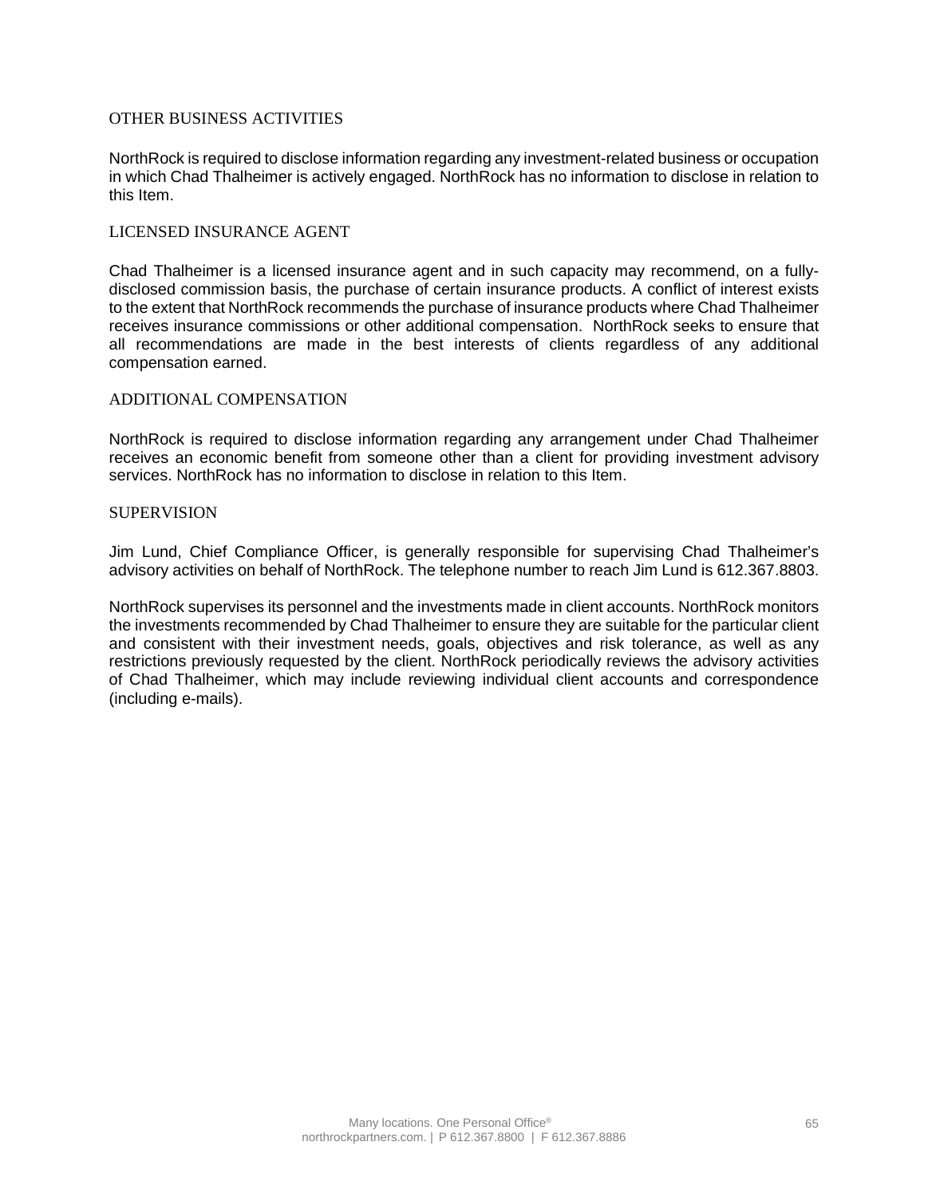## OTHER BUSINESS ACTIVITIES

NorthRock is required to disclose information regarding any investment-related business or occupation in which Chad Thalheimer is actively engaged. NorthRock has no information to disclose in relation to this Item.

## LICENSED INSURANCE AGENT

Chad Thalheimer is a licensed insurance agent and in such capacity may recommend, on a fully-disclosed commission basis, the purchase of certain insurance products. A conflict of interest exists to the extent that NorthRock recommends the purchase of insurance products where Chad Thalheimer receives insurance commissions or other additional compensation. NorthRock seeks to ensure that all recommendations are made in the best interests of clients regardless of any additional compensation earned.

## ADDITIONAL COMPENSATION

NorthRock is required to disclose information regarding any arrangement under Chad Thalheimer receives an economic benefit from someone other than a client for providing investment advisory services. NorthRock has no information to disclose in relation to this Item.

## SUPERVISION

Jim Lund, Chief Compliance Officer, is generally responsible for supervising Chad Thalheimer's advisory activities on behalf of NorthRock. The telephone number to reach Jim Lund is 612.367.8803.

NorthRock supervises its personnel and the investments made in client accounts. NorthRock monitors the investments recommended by Chad Thalheimer to ensure they are suitable for the particular client and consistent with their investment needs, goals, objectives and risk tolerance, as well as any restrictions previously requested by the client. NorthRock periodically reviews the advisory activities of Chad Thalheimer, which may include reviewing individual client accounts and correspondence (including e-mails).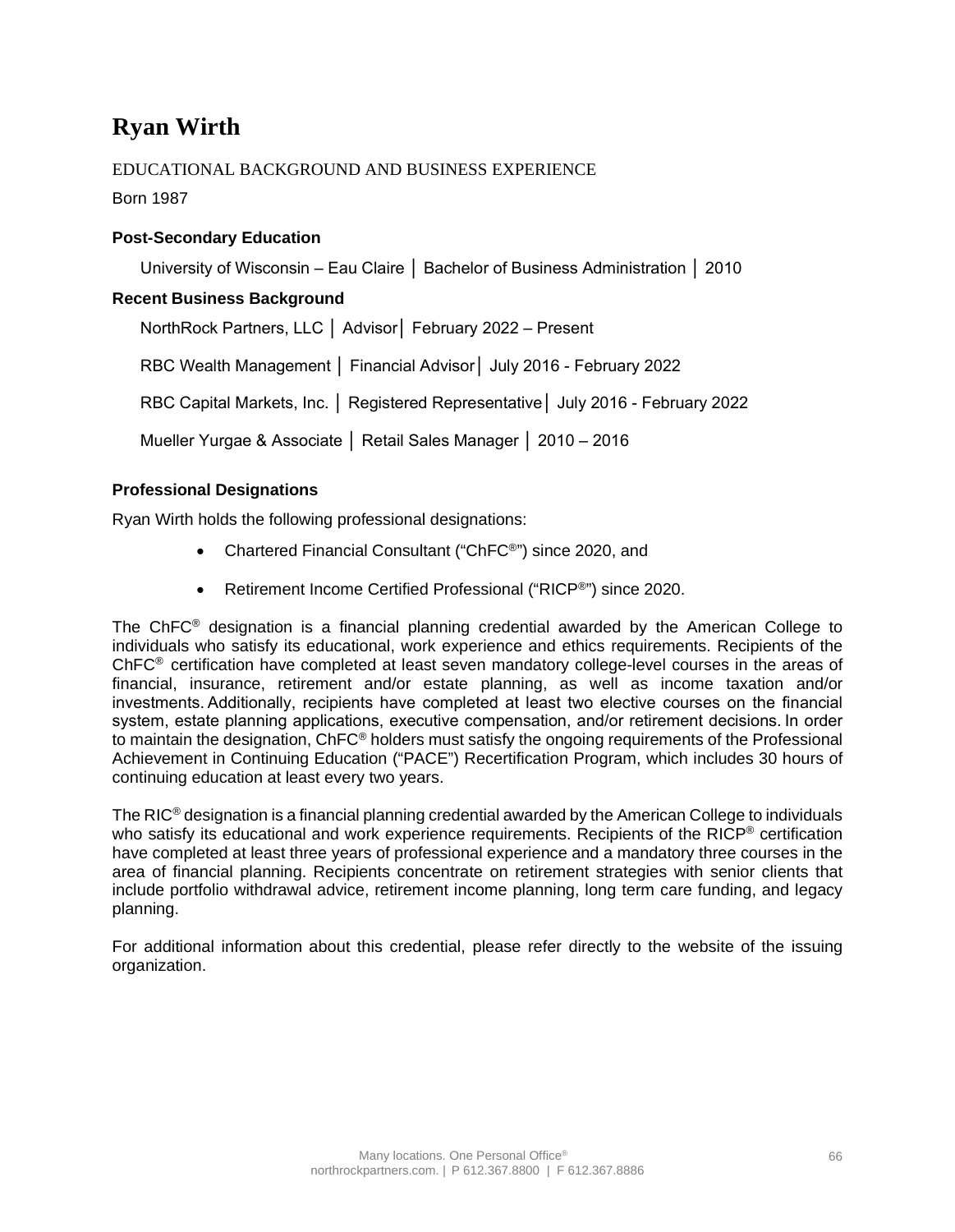# Ryan Wirth

EDUCATIONAL BACKGROUND AND BUSINESS EXPERIENCE

Born 1987

### Post-Secondary Education

University of Wisconsin – Eau Claire │ Bachelor of Business Administration │ 2010

### Recent Business Background

NorthRock Partners, LLC │ Advisor│ February 2022 – Present

RBC Wealth Management │ Financial Advisor│ July 2016 - February 2022

RBC Capital Markets, Inc. │ Registered Representative│ July 2016 - February 2022

Mueller Yurgae & Associate │ Retail Sales Manager │ 2010 – 2016

### Professional Designations

Ryan Wirth holds the following professional designations:

- Chartered Financial Consultant ("ChFC®") since 2020, and
- Retirement Income Certified Professional ("RICP®") since 2020.

The ChFC® designation is a financial planning credential awarded by the American College to individuals who satisfy its educational, work experience and ethics requirements. Recipients of the ChFC® certification have completed at least seven mandatory college-level courses in the areas of financial, insurance, retirement and/or estate planning, as well as income taxation and/or investments. Additionally, recipients have completed at least two elective courses on the financial system, estate planning applications, executive compensation, and/or retirement decisions. In order to maintain the designation, ChFC® holders must satisfy the ongoing requirements of the Professional Achievement in Continuing Education ("PACE") Recertification Program, which includes 30 hours of continuing education at least every two years.

The RIC® designation is a financial planning credential awarded by the American College to individuals who satisfy its educational and work experience requirements. Recipients of the RICP® certification have completed at least three years of professional experience and a mandatory three courses in the area of financial planning. Recipients concentrate on retirement strategies with senior clients that include portfolio withdrawal advice, retirement income planning, long term care funding, and legacy planning.

For additional information about this credential, please refer directly to the website of the issuing organization.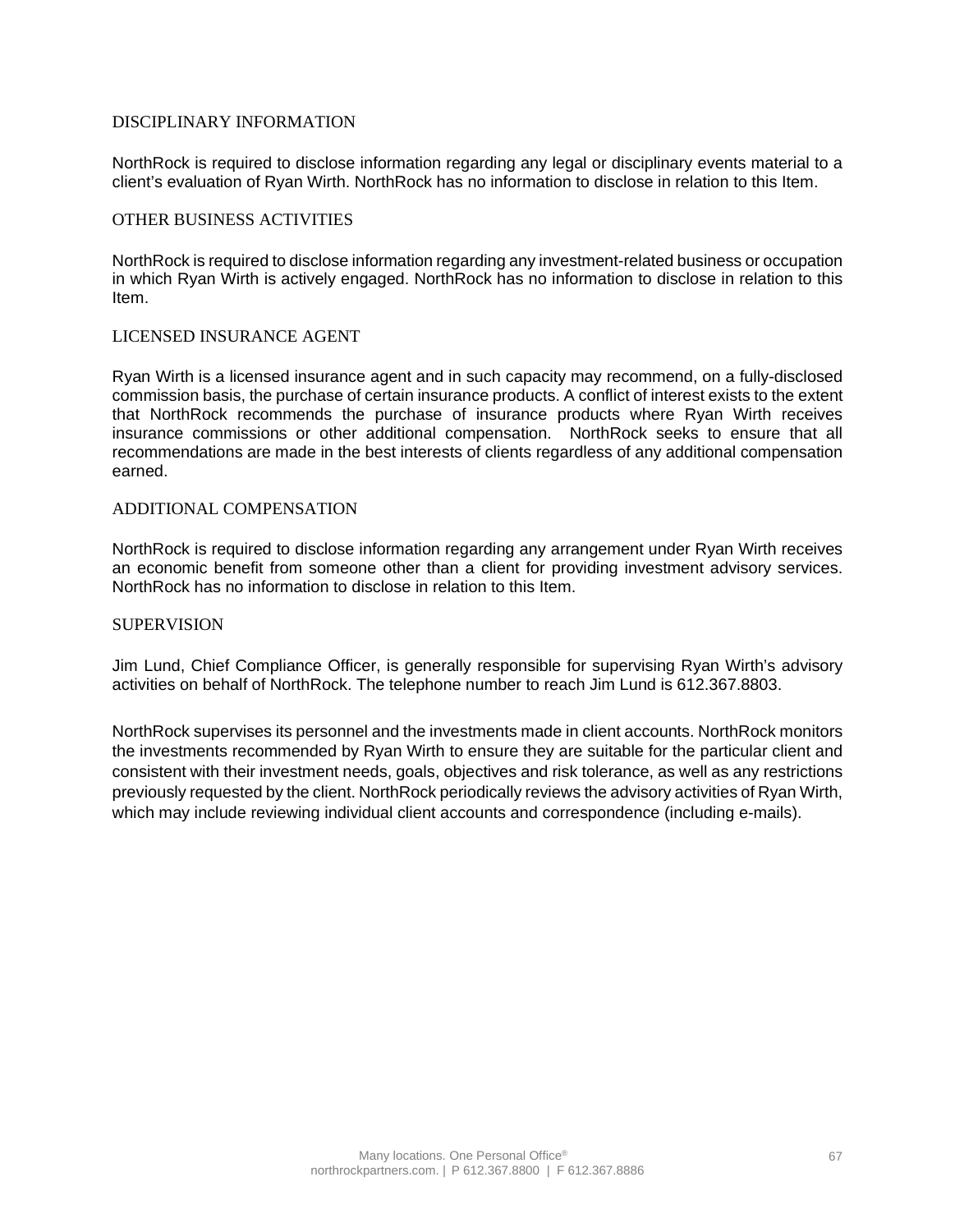## DISCIPLINARY INFORMATION

NorthRock is required to disclose information regarding any legal or disciplinary events material to a client's evaluation of Ryan Wirth. NorthRock has no information to disclose in relation to this Item.

## OTHER BUSINESS ACTIVITIES

NorthRock is required to disclose information regarding any investment-related business or occupation in which Ryan Wirth is actively engaged. NorthRock has no information to disclose in relation to this Item.

## LICENSED INSURANCE AGENT

Ryan Wirth is a licensed insurance agent and in such capacity may recommend, on a fully-disclosed commission basis, the purchase of certain insurance products. A conflict of interest exists to the extent that NorthRock recommends the purchase of insurance products where Ryan Wirth receives insurance commissions or other additional compensation. NorthRock seeks to ensure that all recommendations are made in the best interests of clients regardless of any additional compensation earned.

## ADDITIONAL COMPENSATION

NorthRock is required to disclose information regarding any arrangement under Ryan Wirth receives an economic benefit from someone other than a client for providing investment advisory services. NorthRock has no information to disclose in relation to this Item.

## SUPERVISION

Jim Lund, Chief Compliance Officer, is generally responsible for supervising Ryan Wirth's advisory activities on behalf of NorthRock. The telephone number to reach Jim Lund is 612.367.8803.

NorthRock supervises its personnel and the investments made in client accounts. NorthRock monitors the investments recommended by Ryan Wirth to ensure they are suitable for the particular client and consistent with their investment needs, goals, objectives and risk tolerance, as well as any restrictions previously requested by the client. NorthRock periodically reviews the advisory activities of Ryan Wirth, which may include reviewing individual client accounts and correspondence (including e-mails).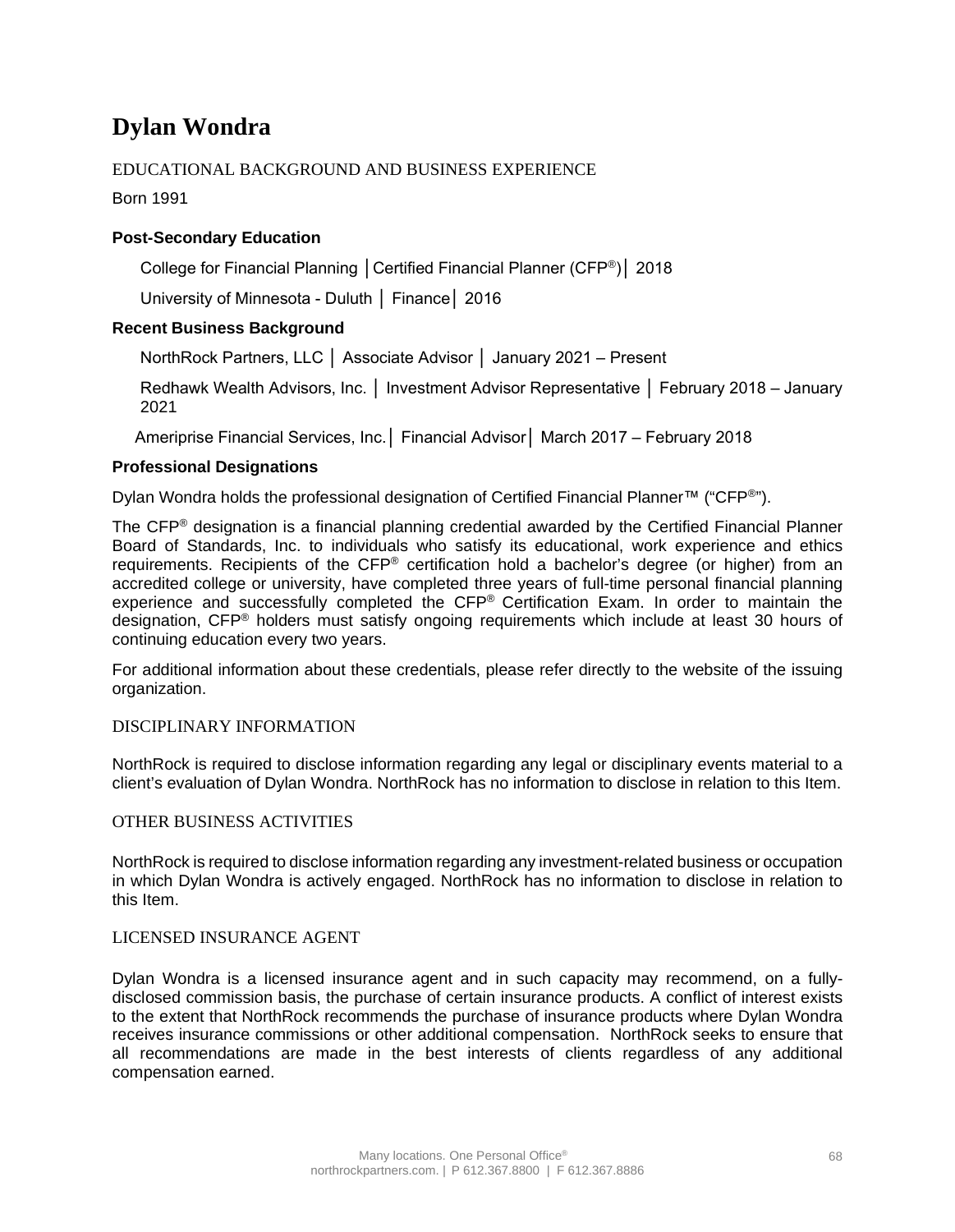# Dylan Wondra

## EDUCATIONAL BACKGROUND AND BUSINESS EXPERIENCE

Born 1991

### Post-Secondary Education

College for Financial Planning │Certified Financial Planner (CFP®)│ 2018

University of Minnesota - Duluth │ Finance│ 2016

### Recent Business Background

NorthRock Partners, LLC │ Associate Advisor │ January 2021 – Present

Redhawk Wealth Advisors, Inc. │ Investment Advisor Representative │ February 2018 – January 2021

Ameriprise Financial Services, Inc.│ Financial Advisor│ March 2017 – February 2018

### Professional Designations

Dylan Wondra holds the professional designation of Certified Financial Planner™ ("CFP®").

The CFP® designation is a financial planning credential awarded by the Certified Financial Planner Board of Standards, Inc. to individuals who satisfy its educational, work experience and ethics requirements. Recipients of the CFP® certification hold a bachelor's degree (or higher) from an accredited college or university, have completed three years of full-time personal financial planning experience and successfully completed the CFP® Certification Exam. In order to maintain the designation, CFP® holders must satisfy ongoing requirements which include at least 30 hours of continuing education every two years.

For additional information about these credentials, please refer directly to the website of the issuing organization.

## DISCIPLINARY INFORMATION

NorthRock is required to disclose information regarding any legal or disciplinary events material to a client's evaluation of Dylan Wondra. NorthRock has no information to disclose in relation to this Item.

## OTHER BUSINESS ACTIVITIES

NorthRock is required to disclose information regarding any investment-related business or occupation in which Dylan Wondra is actively engaged. NorthRock has no information to disclose in relation to this Item.

## LICENSED INSURANCE AGENT

Dylan Wondra is a licensed insurance agent and in such capacity may recommend, on a fully-disclosed commission basis, the purchase of certain insurance products. A conflict of interest exists to the extent that NorthRock recommends the purchase of insurance products where Dylan Wondra receives insurance commissions or other additional compensation. NorthRock seeks to ensure that all recommendations are made in the best interests of clients regardless of any additional compensation earned.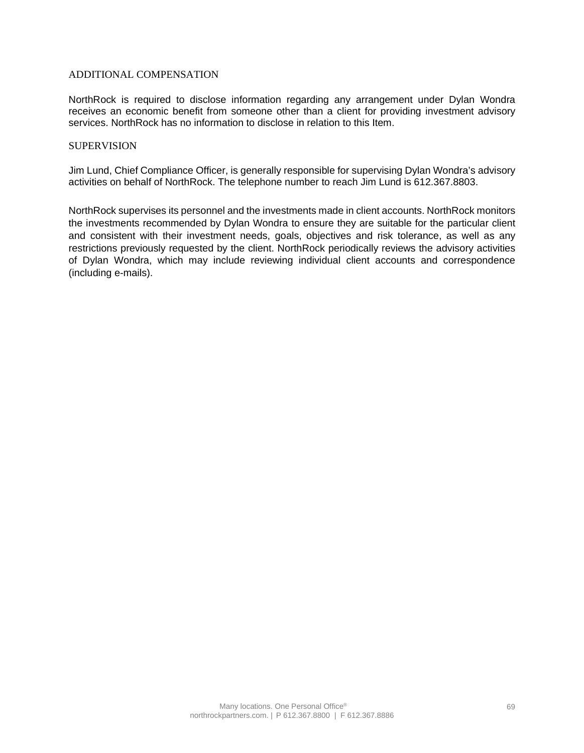## ADDITIONAL COMPENSATION

NorthRock is required to disclose information regarding any arrangement under Dylan Wondra receives an economic benefit from someone other than a client for providing investment advisory services. NorthRock has no information to disclose in relation to this Item.

## SUPERVISION

Jim Lund, Chief Compliance Officer, is generally responsible for supervising Dylan Wondra's advisory activities on behalf of NorthRock. The telephone number to reach Jim Lund is 612.367.8803.

NorthRock supervises its personnel and the investments made in client accounts. NorthRock monitors the investments recommended by Dylan Wondra to ensure they are suitable for the particular client and consistent with their investment needs, goals, objectives and risk tolerance, as well as any restrictions previously requested by the client. NorthRock periodically reviews the advisory activities of Dylan Wondra, which may include reviewing individual client accounts and correspondence (including e-mails).